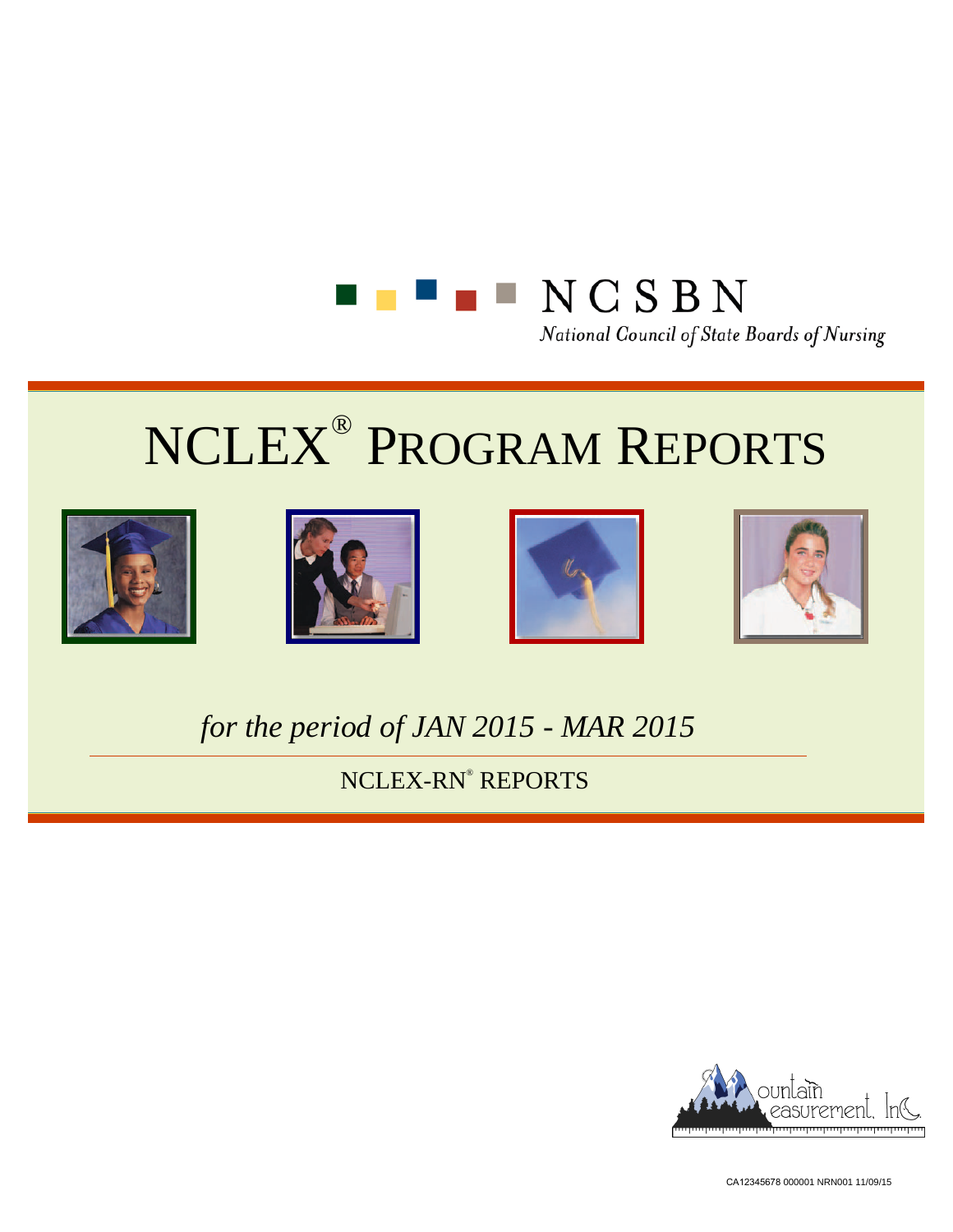NCSBN

*National Council of State Boards of Nursing*

# NCLEX® PROGRAM REPORTS

*for the period of JAN 2015 - MAR 2015*

NCLEX-RN® REPORTS

Mountain Measurement, Inc.

CA12345678 000001 NRN001 11/09/15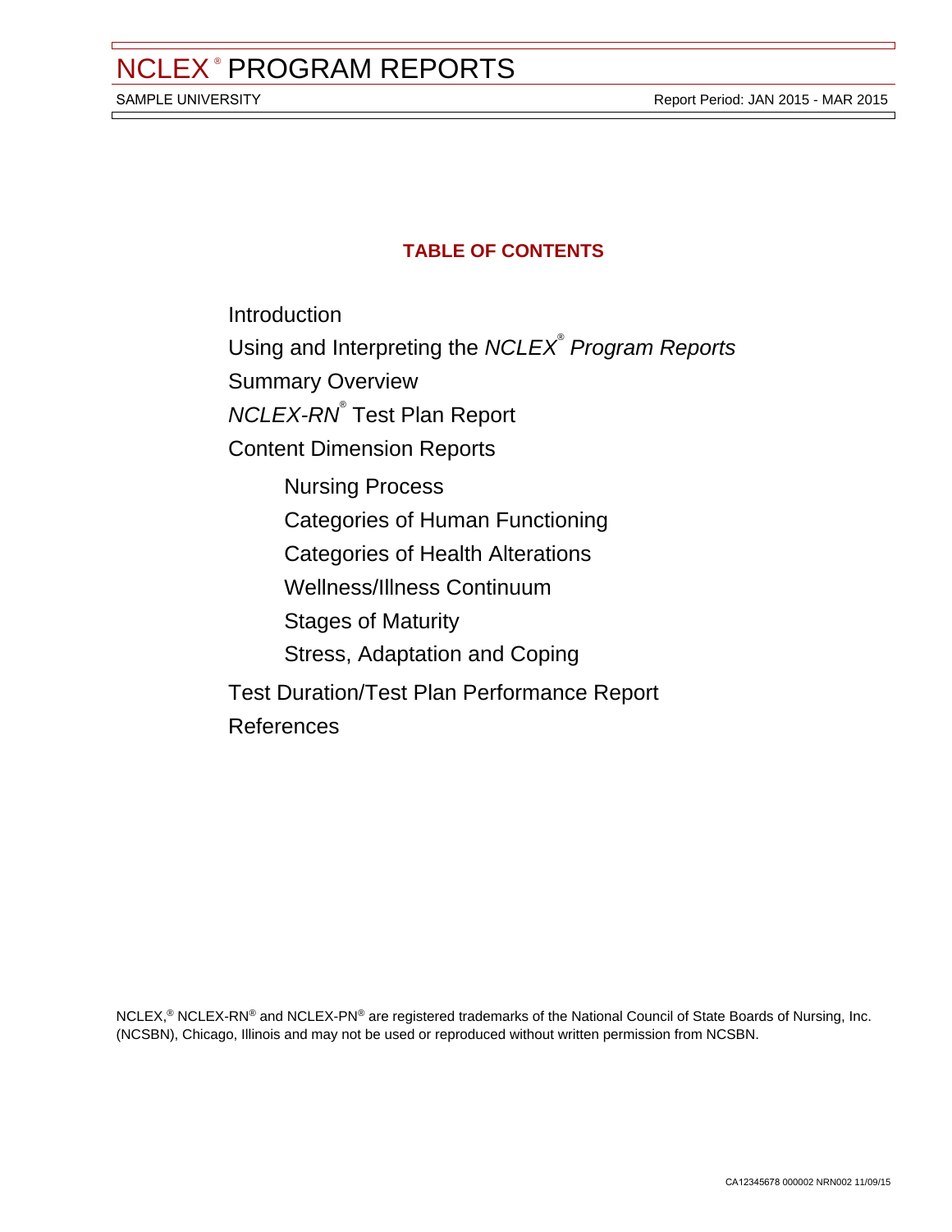## TABLE OF CONTENTS

- Introduction
- Using and Interpreting the *NCLEX® Program Reports*
- Summary Overview
- *NCLEX-RN®* Test Plan Report
- Content Dimension Reports
  - Nursing Process
  - Categories of Human Functioning
  - Categories of Health Alterations
  - Wellness/Illness Continuum
  - Stages of Maturity
  - Stress, Adaptation and Coping
- Test Duration/Test Plan Performance Report
- References

NCLEX,® NCLEX-RN® and NCLEX-PN® are registered trademarks of the National Council of State Boards of Nursing, Inc. (NCSBN), Chicago, Illinois and may not be used or reproduced without written permission from NCSBN.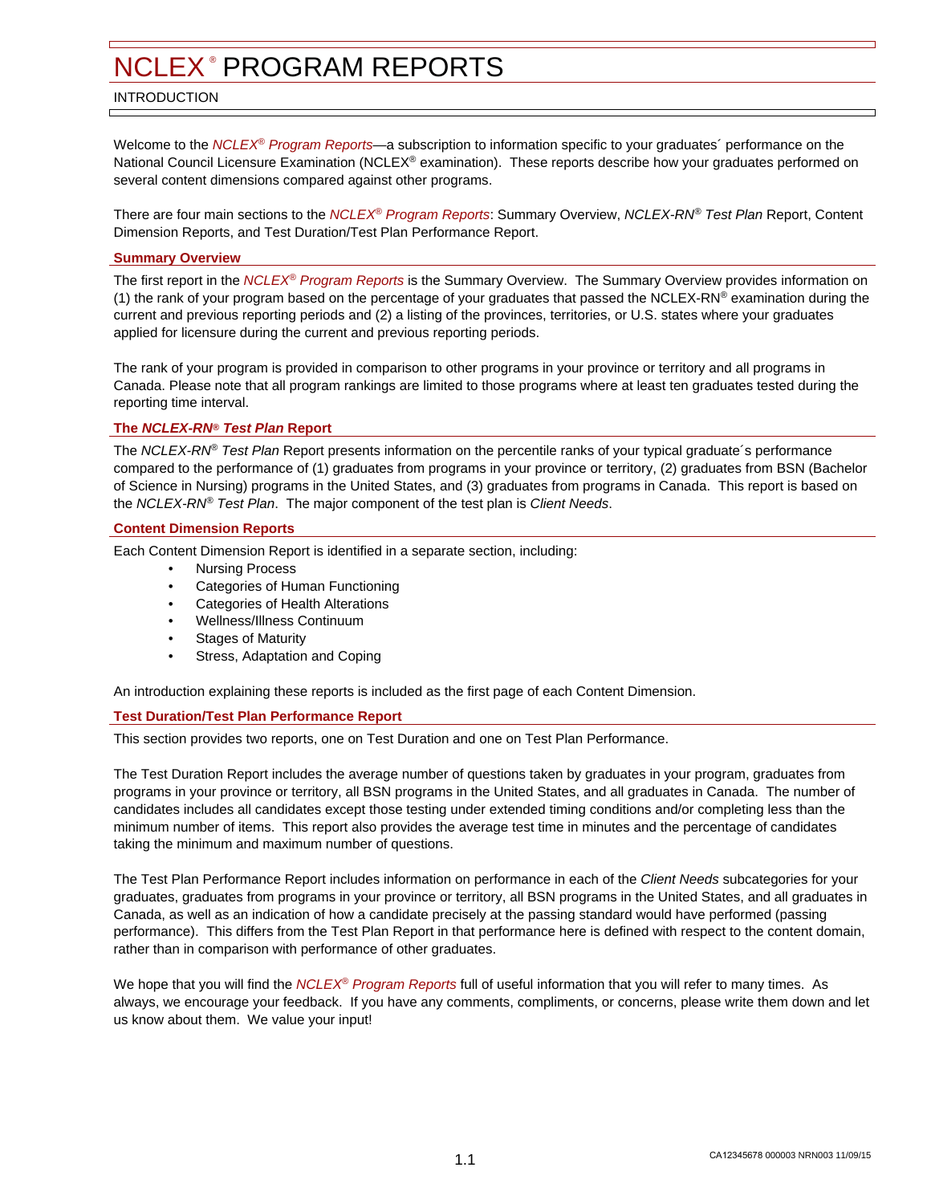# NCLEX® PROGRAM REPORTS

INTRODUCTION

Welcome to the *NCLEX® Program Reports*—a subscription to information specific to your graduates´ performance on the National Council Licensure Examination (NCLEX® examination). These reports describe how your graduates performed on several content dimensions compared against other programs.

There are four main sections to the *NCLEX® Program Reports*: Summary Overview, *NCLEX-RN® Test Plan* Report, Content Dimension Reports, and Test Duration/Test Plan Performance Report.

## Summary Overview

The first report in the *NCLEX® Program Reports* is the Summary Overview. The Summary Overview provides information on (1) the rank of your program based on the percentage of your graduates that passed the NCLEX-RN® examination during the current and previous reporting periods and (2) a listing of the provinces, territories, or U.S. states where your graduates applied for licensure during the current and previous reporting periods.

The rank of your program is provided in comparison to other programs in your province or territory and all programs in Canada. Please note that all program rankings are limited to those programs where at least ten graduates tested during the reporting time interval.

## The *NCLEX-RN® Test Plan* Report

The *NCLEX-RN® Test Plan* Report presents information on the percentile ranks of your typical graduate´s performance compared to the performance of (1) graduates from programs in your province or territory, (2) graduates from BSN (Bachelor of Science in Nursing) programs in the United States, and (3) graduates from programs in Canada. This report is based on the *NCLEX-RN® Test Plan*. The major component of the test plan is *Client Needs*.

## Content Dimension Reports

Each Content Dimension Report is identified in a separate section, including:

- Nursing Process
- Categories of Human Functioning
- Categories of Health Alterations
- Wellness/Illness Continuum
- Stages of Maturity
- Stress, Adaptation and Coping

An introduction explaining these reports is included as the first page of each Content Dimension.

## Test Duration/Test Plan Performance Report

This section provides two reports, one on Test Duration and one on Test Plan Performance.

The Test Duration Report includes the average number of questions taken by graduates in your program, graduates from programs in your province or territory, all BSN programs in the United States, and all graduates in Canada. The number of candidates includes all candidates except those testing under extended timing conditions and/or completing less than the minimum number of items. This report also provides the average test time in minutes and the percentage of candidates taking the minimum and maximum number of questions.

The Test Plan Performance Report includes information on performance in each of the *Client Needs* subcategories for your graduates, graduates from programs in your province or territory, all BSN programs in the United States, and all graduates in Canada, as well as an indication of how a candidate precisely at the passing standard would have performed (passing performance). This differs from the Test Plan Report in that performance here is defined with respect to the content domain, rather than in comparison with performance of other graduates.

We hope that you will find the *NCLEX® Program Reports* full of useful information that you will refer to many times. As always, we encourage your feedback. If you have any comments, compliments, or concerns, please write them down and let us know about them. We value your input!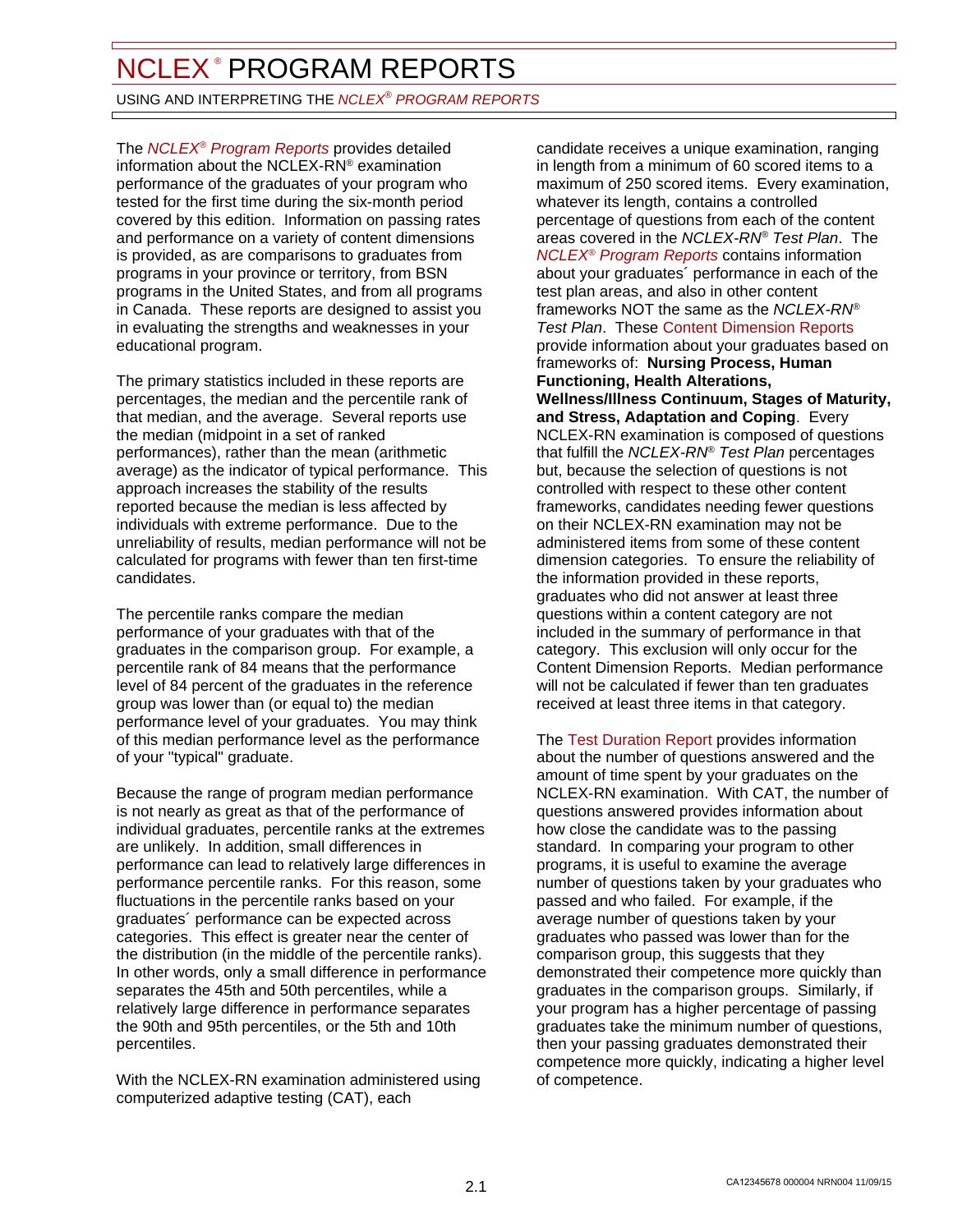# NCLEX® PROGRAM REPORTS

USING AND INTERPRETING THE *NCLEX® PROGRAM REPORTS*

The *NCLEX® Program Reports* provides detailed information about the NCLEX-RN® examination performance of the graduates of your program who tested for the first time during the six-month period covered by this edition. Information on passing rates and performance on a variety of content dimensions is provided, as are comparisons to graduates from programs in your province or territory, from BSN programs in the United States, and from all programs in Canada. These reports are designed to assist you in evaluating the strengths and weaknesses in your educational program.

The primary statistics included in these reports are percentages, the median and the percentile rank of that median, and the average. Several reports use the median (midpoint in a set of ranked performances), rather than the mean (arithmetic average) as the indicator of typical performance. This approach increases the stability of the results reported because the median is less affected by individuals with extreme performance. Due to the unreliability of results, median performance will not be calculated for programs with fewer than ten first-time candidates.

The percentile ranks compare the median performance of your graduates with that of the graduates in the comparison group. For example, a percentile rank of 84 means that the performance level of 84 percent of the graduates in the reference group was lower than (or equal to) the median performance level of your graduates. You may think of this median performance level as the performance of your "typical" graduate.

Because the range of program median performance is not nearly as great as that of the performance of individual graduates, percentile ranks at the extremes are unlikely. In addition, small differences in performance can lead to relatively large differences in performance percentile ranks. For this reason, some fluctuations in the percentile ranks based on your graduates´ performance can be expected across categories. This effect is greater near the center of the distribution (in the middle of the percentile ranks). In other words, only a small difference in performance separates the 45th and 50th percentiles, while a relatively large difference in performance separates the 90th and 95th percentiles, or the 5th and 10th percentiles.

With the NCLEX-RN examination administered using computerized adaptive testing (CAT), each candidate receives a unique examination, ranging in length from a minimum of 60 scored items to a maximum of 250 scored items. Every examination, whatever its length, contains a controlled percentage of questions from each of the content areas covered in the *NCLEX-RN® Test Plan*. The *NCLEX® Program Reports* contains information about your graduates´ performance in each of the test plan areas, and also in other content frameworks NOT the same as the *NCLEX-RN® Test Plan*. These Content Dimension Reports provide information about your graduates based on frameworks of: **Nursing Process, Human Functioning, Health Alterations, Wellness/Illness Continuum, Stages of Maturity, and Stress, Adaptation and Coping**. Every NCLEX-RN examination is composed of questions that fulfill the *NCLEX-RN® Test Plan* percentages but, because the selection of questions is not controlled with respect to these other content frameworks, candidates needing fewer questions on their NCLEX-RN examination may not be administered items from some of these content dimension categories. To ensure the reliability of the information provided in these reports, graduates who did not answer at least three questions within a content category are not included in the summary of performance in that category. This exclusion will only occur for the Content Dimension Reports. Median performance will not be calculated if fewer than ten graduates received at least three items in that category.

The Test Duration Report provides information about the number of questions answered and the amount of time spent by your graduates on the NCLEX-RN examination. With CAT, the number of questions answered provides information about how close the candidate was to the passing standard. In comparing your program to other programs, it is useful to examine the average number of questions taken by your graduates who passed and who failed. For example, if the average number of questions taken by your graduates who passed was lower than for the comparison group, this suggests that they demonstrated their competence more quickly than graduates in the comparison groups. Similarly, if your program has a higher percentage of passing graduates take the minimum number of questions, then your passing graduates demonstrated their competence more quickly, indicating a higher level of competence.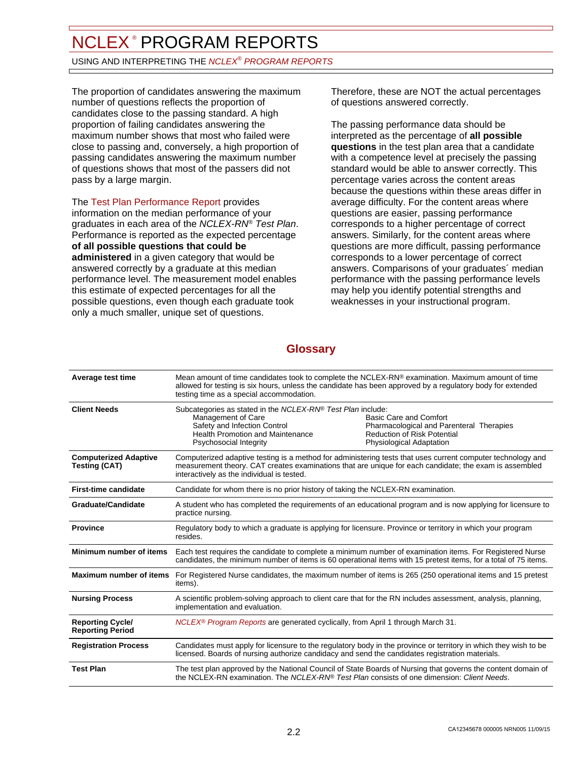The proportion of candidates answering the maximum number of questions reflects the proportion of candidates close to the passing standard. A high proportion of failing candidates answering the maximum number shows that most who failed were close to passing and, conversely, a high proportion of passing candidates answering the maximum number of questions shows that most of the passers did not pass by a large margin.

The Test Plan Performance Report provides information on the median performance of your graduates in each area of the *NCLEX-RN® Test Plan*. Performance is reported as the expected percentage **of all possible questions that could be administered** in a given category that would be answered correctly by a graduate at this median performance level. The measurement model enables this estimate of expected percentages for all the possible questions, even though each graduate took only a much smaller, unique set of questions.

Therefore, these are NOT the actual percentages of questions answered correctly.

The passing performance data should be interpreted as the percentage of **all possible questions** in the test plan area that a candidate with a competence level at precisely the passing standard would be able to answer correctly. This percentage varies across the content areas because the questions within these areas differ in average difficulty. For the content areas where questions are easier, passing performance corresponds to a higher percentage of correct answers. Similarly, for the content areas where questions are more difficult, passing performance corresponds to a lower percentage of correct answers. Comparisons of your graduates´ median performance with the passing performance levels may help you identify potential strengths and weaknesses in your instructional program.

## Glossary

| | |
|---|---|
| **Average test time** | Mean amount of time candidates took to complete the NCLEX-RN® examination. Maximum amount of time allowed for testing is six hours, unless the candidate has been approved by a regulatory body for extended testing time as a special accommodation. |
| **Client Needs** | Subcategories as stated in the *NCLEX-RN® Test Plan* include: Management of Care; Safety and Infection Control; Health Promotion and Maintenance; Psychosocial Integrity; Basic Care and Comfort; Pharmacological and Parenteral Therapies; Reduction of Risk Potential; Physiological Adaptation |
| **Computerized Adaptive Testing (CAT)** | Computerized adaptive testing is a method for administering tests that uses current computer technology and measurement theory. CAT creates examinations that are unique for each candidate; the exam is assembled interactively as the individual is tested. |
| **First-time candidate** | Candidate for whom there is no prior history of taking the NCLEX-RN examination. |
| **Graduate/Candidate** | A student who has completed the requirements of an educational program and is now applying for licensure to practice nursing. |
| **Province** | Regulatory body to which a graduate is applying for licensure. Province or territory in which your program resides. |
| **Minimum number of items** | Each test requires the candidate to complete a minimum number of examination items. For Registered Nurse candidates, the minimum number of items is 60 operational items with 15 pretest items, for a total of 75 items. |
| **Maximum number of items** | For Registered Nurse candidates, the maximum number of items is 265 (250 operational items and 15 pretest items). |
| **Nursing Process** | A scientific problem-solving approach to client care that for the RN includes assessment, analysis, planning, implementation and evaluation. |
| **Reporting Cycle/ Reporting Period** | *NCLEX® Program Reports* are generated cyclically, from April 1 through March 31. |
| **Registration Process** | Candidates must apply for licensure to the regulatory body in the province or territory in which they wish to be licensed. Boards of nursing authorize candidacy and send the candidates registration materials. |
| **Test Plan** | The test plan approved by the National Council of State Boards of Nursing that governs the content domain of the NCLEX-RN examination. The *NCLEX-RN® Test Plan* consists of one dimension: *Client Needs*. |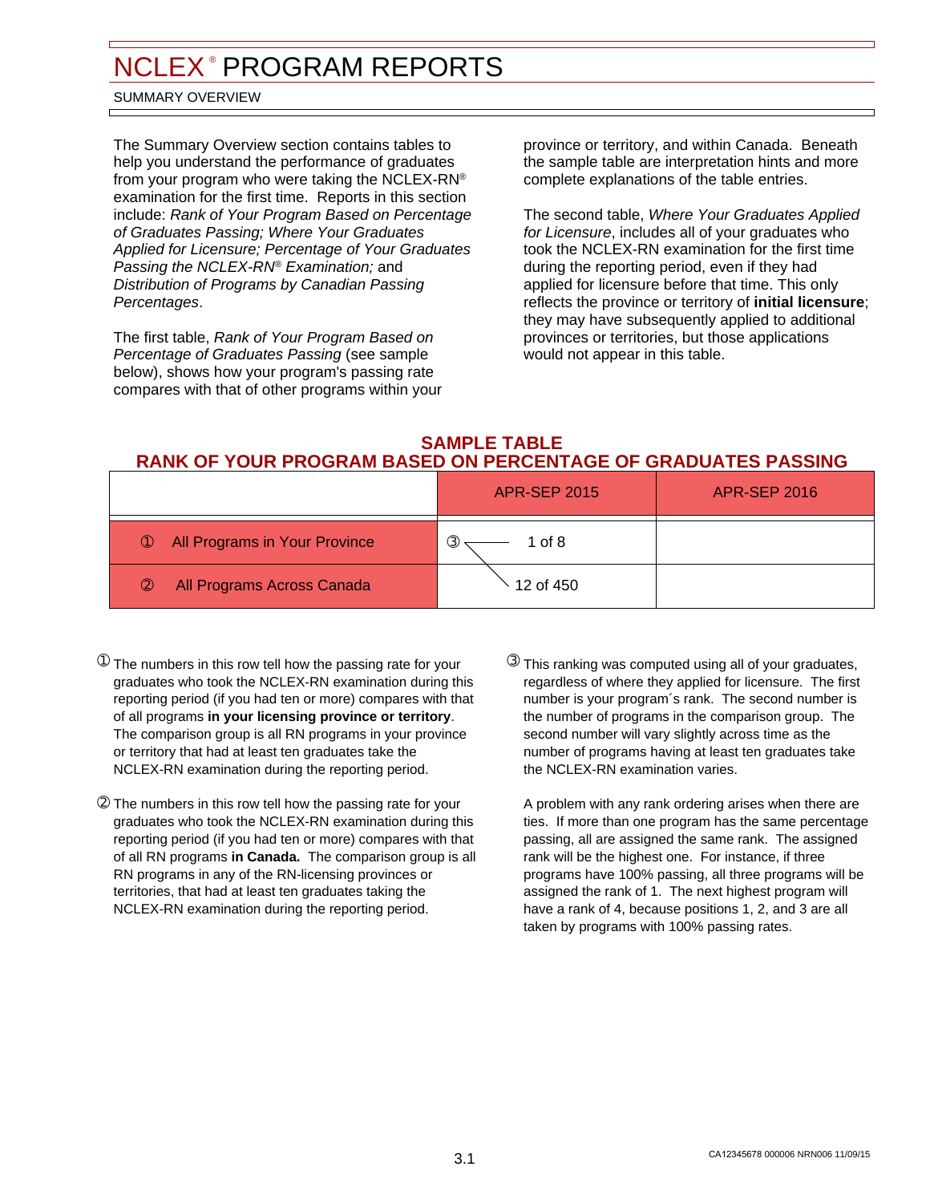# NCLEX® PROGRAM REPORTS

SUMMARY OVERVIEW

The Summary Overview section contains tables to help you understand the performance of graduates from your program who were taking the NCLEX-RN® examination for the first time. Reports in this section include: *Rank of Your Program Based on Percentage of Graduates Passing; Where Your Graduates Applied for Licensure; Percentage of Your Graduates Passing the NCLEX-RN® Examination;* and *Distribution of Programs by Canadian Passing Percentages*.

The first table, *Rank of Your Program Based on Percentage of Graduates Passing* (see sample below), shows how your program's passing rate compares with that of other programs within your province or territory, and within Canada. Beneath the sample table are interpretation hints and more complete explanations of the table entries.

The second table, *Where Your Graduates Applied for Licensure*, includes all of your graduates who took the NCLEX-RN examination for the first time during the reporting period, even if they had applied for licensure before that time. This only reflects the province or territory of **initial licensure**; they may have subsequently applied to additional provinces or territories, but those applications would not appear in this table.

## SAMPLE TABLE
## RANK OF YOUR PROGRAM BASED ON PERCENTAGE OF GRADUATES PASSING

| | APR-SEP 2015 | APR-SEP 2016 |
|---|---|---|
| ① All Programs in Your Province | ③ 1 of 8 | |
| ② All Programs Across Canada | 12 of 450 | |

① The numbers in this row tell how the passing rate for your graduates who took the NCLEX-RN examination during this reporting period (if you had ten or more) compares with that of all programs **in your licensing province or territory**. The comparison group is all RN programs in your province or territory that had at least ten graduates take the NCLEX-RN examination during the reporting period.

② The numbers in this row tell how the passing rate for your graduates who took the NCLEX-RN examination during this reporting period (if you had ten or more) compares with that of all RN programs **in Canada.** The comparison group is all RN programs in any of the RN-licensing provinces or territories, that had at least ten graduates taking the NCLEX-RN examination during the reporting period.

③ This ranking was computed using all of your graduates, regardless of where they applied for licensure. The first number is your program´s rank. The second number is the number of programs in the comparison group. The second number will vary slightly across time as the number of programs having at least ten graduates take the NCLEX-RN examination varies.

A problem with any rank ordering arises when there are ties. If more than one program has the same percentage passing, all are assigned the same rank. The assigned rank will be the highest one. For instance, if three programs have 100% passing, all three programs will be assigned the rank of 1. The next highest program will have a rank of 4, because positions 1, 2, and 3 are all taken by programs with 100% passing rates.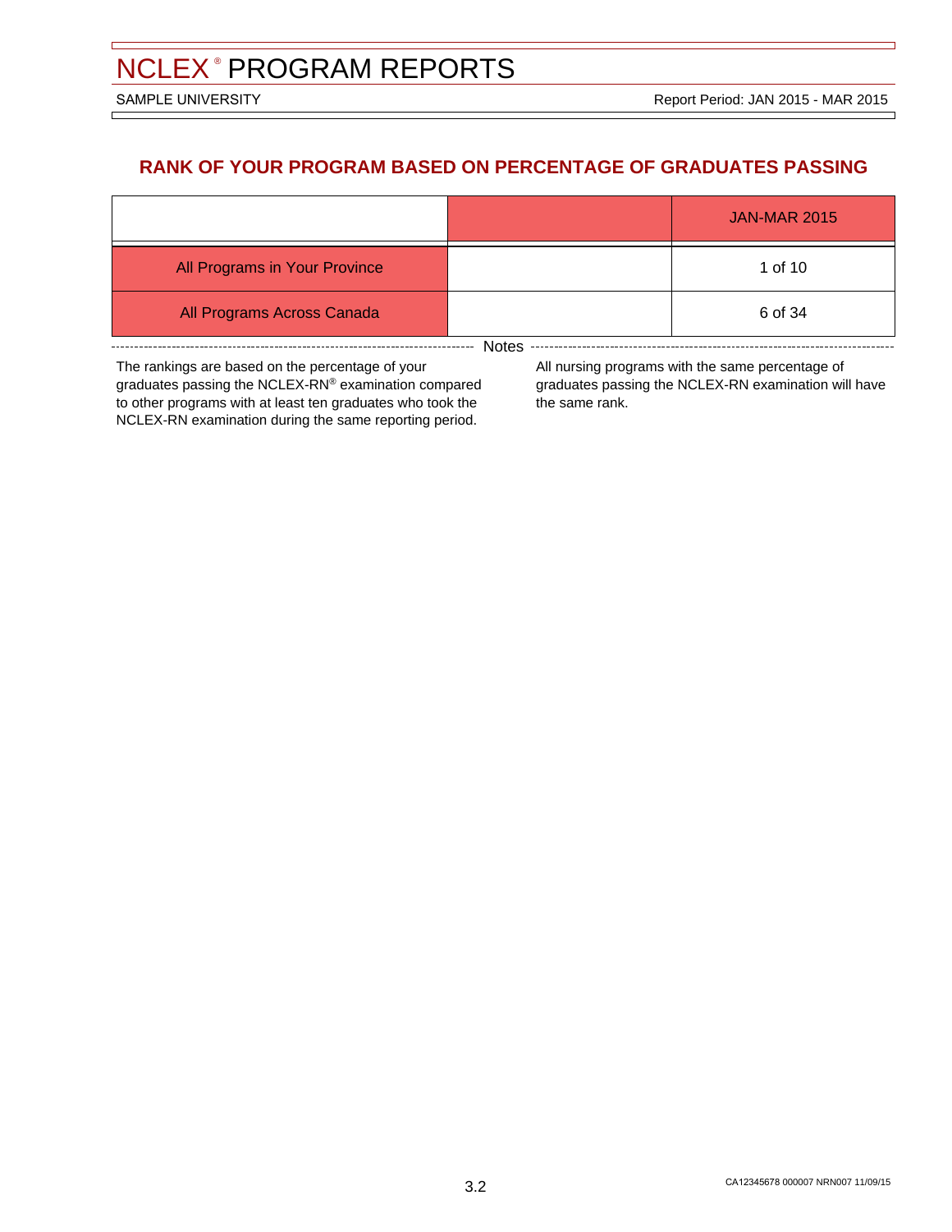# NCLEX® PROGRAM REPORTS

SAMPLE UNIVERSITY

Report Period: JAN 2015 - MAR 2015

## RANK OF YOUR PROGRAM BASED ON PERCENTAGE OF GRADUATES PASSING

| | | JAN-MAR 2015 |
|---|---|---|
| All Programs in Your Province | | 1 of 10 |
| All Programs Across Canada | | 6 of 34 |

Notes

The rankings are based on the percentage of your graduates passing the NCLEX-RN® examination compared to other programs with at least ten graduates who took the NCLEX-RN examination during the same reporting period.

All nursing programs with the same percentage of graduates passing the NCLEX-RN examination will have the same rank.

CA12345678 000007 NRN007 11/09/15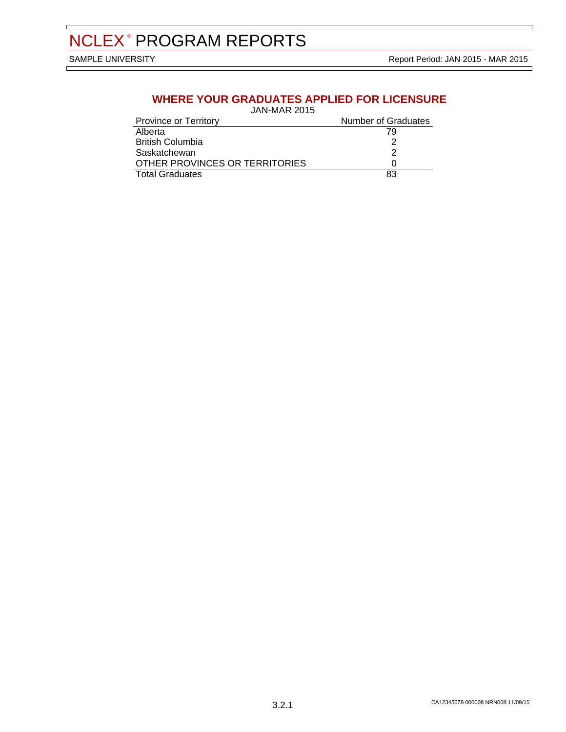## WHERE YOUR GRADUATES APPLIED FOR LICENSURE

JAN-MAR 2015

| Province or Territory | Number of Graduates |
|---|---|
| Alberta | 79 |
| British Columbia | 2 |
| Saskatchewan | 2 |
| OTHER PROVINCES OR TERRITORIES | 0 |
| Total Graduates | 83 |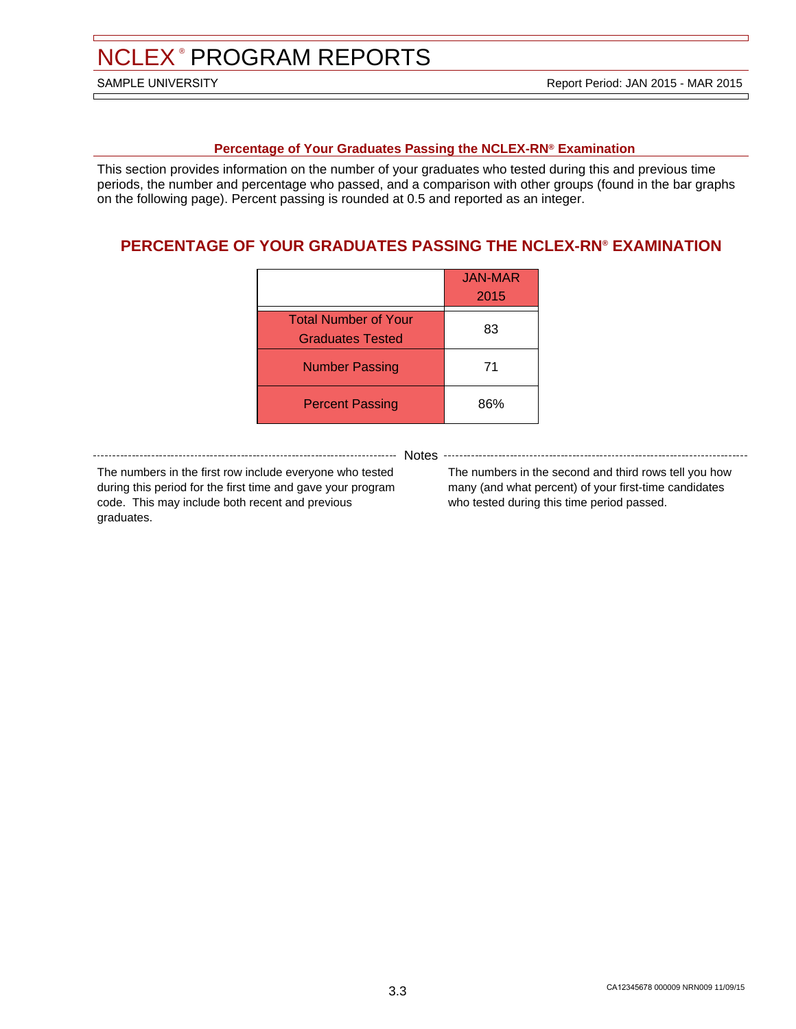# NCLEX® PROGRAM REPORTS

SAMPLE UNIVERSITY

Report Period: JAN 2015 - MAR 2015

### Percentage of Your Graduates Passing the NCLEX-RN® Examination

This section provides information on the number of your graduates who tested during this and previous time periods, the number and percentage who passed, and a comparison with other groups (found in the bar graphs on the following page). Percent passing is rounded at 0.5 and reported as an integer.

## PERCENTAGE OF YOUR GRADUATES PASSING THE NCLEX-RN® EXAMINATION

| | JAN-MAR 2015 |
|---|---|
| Total Number of Your Graduates Tested | 83 |
| Number Passing | 71 |
| Percent Passing | 86% |

**Notes**

The numbers in the first row include everyone who tested during this period for the first time and gave your program code. This may include both recent and previous graduates.

The numbers in the second and third rows tell you how many (and what percent) of your first-time candidates who tested during this time period passed.

CA12345678 000009 NRN009 11/09/15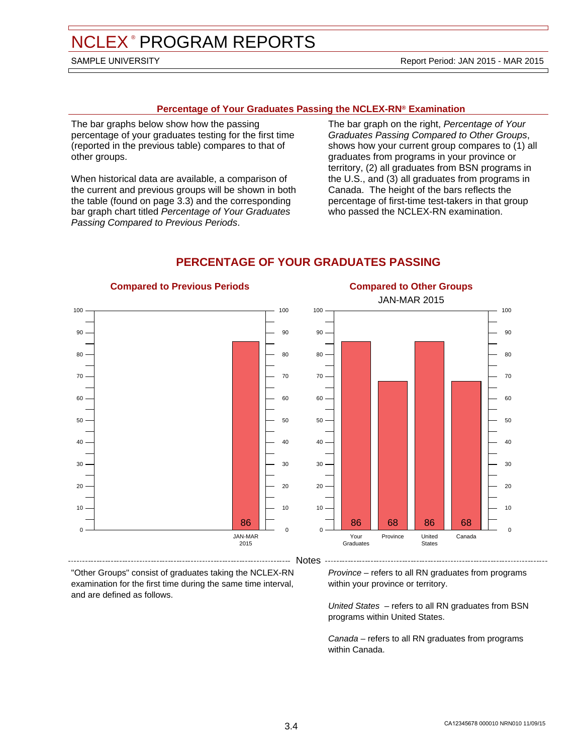# NCLEX® PROGRAM REPORTS

SAMPLE UNIVERSITY

Report Period: JAN 2015 - MAR 2015

## Percentage of Your Graduates Passing the NCLEX-RN® Examination

The bar graphs below show how the passing percentage of your graduates testing for the first time (reported in the previous table) compares to that of other groups.

When historical data are available, a comparison of the current and previous groups will be shown in both the table (found on page 3.3) and the corresponding bar graph chart titled *Percentage of Your Graduates Passing Compared to Previous Periods*.

The bar graph on the right, *Percentage of Your Graduates Passing Compared to Other Groups*, shows how your current group compares to (1) all graduates from programs in your province or territory, (2) all graduates from BSN programs in the U.S., and (3) all graduates from programs in Canada. The height of the bars reflects the percentage of first-time test-takers in that group who passed the NCLEX-RN examination.

## PERCENTAGE OF YOUR GRADUATES PASSING

### Compared to Previous Periods

| Period | Percentage Passing |
|---|---|
| JAN-MAR 2015 | 86 |

### Compared to Other Groups

JAN-MAR 2015

| Group | Percentage Passing |
|---|---|
| Your Graduates | 86 |
| Province | 68 |
| United States | 86 |
| Canada | 68 |

### Notes

"Other Groups" consist of graduates taking the NCLEX-RN examination for the first time during the same time interval, and are defined as follows.

*Province* – refers to all RN graduates from programs within your province or territory.

*United States* – refers to all RN graduates from BSN programs within United States.

*Canada* – refers to all RN graduates from programs within Canada.

CA12345678 000010 NRN010 11/09/15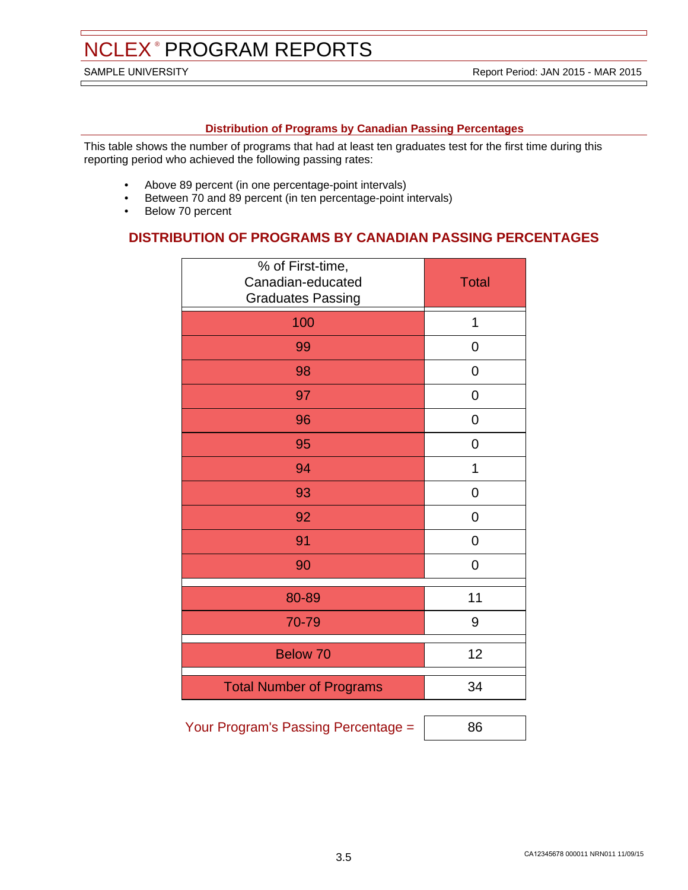# NCLEX® PROGRAM REPORTS

SAMPLE UNIVERSITY

Report Period: JAN 2015 - MAR 2015

## Distribution of Programs by Canadian Passing Percentages

This table shows the number of programs that had at least ten graduates test for the first time during this reporting period who achieved the following passing rates:

- Above 89 percent (in one percentage-point intervals)
- Between 70 and 89 percent (in ten percentage-point intervals)
- Below 70 percent

## DISTRIBUTION OF PROGRAMS BY CANADIAN PASSING PERCENTAGES

| % of First-time, Canadian-educated Graduates Passing | Total |
|---|---|
| 100 | 1 |
| 99 | 0 |
| 98 | 0 |
| 97 | 0 |
| 96 | 0 |
| 95 | 0 |
| 94 | 1 |
| 93 | 0 |
| 92 | 0 |
| 91 | 0 |
| 90 | 0 |
| 80-89 | 11 |
| 70-79 | 9 |
| Below 70 | 12 |
| Total Number of Programs | 34 |

Your Program's Passing Percentage = 86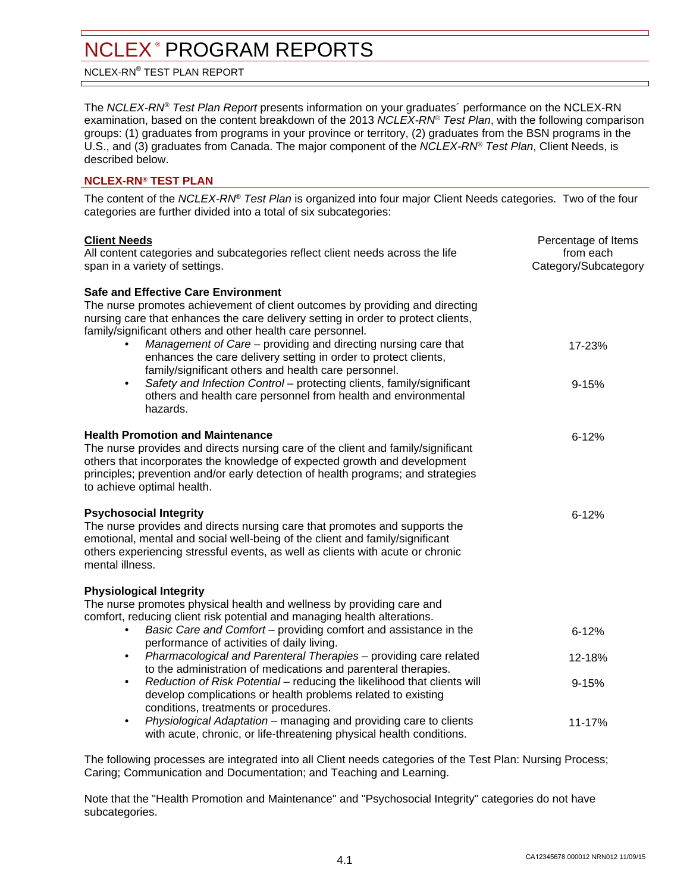# NCLEX® PROGRAM REPORTS

NCLEX-RN® TEST PLAN REPORT

The *NCLEX-RN® Test Plan Report* presents information on your graduates´ performance on the NCLEX-RN examination, based on the content breakdown of the 2013 *NCLEX-RN® Test Plan*, with the following comparison groups: (1) graduates from programs in your province or territory, (2) graduates from the BSN programs in the U.S., and (3) graduates from Canada. The major component of the *NCLEX-RN® Test Plan*, Client Needs, is described below.

## NCLEX-RN® TEST PLAN

The content of the *NCLEX-RN® Test Plan* is organized into four major Client Needs categories. Two of the four categories are further divided into a total of six subcategories:

| **Client Needs** All content categories and subcategories reflect client needs across the life span in a variety of settings. | Percentage of Items from each Category/Subcategory |
|---|---|
| **Safe and Effective Care Environment** The nurse promotes achievement of client outcomes by providing and directing nursing care that enhances the care delivery setting in order to protect clients, family/significant others and other health care personnel. | |
| • *Management of Care* – providing and directing nursing care that enhances the care delivery setting in order to protect clients, family/significant others and health care personnel. | 17-23% |
| • *Safety and Infection Control* – protecting clients, family/significant others and health care personnel from health and environmental hazards. | 9-15% |
| **Health Promotion and Maintenance** The nurse provides and directs nursing care of the client and family/significant others that incorporates the knowledge of expected growth and development principles; prevention and/or early detection of health programs; and strategies to achieve optimal health. | 6-12% |
| **Psychosocial Integrity** The nurse provides and directs nursing care that promotes and supports the emotional, mental and social well-being of the client and family/significant others experiencing stressful events, as well as clients with acute or chronic mental illness. | 6-12% |
| **Physiological Integrity** The nurse promotes physical health and wellness by providing care and comfort, reducing client risk potential and managing health alterations. | |
| • *Basic Care and Comfort* – providing comfort and assistance in the performance of activities of daily living. | 6-12% |
| • *Pharmacological and Parenteral Therapies* – providing care related to the administration of medications and parenteral therapies. | 12-18% |
| • *Reduction of Risk Potential* – reducing the likelihood that clients will develop complications or health problems related to existing conditions, treatments or procedures. | 9-15% |
| • *Physiological Adaptation* – managing and providing care to clients with acute, chronic, or life-threatening physical health conditions. | 11-17% |

The following processes are integrated into all Client needs categories of the Test Plan: Nursing Process; Caring; Communication and Documentation; and Teaching and Learning.

Note that the "Health Promotion and Maintenance" and "Psychosocial Integrity" categories do not have subcategories.

CA12345678 000012 NRN012 11/09/15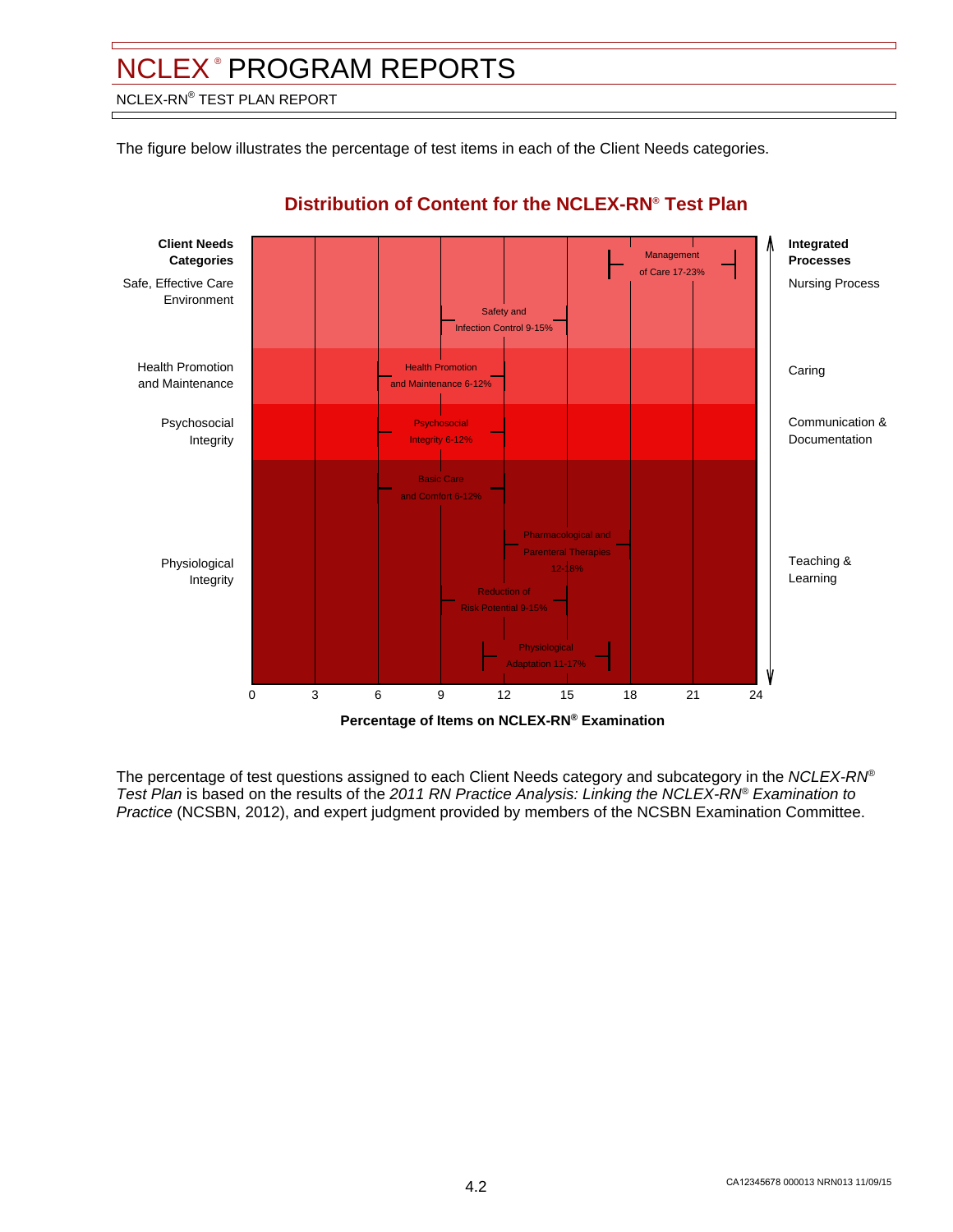# NCLEX® PROGRAM REPORTS

NCLEX-RN® TEST PLAN REPORT

The figure below illustrates the percentage of test items in each of the Client Needs categories.

## Distribution of Content for the NCLEX-RN® Test Plan

| Client Needs Categories | Subcategory | Percentage of Items | Integrated Processes |
|---|---|---|---|
| Safe, Effective Care Environment | Management of Care | 17-23% | Nursing Process |
| | Safety and Infection Control | 9-15% | |
| Health Promotion and Maintenance | Health Promotion and Maintenance | 6-12% | Caring |
| Psychosocial Integrity | Psychosocial Integrity | 6-12% | Communication & Documentation |
| Physiological Integrity | Basic Care and Comfort | 6-12% | Teaching & Learning |
| | Pharmacological and Parenteral Therapies | 12-18% | |
| | Reduction of Risk Potential | 9-15% | |
| | Physiological Adaptation | 11-17% | |

Percentage of Items on NCLEX-RN® Examination (axis: 0, 3, 6, 9, 12, 15, 18, 21, 24)

The percentage of test questions assigned to each Client Needs category and subcategory in the *NCLEX-RN® Test Plan* is based on the results of the *2011 RN Practice Analysis: Linking the NCLEX-RN® Examination to Practice* (NCSBN, 2012), and expert judgment provided by members of the NCSBN Examination Committee.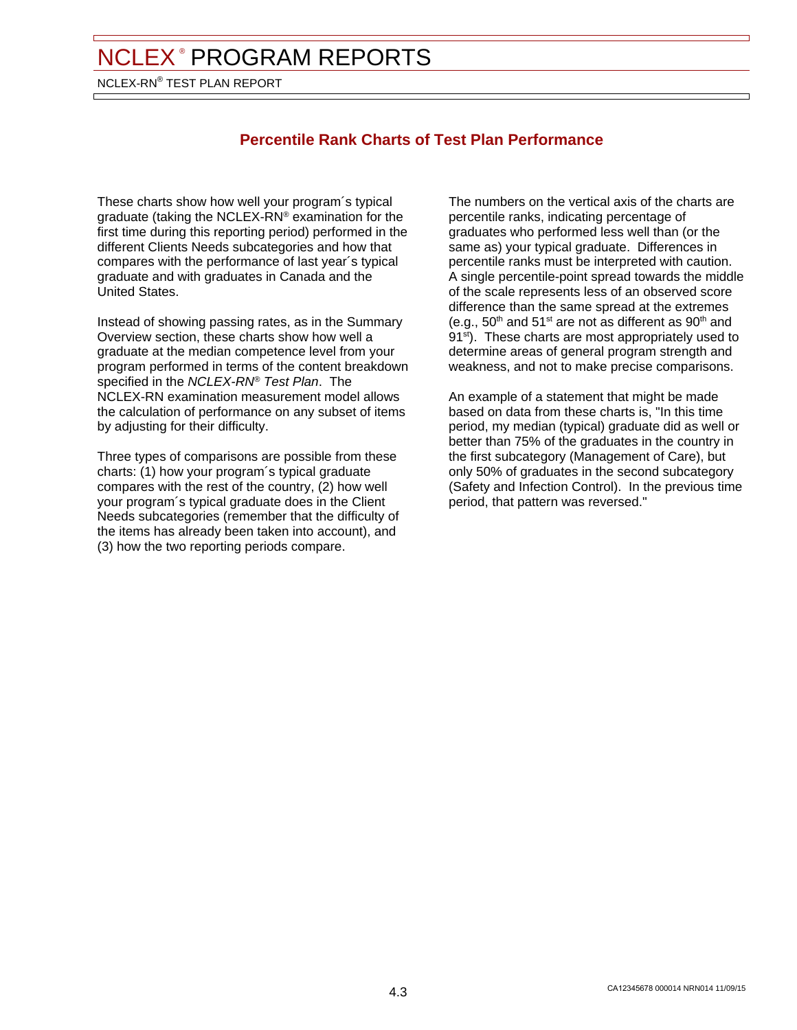# NCLEX® PROGRAM REPORTS

NCLEX-RN® TEST PLAN REPORT

## Percentile Rank Charts of Test Plan Performance

These charts show how well your program´s typical graduate (taking the NCLEX-RN® examination for the first time during this reporting period) performed in the different Clients Needs subcategories and how that compares with the performance of last year´s typical graduate and with graduates in Canada and the United States.

Instead of showing passing rates, as in the Summary Overview section, these charts show how well a graduate at the median competence level from your program performed in terms of the content breakdown specified in the *NCLEX-RN® Test Plan*. The NCLEX-RN examination measurement model allows the calculation of performance on any subset of items by adjusting for their difficulty.

Three types of comparisons are possible from these charts: (1) how your program´s typical graduate compares with the rest of the country, (2) how well your program´s typical graduate does in the Client Needs subcategories (remember that the difficulty of the items has already been taken into account), and (3) how the two reporting periods compare.

The numbers on the vertical axis of the charts are percentile ranks, indicating percentage of graduates who performed less well than (or the same as) your typical graduate. Differences in percentile ranks must be interpreted with caution. A single percentile-point spread towards the middle of the scale represents less of an observed score difference than the same spread at the extremes (e.g., 50th and 51st are not as different as 90th and 91st). These charts are most appropriately used to determine areas of general program strength and weakness, and not to make precise comparisons.

An example of a statement that might be made based on data from these charts is, "In this time period, my median (typical) graduate did as well or better than 75% of the graduates in the country in the first subcategory (Management of Care), but only 50% of graduates in the second subcategory (Safety and Infection Control). In the previous time period, that pattern was reversed."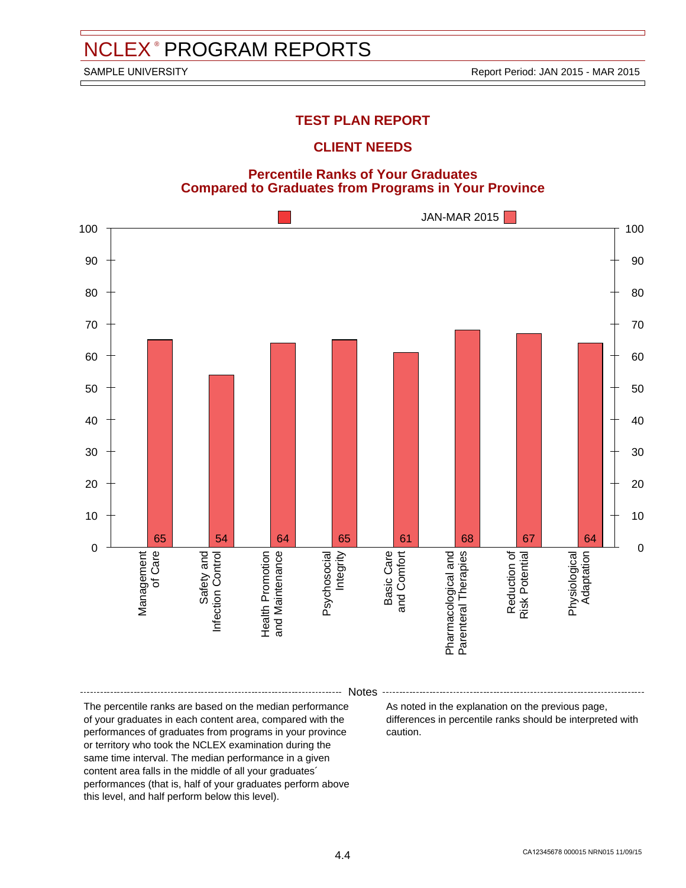# NCLEX® PROGRAM REPORTS

SAMPLE UNIVERSITY

Report Period: JAN 2015 - MAR 2015

## TEST PLAN REPORT

## CLIENT NEEDS

### Percentile Ranks of Your Graduates Compared to Graduates from Programs in Your Province

JAN-MAR 2015

| Client Need | Percentile Rank |
|---|---|
| Management of Care | 65 |
| Safety and Infection Control | 54 |
| Health Promotion and Maintenance | 64 |
| Psychosocial Integrity | 65 |
| Basic Care and Comfort | 61 |
| Pharmacological and Parenteral Therapies | 68 |
| Reduction of Risk Potential | 67 |
| Physiological Adaptation | 64 |

**Notes**

The percentile ranks are based on the median performance of your graduates in each content area, compared with the performances of graduates from programs in your province or territory who took the NCLEX examination during the same time interval. The median performance in a given content area falls in the middle of all your graduates´ performances (that is, half of your graduates perform above this level, and half perform below this level).

As noted in the explanation on the previous page, differences in percentile ranks should be interpreted with caution.

CA12345678 000015 NRN015 11/09/15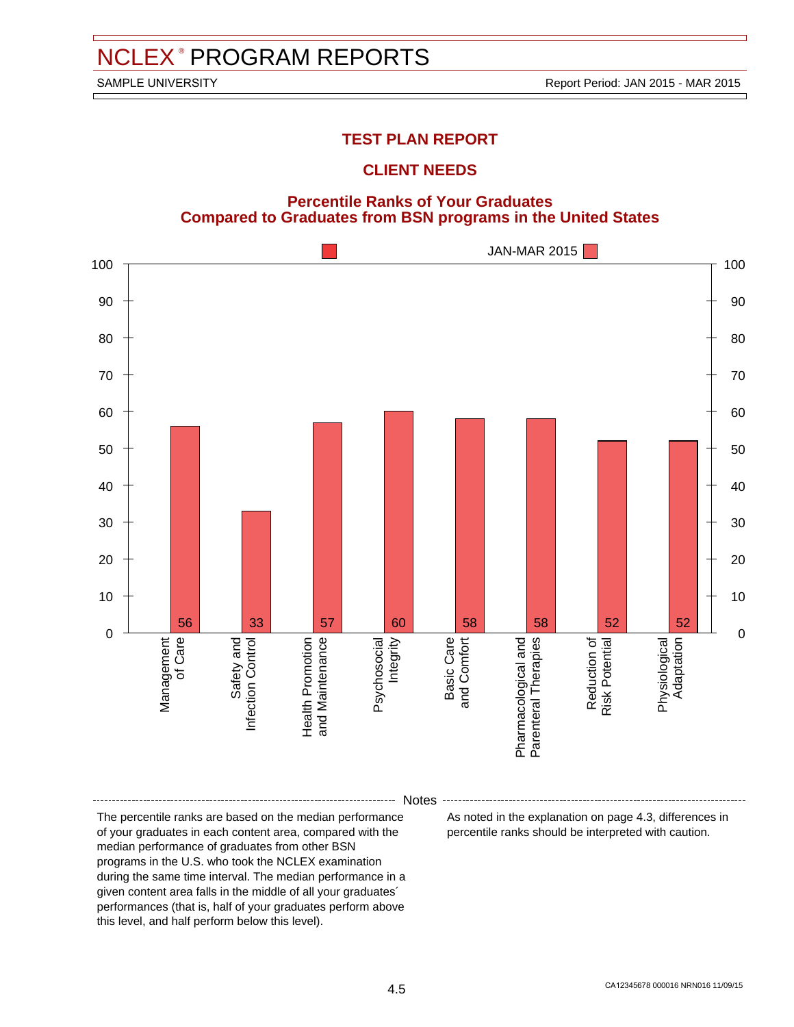# NCLEX® PROGRAM REPORTS

SAMPLE UNIVERSITY

Report Period: JAN 2015 - MAR 2015

## TEST PLAN REPORT

## CLIENT NEEDS

### Percentile Ranks of Your Graduates Compared to Graduates from BSN programs in the United States

JAN-MAR 2015

| Content Area | Percentile Rank |
|---|---|
| Management of Care | 56 |
| Safety and Infection Control | 33 |
| Health Promotion and Maintenance | 57 |
| Psychosocial Integrity | 60 |
| Basic Care and Comfort | 58 |
| Pharmacological and Parenteral Therapies | 58 |
| Reduction of Risk Potential | 52 |
| Physiological Adaptation | 52 |

Notes

The percentile ranks are based on the median performance of your graduates in each content area, compared with the median performance of graduates from other BSN programs in the U.S. who took the NCLEX examination during the same time interval. The median performance in a given content area falls in the middle of all your graduates´ performances (that is, half of your graduates perform above this level, and half perform below this level).

As noted in the explanation on page 4.3, differences in percentile ranks should be interpreted with caution.

CA12345678 000016 NRN016 11/09/15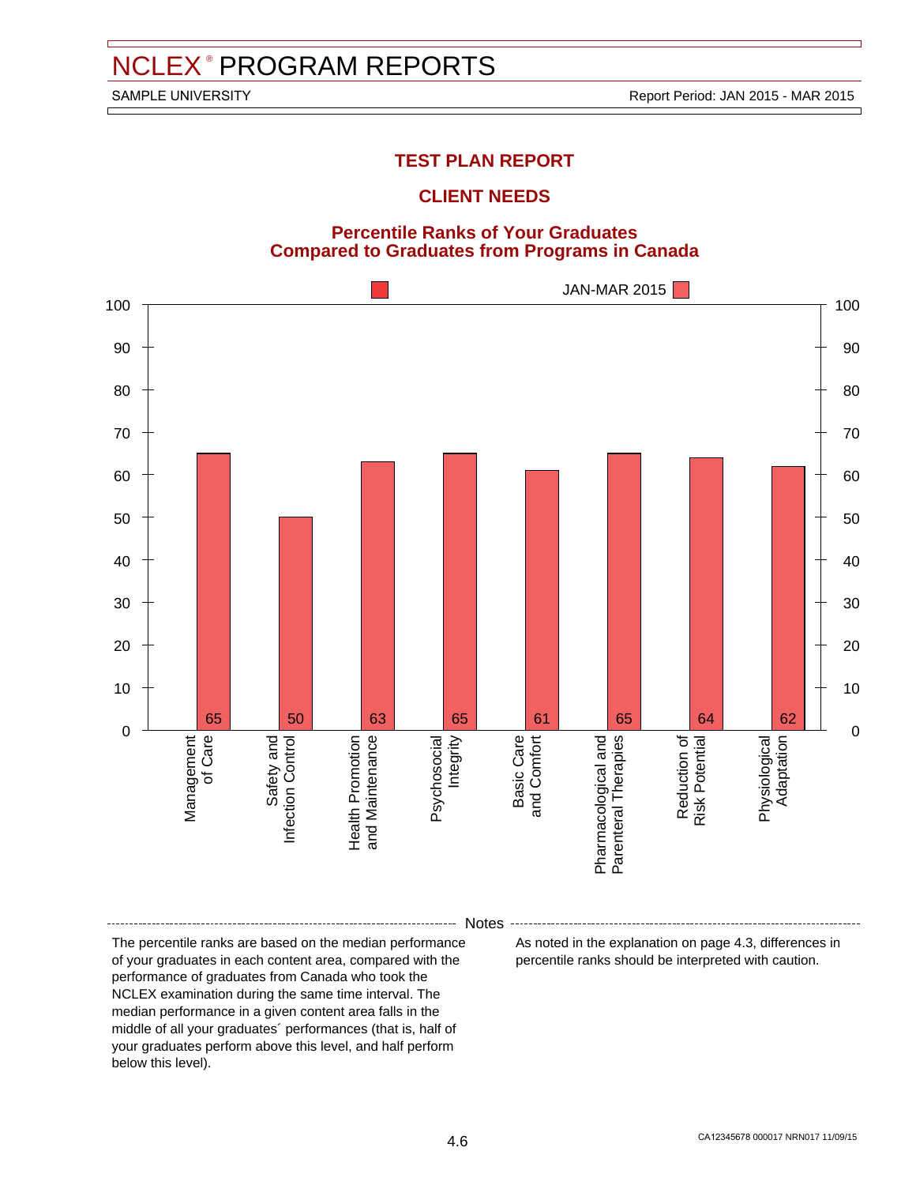# NCLEX® PROGRAM REPORTS

SAMPLE UNIVERSITY

Report Period: JAN 2015 - MAR 2015

## TEST PLAN REPORT

## CLIENT NEEDS

### Percentile Ranks of Your Graduates Compared to Graduates from Programs in Canada

JAN-MAR 2015

| Client Needs Category | Percentile Rank |
| --- | --- |
| Management of Care | 65 |
| Safety and Infection Control | 50 |
| Health Promotion and Maintenance | 63 |
| Psychosocial Integrity | 65 |
| Basic Care and Comfort | 61 |
| Pharmacological and Parenteral Therapies | 65 |
| Reduction of Risk Potential | 64 |
| Physiological Adaptation | 62 |

**Notes**

The percentile ranks are based on the median performance of your graduates in each content area, compared with the performance of graduates from Canada who took the NCLEX examination during the same time interval. The median performance in a given content area falls in the middle of all your graduates´ performances (that is, half of your graduates perform above this level, and half perform below this level).

As noted in the explanation on page 4.3, differences in percentile ranks should be interpreted with caution.

CA12345678 000017 NRN017 11/09/15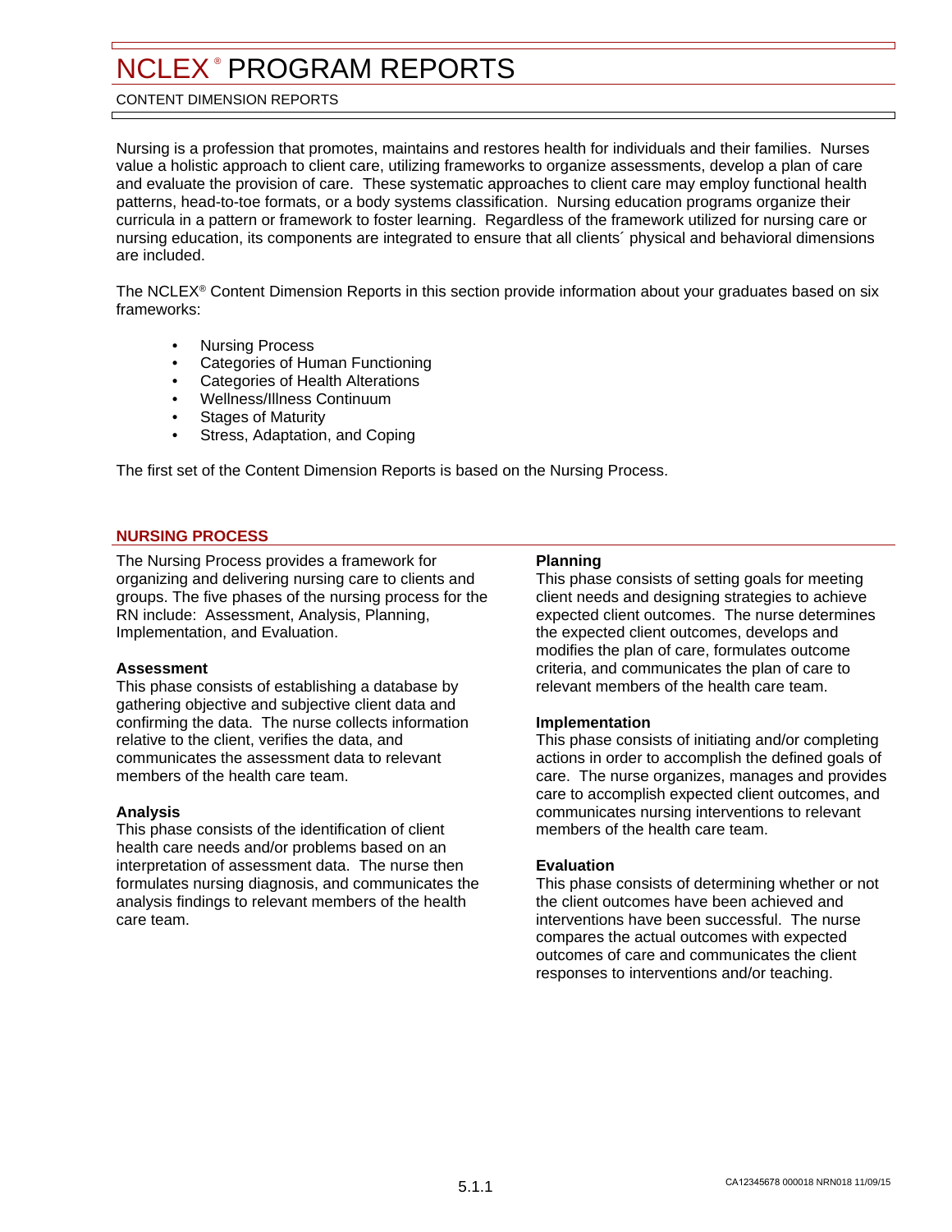# NCLEX® PROGRAM REPORTS

CONTENT DIMENSION REPORTS

Nursing is a profession that promotes, maintains and restores health for individuals and their families. Nurses value a holistic approach to client care, utilizing frameworks to organize assessments, develop a plan of care and evaluate the provision of care. These systematic approaches to client care may employ functional health patterns, head-to-toe formats, or a body systems classification. Nursing education programs organize their curricula in a pattern or framework to foster learning. Regardless of the framework utilized for nursing care or nursing education, its components are integrated to ensure that all clients´ physical and behavioral dimensions are included.

The NCLEX® Content Dimension Reports in this section provide information about your graduates based on six frameworks:

- Nursing Process
- Categories of Human Functioning
- Categories of Health Alterations
- Wellness/Illness Continuum
- Stages of Maturity
- Stress, Adaptation, and Coping

The first set of the Content Dimension Reports is based on the Nursing Process.

## NURSING PROCESS

The Nursing Process provides a framework for organizing and delivering nursing care to clients and groups. The five phases of the nursing process for the RN include: Assessment, Analysis, Planning, Implementation, and Evaluation.

**Assessment**
This phase consists of establishing a database by gathering objective and subjective client data and confirming the data. The nurse collects information relative to the client, verifies the data, and communicates the assessment data to relevant members of the health care team.

**Analysis**
This phase consists of the identification of client health care needs and/or problems based on an interpretation of assessment data. The nurse then formulates nursing diagnosis, and communicates the analysis findings to relevant members of the health care team.

**Planning**
This phase consists of setting goals for meeting client needs and designing strategies to achieve expected client outcomes. The nurse determines the expected client outcomes, develops and modifies the plan of care, formulates outcome criteria, and communicates the plan of care to relevant members of the health care team.

**Implementation**
This phase consists of initiating and/or completing actions in order to accomplish the defined goals of care. The nurse organizes, manages and provides care to accomplish expected client outcomes, and communicates nursing interventions to relevant members of the health care team.

**Evaluation**
This phase consists of determining whether or not the client outcomes have been achieved and interventions have been successful. The nurse compares the actual outcomes with expected outcomes of care and communicates the client responses to interventions and/or teaching.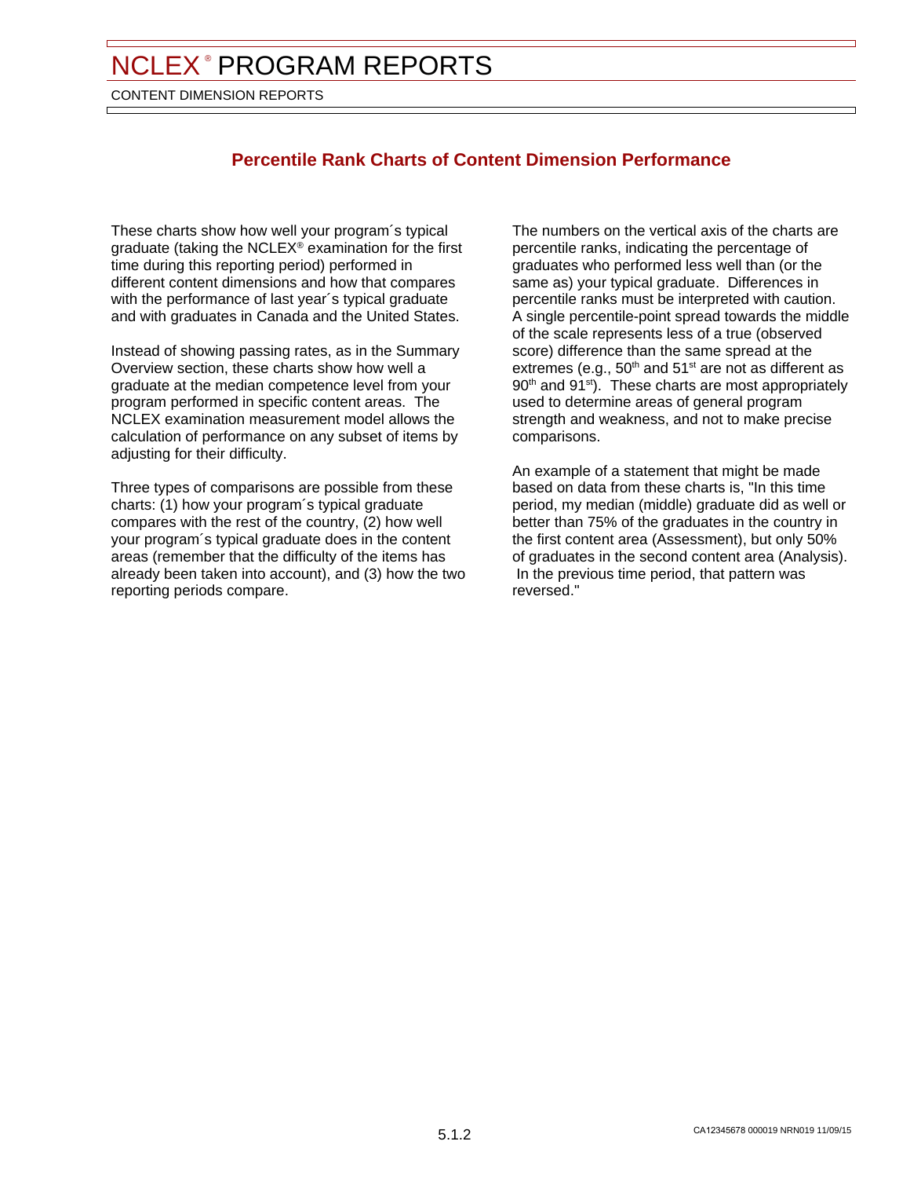# NCLEX® PROGRAM REPORTS

CONTENT DIMENSION REPORTS

## Percentile Rank Charts of Content Dimension Performance

These charts show how well your program´s typical graduate (taking the NCLEX® examination for the first time during this reporting period) performed in different content dimensions and how that compares with the performance of last year´s typical graduate and with graduates in Canada and the United States.

Instead of showing passing rates, as in the Summary Overview section, these charts show how well a graduate at the median competence level from your program performed in specific content areas. The NCLEX examination measurement model allows the calculation of performance on any subset of items by adjusting for their difficulty.

Three types of comparisons are possible from these charts: (1) how your program´s typical graduate compares with the rest of the country, (2) how well your program´s typical graduate does in the content areas (remember that the difficulty of the items has already been taken into account), and (3) how the two reporting periods compare.

The numbers on the vertical axis of the charts are percentile ranks, indicating the percentage of graduates who performed less well than (or the same as) your typical graduate. Differences in percentile ranks must be interpreted with caution. A single percentile-point spread towards the middle of the scale represents less of a true (observed score) difference than the same spread at the extremes (e.g., 50th and 51st are not as different as 90th and 91st). These charts are most appropriately used to determine areas of general program strength and weakness, and not to make precise comparisons.

An example of a statement that might be made based on data from these charts is, "In this time period, my median (middle) graduate did as well or better than 75% of the graduates in the country in the first content area (Assessment), but only 50% of graduates in the second content area (Analysis). In the previous time period, that pattern was reversed."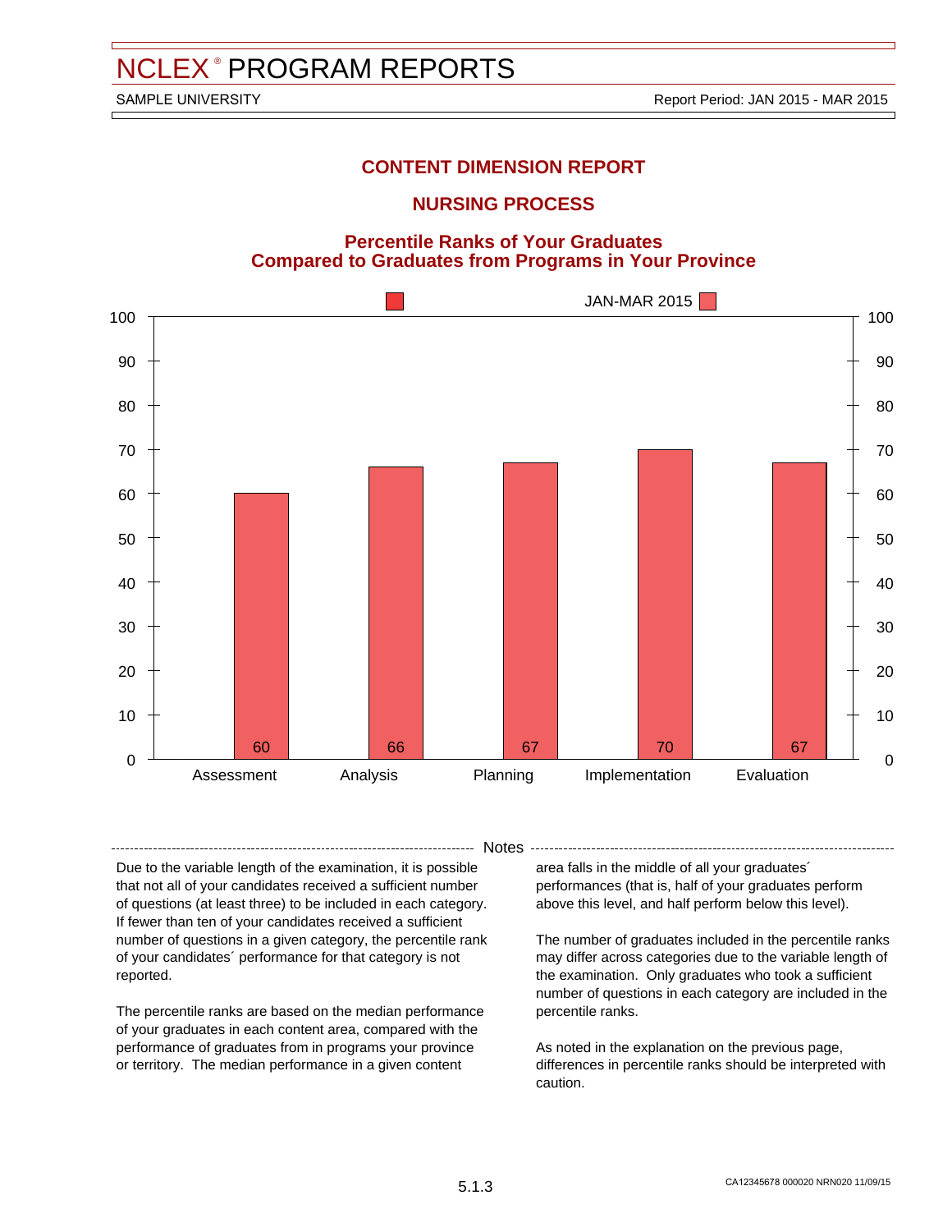# NCLEX® PROGRAM REPORTS

SAMPLE UNIVERSITY

Report Period: JAN 2015 - MAR 2015

## CONTENT DIMENSION REPORT

## NURSING PROCESS

### Percentile Ranks of Your Graduates Compared to Graduates from Programs in Your Province

| Category | JAN-MAR 2015 |
| --- | --- |
| Assessment | 60 |
| Analysis | 66 |
| Planning | 67 |
| Implementation | 70 |
| Evaluation | 67 |

#### Notes

Due to the variable length of the examination, it is possible that not all of your candidates received a sufficient number of questions (at least three) to be included in each category. If fewer than ten of your candidates received a sufficient number of questions in a given category, the percentile rank of your candidates´ performance for that category is not reported.

The percentile ranks are based on the median performance of your graduates in each content area, compared with the performance of graduates from in programs your province or territory. The median performance in a given content area falls in the middle of all your graduates´ performances (that is, half of your graduates perform above this level, and half perform below this level).

The number of graduates included in the percentile ranks may differ across categories due to the variable length of the examination. Only graduates who took a sufficient number of questions in each category are included in the percentile ranks.

As noted in the explanation on the previous page, differences in percentile ranks should be interpreted with caution.

CA12345678 000020 NRN020 11/09/15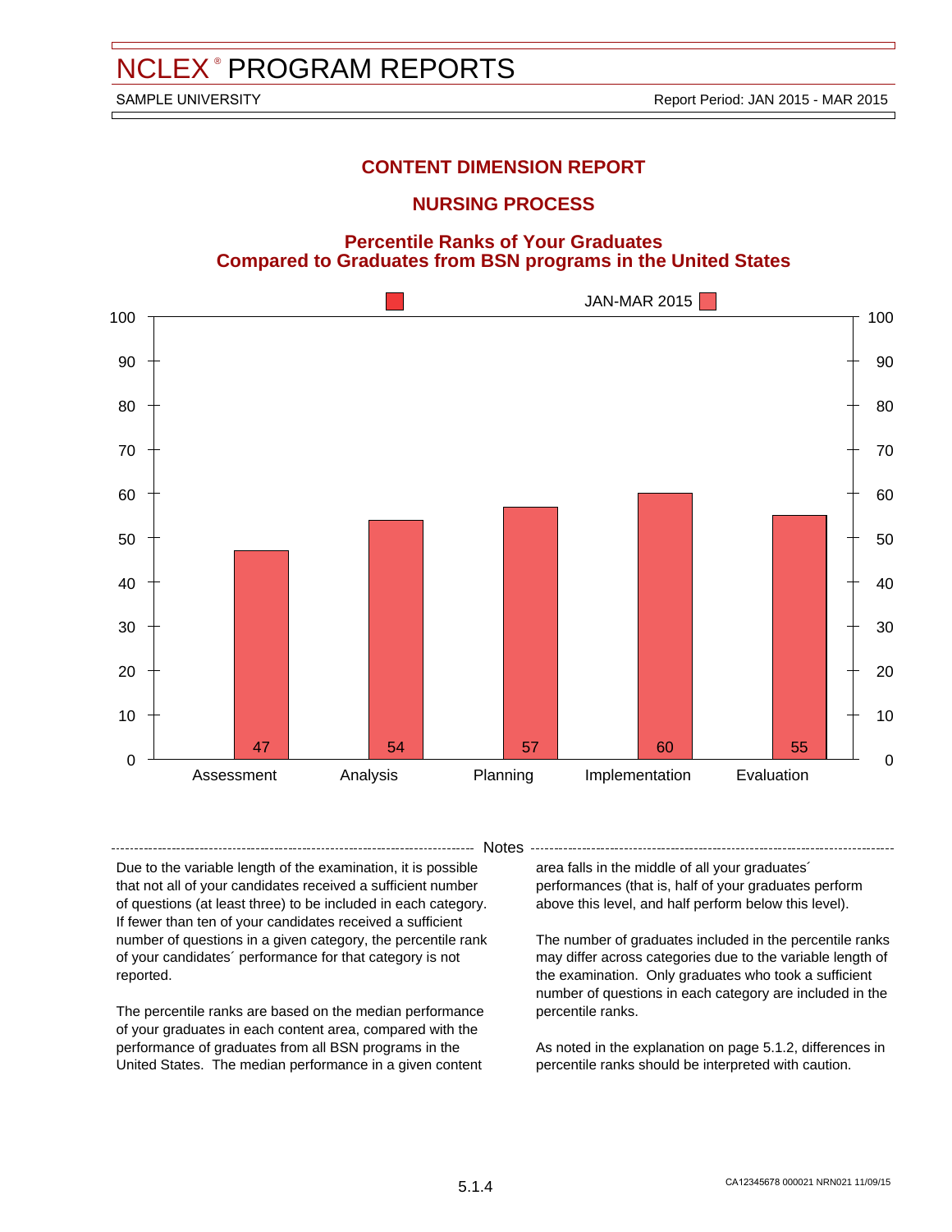# NCLEX® PROGRAM REPORTS

SAMPLE UNIVERSITY

Report Period: JAN 2015 - MAR 2015

## CONTENT DIMENSION REPORT

## NURSING PROCESS

### Percentile Ranks of Your Graduates Compared to Graduates from BSN programs in the United States

JAN-MAR 2015

| Category | Percentile Rank |
|---|---|
| Assessment | 47 |
| Analysis | 54 |
| Planning | 57 |
| Implementation | 60 |
| Evaluation | 55 |

### Notes

Due to the variable length of the examination, it is possible that not all of your candidates received a sufficient number of questions (at least three) to be included in each category. If fewer than ten of your candidates received a sufficient number of questions in a given category, the percentile rank of your candidates´ performance for that category is not reported.

The percentile ranks are based on the median performance of your graduates in each content area, compared with the performance of graduates from all BSN programs in the United States. The median performance in a given content area falls in the middle of all your graduates´ performances (that is, half of your graduates perform above this level, and half perform below this level).

The number of graduates included in the percentile ranks may differ across categories due to the variable length of the examination. Only graduates who took a sufficient number of questions in each category are included in the percentile ranks.

As noted in the explanation on page 5.1.2, differences in percentile ranks should be interpreted with caution.

CA12345678 000021 NRN021 11/09/15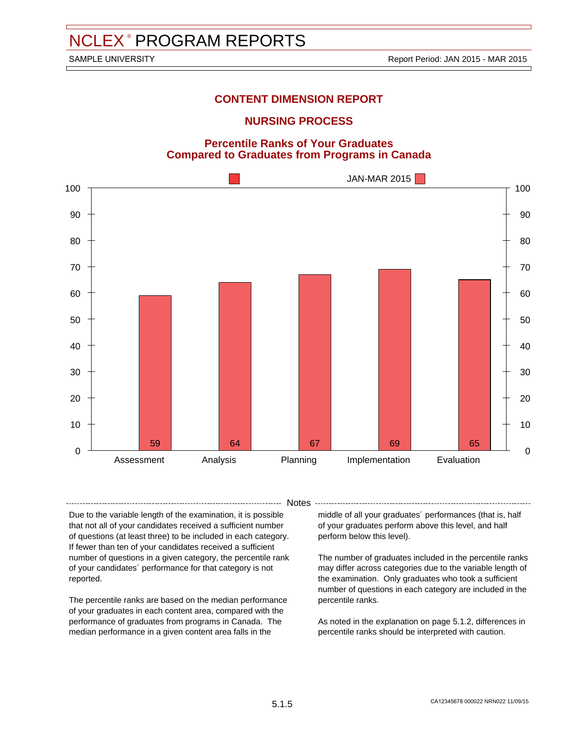# NCLEX® PROGRAM REPORTS

SAMPLE UNIVERSITY

Report Period: JAN 2015 - MAR 2015

## CONTENT DIMENSION REPORT

## NURSING PROCESS

### Percentile Ranks of Your Graduates Compared to Graduates from Programs in Canada

JAN-MAR 2015

| Category | Percentile Rank |
|---|---|
| Assessment | 59 |
| Analysis | 64 |
| Planning | 67 |
| Implementation | 69 |
| Evaluation | 65 |

### Notes

Due to the variable length of the examination, it is possible that not all of your candidates received a sufficient number of questions (at least three) to be included in each category. If fewer than ten of your candidates received a sufficient number of questions in a given category, the percentile rank of your candidates´ performance for that category is not reported.

The percentile ranks are based on the median performance of your graduates in each content area, compared with the performance of graduates from programs in Canada. The median performance in a given content area falls in the middle of all your graduates´ performances (that is, half of your graduates perform above this level, and half perform below this level).

The number of graduates included in the percentile ranks may differ across categories due to the variable length of the examination. Only graduates who took a sufficient number of questions in each category are included in the percentile ranks.

As noted in the explanation on page 5.1.2, differences in percentile ranks should be interpreted with caution.

CA12345678 000022 NRN022 11/09/15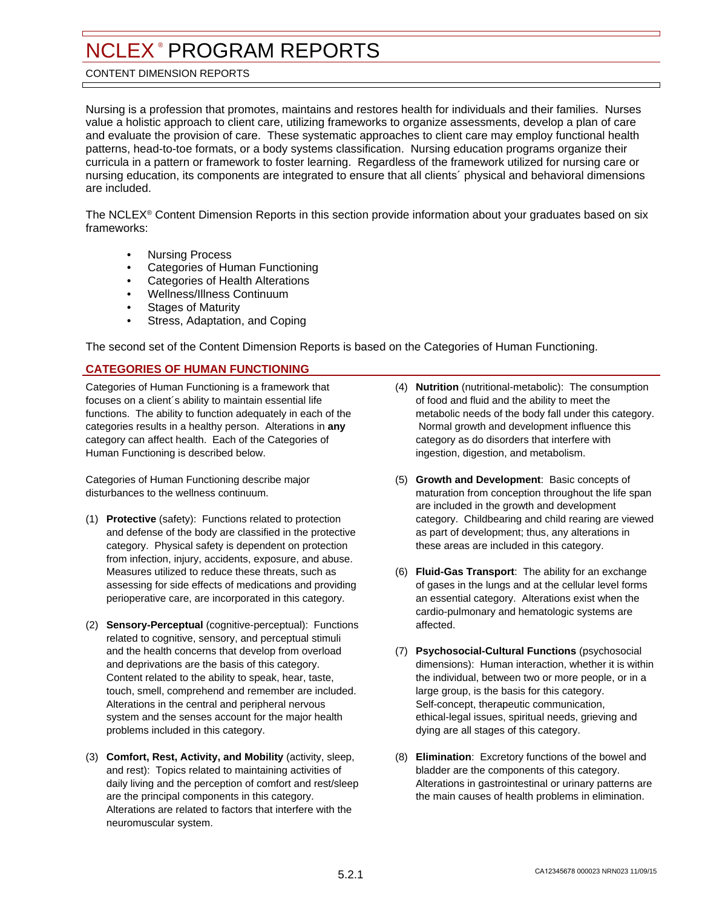# NCLEX® PROGRAM REPORTS

CONTENT DIMENSION REPORTS

Nursing is a profession that promotes, maintains and restores health for individuals and their families. Nurses value a holistic approach to client care, utilizing frameworks to organize assessments, develop a plan of care and evaluate the provision of care. These systematic approaches to client care may employ functional health patterns, head-to-toe formats, or a body systems classification. Nursing education programs organize their curricula in a pattern or framework to foster learning. Regardless of the framework utilized for nursing care or nursing education, its components are integrated to ensure that all clients´ physical and behavioral dimensions are included.

The NCLEX® Content Dimension Reports in this section provide information about your graduates based on six frameworks:

- Nursing Process
- Categories of Human Functioning
- Categories of Health Alterations
- Wellness/Illness Continuum
- Stages of Maturity
- Stress, Adaptation, and Coping

The second set of the Content Dimension Reports is based on the Categories of Human Functioning.

## CATEGORIES OF HUMAN FUNCTIONING

Categories of Human Functioning is a framework that focuses on a client´s ability to maintain essential life functions. The ability to function adequately in each of the categories results in a healthy person. Alterations in **any** category can affect health. Each of the Categories of Human Functioning is described below.

Categories of Human Functioning describe major disturbances to the wellness continuum.

(1) **Protective** (safety): Functions related to protection and defense of the body are classified in the protective category. Physical safety is dependent on protection from infection, injury, accidents, exposure, and abuse. Measures utilized to reduce these threats, such as assessing for side effects of medications and providing perioperative care, are incorporated in this category.

(2) **Sensory-Perceptual** (cognitive-perceptual): Functions related to cognitive, sensory, and perceptual stimuli and the health concerns that develop from overload and deprivations are the basis of this category. Content related to the ability to speak, hear, taste, touch, smell, comprehend and remember are included. Alterations in the central and peripheral nervous system and the senses account for the major health problems included in this category.

(3) **Comfort, Rest, Activity, and Mobility** (activity, sleep, and rest): Topics related to maintaining activities of daily living and the perception of comfort and rest/sleep are the principal components in this category. Alterations are related to factors that interfere with the neuromuscular system.

(4) **Nutrition** (nutritional-metabolic): The consumption of food and fluid and the ability to meet the metabolic needs of the body fall under this category. Normal growth and development influence this category as do disorders that interfere with ingestion, digestion, and metabolism.

(5) **Growth and Development**: Basic concepts of maturation from conception throughout the life span are included in the growth and development category. Childbearing and child rearing are viewed as part of development; thus, any alterations in these areas are included in this category.

(6) **Fluid-Gas Transport**: The ability for an exchange of gases in the lungs and at the cellular level forms an essential category. Alterations exist when the cardio-pulmonary and hematologic systems are affected.

(7) **Psychosocial-Cultural Functions** (psychosocial dimensions): Human interaction, whether it is within the individual, between two or more people, or in a large group, is the basis for this category. Self-concept, therapeutic communication, ethical-legal issues, spiritual needs, grieving and dying are all stages of this category.

(8) **Elimination**: Excretory functions of the bowel and bladder are the components of this category. Alterations in gastrointestinal or urinary patterns are the main causes of health problems in elimination.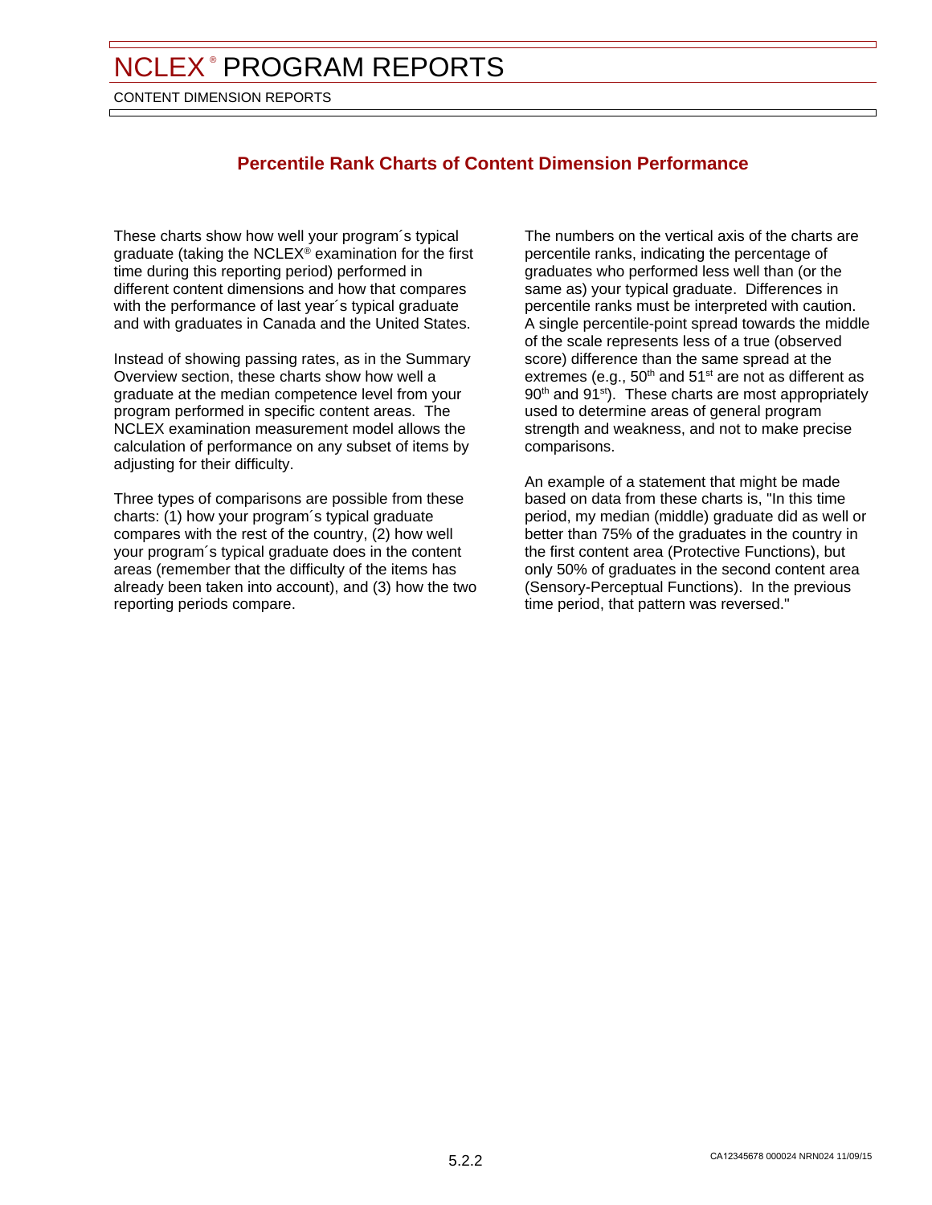# NCLEX® PROGRAM REPORTS

CONTENT DIMENSION REPORTS

## Percentile Rank Charts of Content Dimension Performance

These charts show how well your program´s typical graduate (taking the NCLEX® examination for the first time during this reporting period) performed in different content dimensions and how that compares with the performance of last year´s typical graduate and with graduates in Canada and the United States.

Instead of showing passing rates, as in the Summary Overview section, these charts show how well a graduate at the median competence level from your program performed in specific content areas. The NCLEX examination measurement model allows the calculation of performance on any subset of items by adjusting for their difficulty.

Three types of comparisons are possible from these charts: (1) how your program´s typical graduate compares with the rest of the country, (2) how well your program´s typical graduate does in the content areas (remember that the difficulty of the items has already been taken into account), and (3) how the two reporting periods compare.

The numbers on the vertical axis of the charts are percentile ranks, indicating the percentage of graduates who performed less well than (or the same as) your typical graduate. Differences in percentile ranks must be interpreted with caution. A single percentile-point spread towards the middle of the scale represents less of a true (observed score) difference than the same spread at the extremes (e.g., 50th and 51st are not as different as 90th and 91st). These charts are most appropriately used to determine areas of general program strength and weakness, and not to make precise comparisons.

An example of a statement that might be made based on data from these charts is, "In this time period, my median (middle) graduate did as well or better than 75% of the graduates in the country in the first content area (Protective Functions), but only 50% of graduates in the second content area (Sensory-Perceptual Functions). In the previous time period, that pattern was reversed."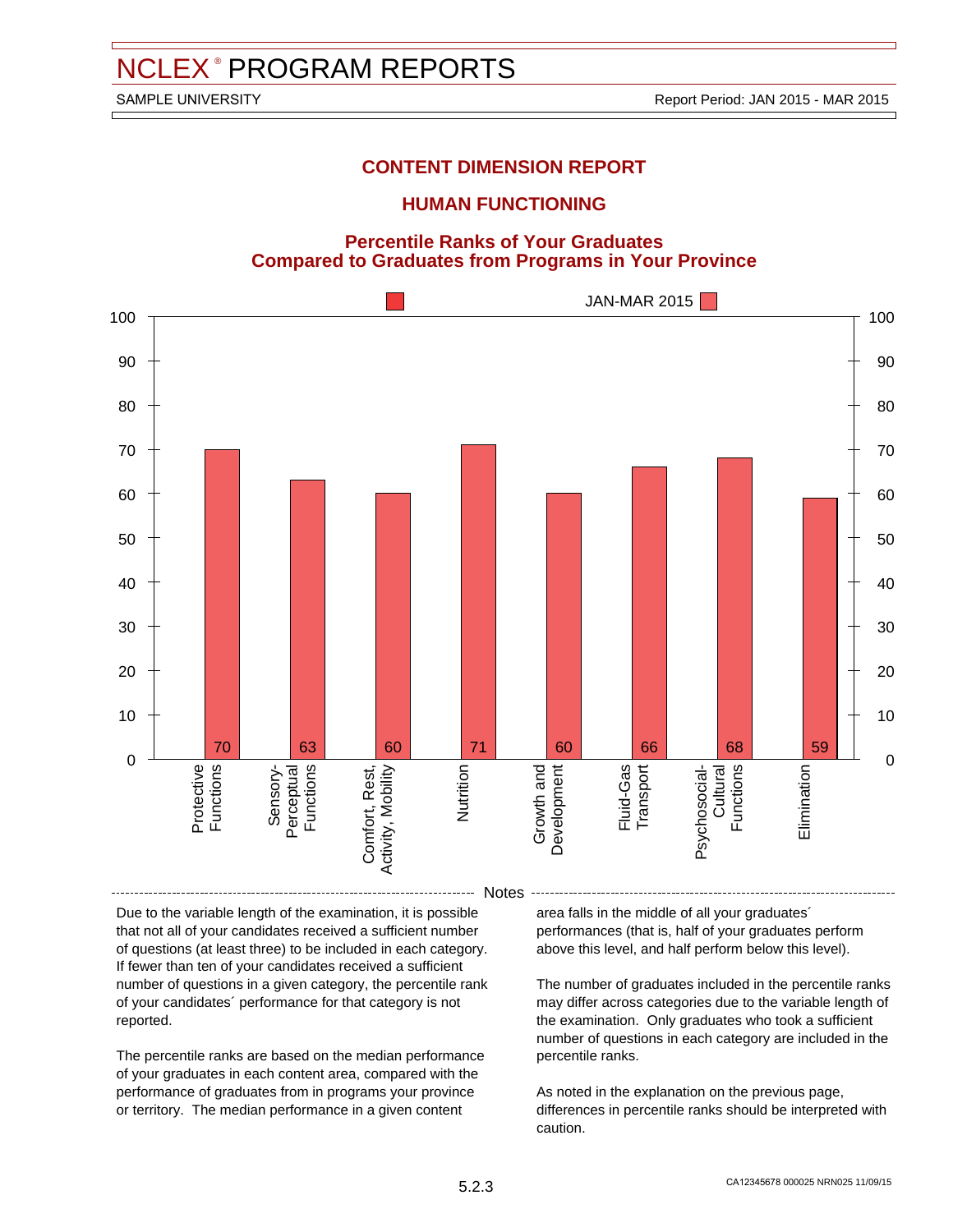# NCLEX® PROGRAM REPORTS

SAMPLE UNIVERSITY

Report Period: JAN 2015 - MAR 2015

## CONTENT DIMENSION REPORT

## HUMAN FUNCTIONING

### Percentile Ranks of Your Graduates Compared to Graduates from Programs in Your Province

| Content Area | JAN-MAR 2015 |
|---|---|
| Protective Functions | 70 |
| Sensory-Perceptual Functions | 63 |
| Comfort, Rest, Activity, Mobility | 60 |
| Nutrition | 71 |
| Growth and Development | 60 |
| Fluid-Gas Transport | 66 |
| Psychosocial-Cultural Functions | 68 |
| Elimination | 59 |

**Notes**

Due to the variable length of the examination, it is possible that not all of your candidates received a sufficient number of questions (at least three) to be included in each category. If fewer than ten of your candidates received a sufficient number of questions in a given category, the percentile rank of your candidates´ performance for that category is not reported.

The percentile ranks are based on the median performance of your graduates in each content area, compared with the performance of graduates from in programs your province or territory. The median performance in a given content area falls in the middle of all your graduates´ performances (that is, half of your graduates perform above this level, and half perform below this level).

The number of graduates included in the percentile ranks may differ across categories due to the variable length of the examination. Only graduates who took a sufficient number of questions in each category are included in the percentile ranks.

As noted in the explanation on the previous page, differences in percentile ranks should be interpreted with caution.

CA12345678 000025 NRN025 11/09/15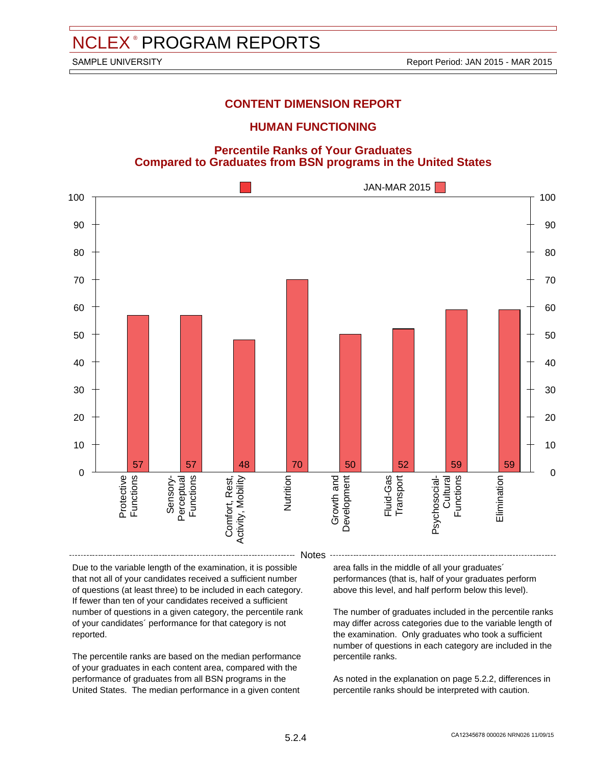# NCLEX® PROGRAM REPORTS

SAMPLE UNIVERSITY

Report Period: JAN 2015 - MAR 2015

## CONTENT DIMENSION REPORT

## HUMAN FUNCTIONING

### Percentile Ranks of Your Graduates Compared to Graduates from BSN programs in the United States

JAN-MAR 2015

| Category | Percentile Rank |
|---|---|
| Protective Functions | 57 |
| Sensory-Perceptual Functions | 57 |
| Comfort, Rest, Activity, Mobility | 48 |
| Nutrition | 70 |
| Growth and Development | 50 |
| Fluid-Gas Transport | 52 |
| Psychosocial-Cultural Functions | 59 |
| Elimination | 59 |

Notes

Due to the variable length of the examination, it is possible that not all of your candidates received a sufficient number of questions (at least three) to be included in each category. If fewer than ten of your candidates received a sufficient number of questions in a given category, the percentile rank of your candidates´ performance for that category is not reported.

The percentile ranks are based on the median performance of your graduates in each content area, compared with the performance of graduates from all BSN programs in the United States. The median performance in a given content area falls in the middle of all your graduates´ performances (that is, half of your graduates perform above this level, and half perform below this level).

The number of graduates included in the percentile ranks may differ across categories due to the variable length of the examination. Only graduates who took a sufficient number of questions in each category are included in the percentile ranks.

As noted in the explanation on page 5.2.2, differences in percentile ranks should be interpreted with caution.

CA12345678 000026 NRN026 11/09/15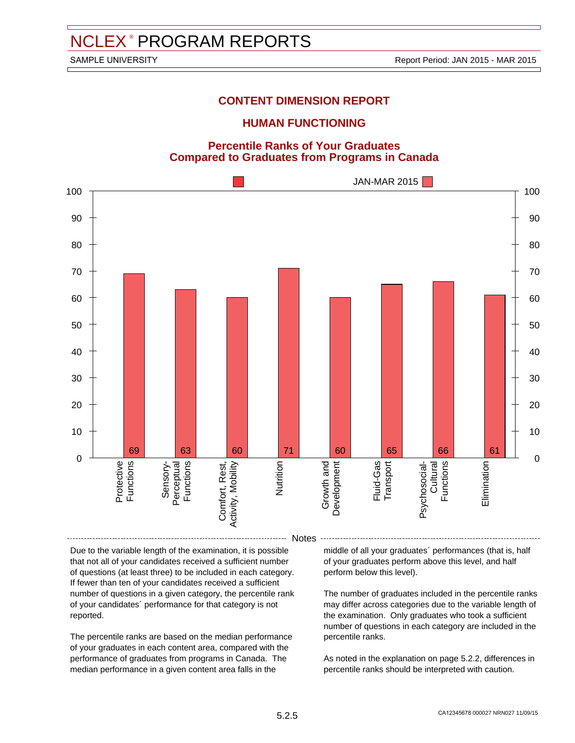# NCLEX® PROGRAM REPORTS

SAMPLE UNIVERSITY — Report Period: JAN 2015 - MAR 2015

## CONTENT DIMENSION REPORT

## HUMAN FUNCTIONING

### Percentile Ranks of Your Graduates Compared to Graduates from Programs in Canada

| Category | JAN-MAR 2015 |
|---|---|
| Protective Functions | 69 |
| Sensory-Perceptual Functions | 63 |
| Comfort, Rest, Activity, Mobility | 60 |
| Nutrition | 71 |
| Growth and Development | 60 |
| Fluid-Gas Transport | 65 |
| Psychosocial-Cultural Functions | 66 |
| Elimination | 61 |

**Notes**

Due to the variable length of the examination, it is possible that not all of your candidates received a sufficient number of questions (at least three) to be included in each category. If fewer than ten of your candidates received a sufficient number of questions in a given category, the percentile rank of your candidates´ performance for that category is not reported.

The percentile ranks are based on the median performance of your graduates in each content area, compared with the performance of graduates from programs in Canada. The median performance in a given content area falls in the middle of all your graduates´ performances (that is, half of your graduates perform above this level, and half perform below this level).

The number of graduates included in the percentile ranks may differ across categories due to the variable length of the examination. Only graduates who took a sufficient number of questions in each category are included in the percentile ranks.

As noted in the explanation on page 5.2.2, differences in percentile ranks should be interpreted with caution.

CA12345678 000027 NRN027 11/09/15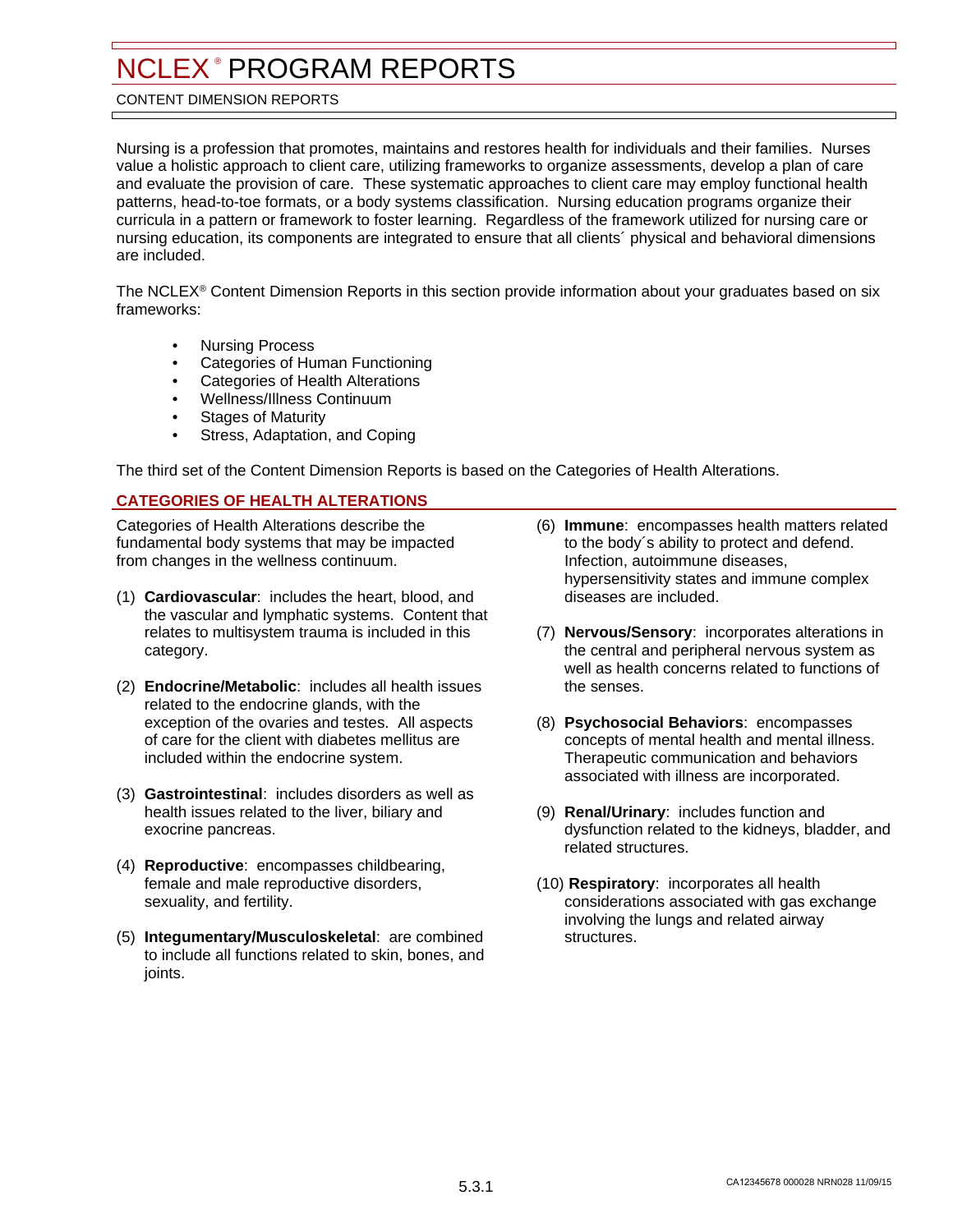# NCLEX® PROGRAM REPORTS

CONTENT DIMENSION REPORTS

Nursing is a profession that promotes, maintains and restores health for individuals and their families. Nurses value a holistic approach to client care, utilizing frameworks to organize assessments, develop a plan of care and evaluate the provision of care. These systematic approaches to client care may employ functional health patterns, head-to-toe formats, or a body systems classification. Nursing education programs organize their curricula in a pattern or framework to foster learning. Regardless of the framework utilized for nursing care or nursing education, its components are integrated to ensure that all clients´ physical and behavioral dimensions are included.

The NCLEX® Content Dimension Reports in this section provide information about your graduates based on six frameworks:

- Nursing Process
- Categories of Human Functioning
- Categories of Health Alterations
- Wellness/Illness Continuum
- Stages of Maturity
- Stress, Adaptation, and Coping

The third set of the Content Dimension Reports is based on the Categories of Health Alterations.

## CATEGORIES OF HEALTH ALTERATIONS

Categories of Health Alterations describe the fundamental body systems that may be impacted from changes in the wellness continuum.

(1) **Cardiovascular**: includes the heart, blood, and the vascular and lymphatic systems. Content that relates to multisystem trauma is included in this category.

(2) **Endocrine/Metabolic**: includes all health issues related to the endocrine glands, with the exception of the ovaries and testes. All aspects of care for the client with diabetes mellitus are included within the endocrine system.

(3) **Gastrointestinal**: includes disorders as well as health issues related to the liver, biliary and exocrine pancreas.

(4) **Reproductive**: encompasses childbearing, female and male reproductive disorders, sexuality, and fertility.

(5) **Integumentary/Musculoskeletal**: are combined to include all functions related to skin, bones, and joints.

(6) **Immune**: encompasses health matters related to the body´s ability to protect and defend. Infection, autoimmune diseases, hypersensitivity states and immune complex diseases are included.

(7) **Nervous/Sensory**: incorporates alterations in the central and peripheral nervous system as well as health concerns related to functions of the senses.

(8) **Psychosocial Behaviors**: encompasses concepts of mental health and mental illness. Therapeutic communication and behaviors associated with illness are incorporated.

(9) **Renal/Urinary**: includes function and dysfunction related to the kidneys, bladder, and related structures.

(10) **Respiratory**: incorporates all health considerations associated with gas exchange involving the lungs and related airway structures.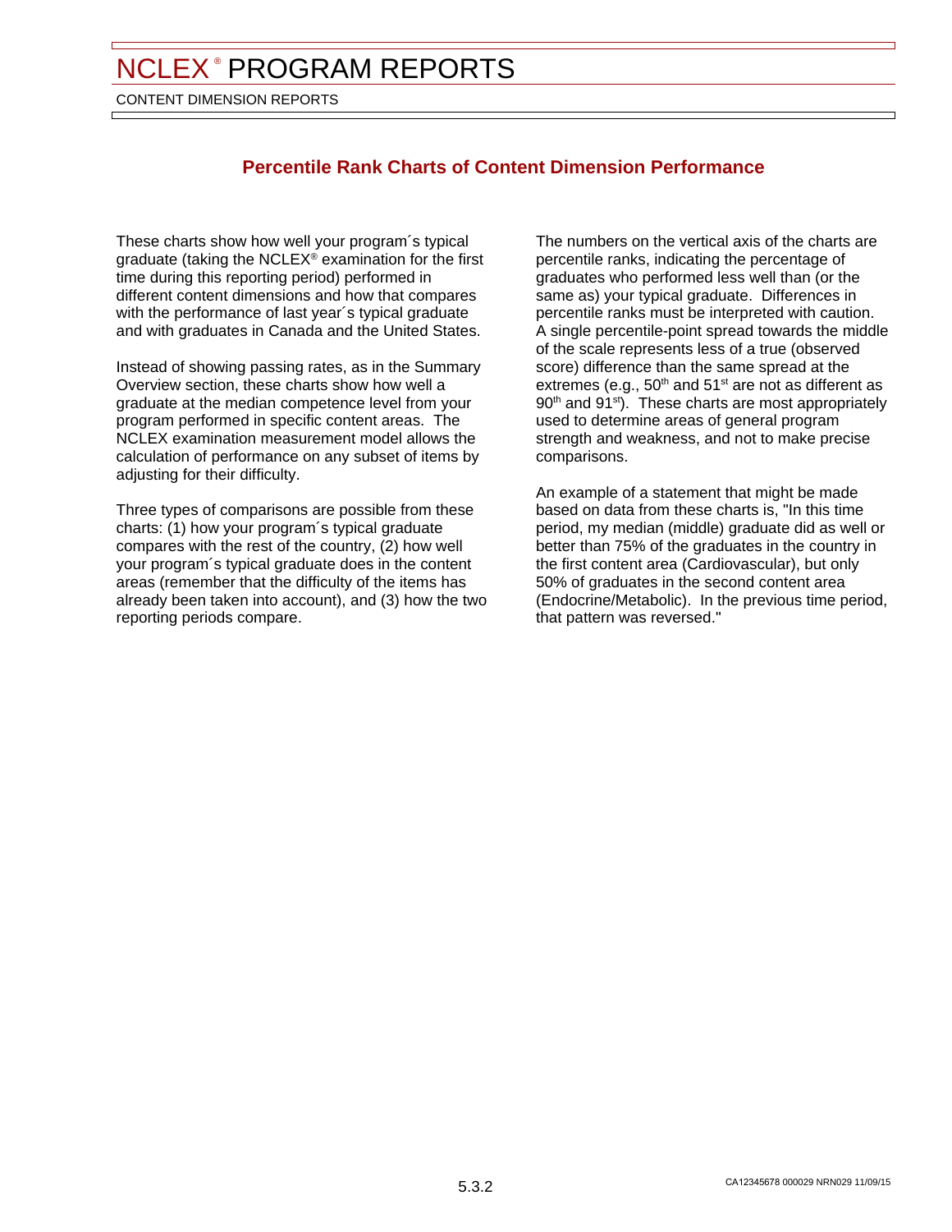# NCLEX® PROGRAM REPORTS

CONTENT DIMENSION REPORTS

## Percentile Rank Charts of Content Dimension Performance

These charts show how well your program´s typical graduate (taking the NCLEX® examination for the first time during this reporting period) performed in different content dimensions and how that compares with the performance of last year´s typical graduate and with graduates in Canada and the United States.

Instead of showing passing rates, as in the Summary Overview section, these charts show how well a graduate at the median competence level from your program performed in specific content areas. The NCLEX examination measurement model allows the calculation of performance on any subset of items by adjusting for their difficulty.

Three types of comparisons are possible from these charts: (1) how your program´s typical graduate compares with the rest of the country, (2) how well your program´s typical graduate does in the content areas (remember that the difficulty of the items has already been taken into account), and (3) how the two reporting periods compare.

The numbers on the vertical axis of the charts are percentile ranks, indicating the percentage of graduates who performed less well than (or the same as) your typical graduate. Differences in percentile ranks must be interpreted with caution. A single percentile-point spread towards the middle of the scale represents less of a true (observed score) difference than the same spread at the extremes (e.g., 50th and 51st are not as different as 90th and 91st). These charts are most appropriately used to determine areas of general program strength and weakness, and not to make precise comparisons.

An example of a statement that might be made based on data from these charts is, "In this time period, my median (middle) graduate did as well or better than 75% of the graduates in the country in the first content area (Cardiovascular), but only 50% of graduates in the second content area (Endocrine/Metabolic). In the previous time period, that pattern was reversed."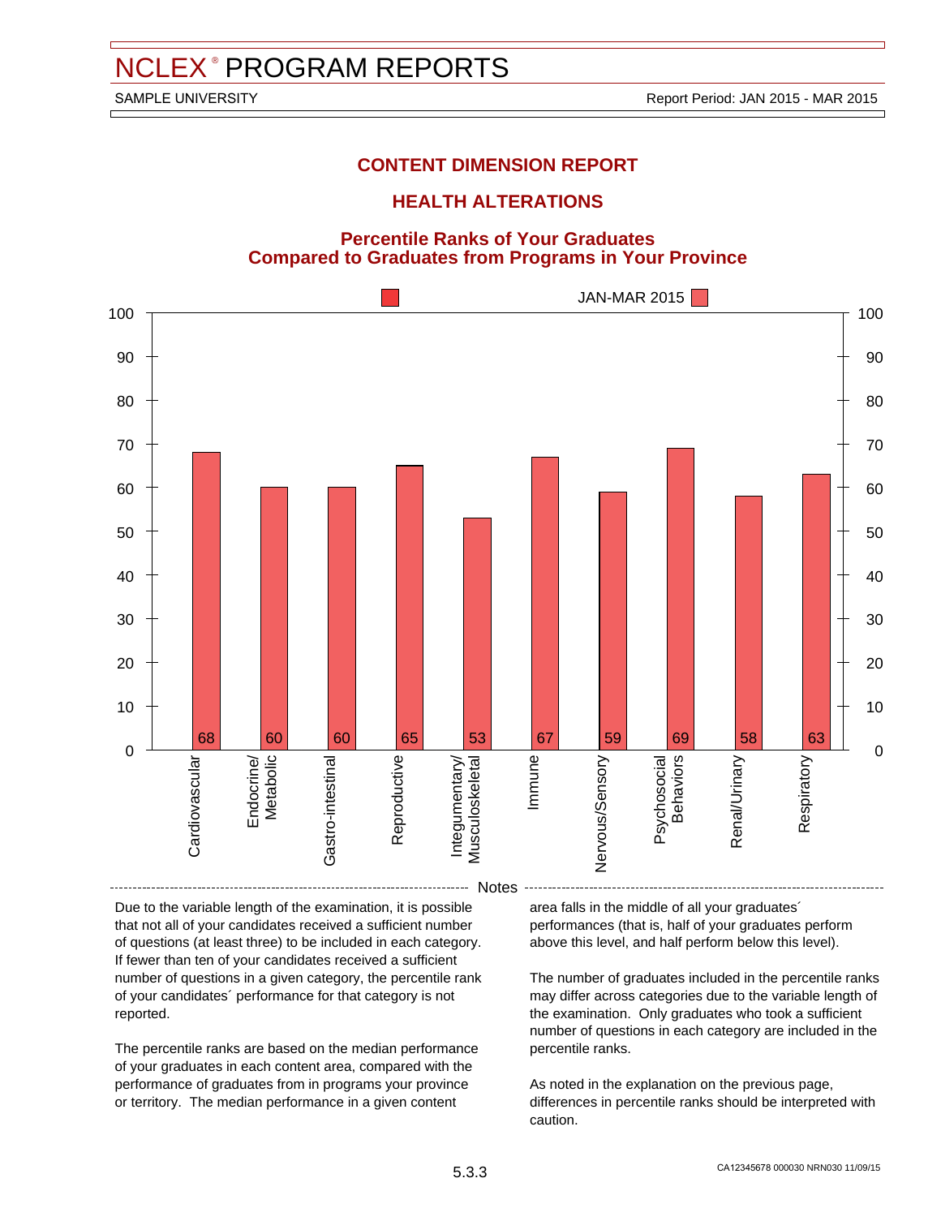# NCLEX® PROGRAM REPORTS

SAMPLE UNIVERSITY

Report Period: JAN 2015 - MAR 2015

## CONTENT DIMENSION REPORT

## HEALTH ALTERATIONS

### Percentile Ranks of Your Graduates Compared to Graduates from Programs in Your Province

JAN-MAR 2015

| Category | Percentile Rank |
|---|---|
| Cardiovascular | 68 |
| Endocrine/ Metabolic | 60 |
| Gastro-intestinal | 60 |
| Reproductive | 65 |
| Integumentary/ Musculoskeletal | 53 |
| Immune | 67 |
| Nervous/Sensory | 59 |
| Psychosocial Behaviors | 69 |
| Renal/Urinary | 58 |
| Respiratory | 63 |

### Notes

Due to the variable length of the examination, it is possible that not all of your candidates received a sufficient number of questions (at least three) to be included in each category. If fewer than ten of your candidates received a sufficient number of questions in a given category, the percentile rank of your candidates´ performance for that category is not reported.

The percentile ranks are based on the median performance of your graduates in each content area, compared with the performance of graduates from programs your province or territory. The median performance in a given content area falls in the middle of all your graduates´ performances (that is, half of your graduates perform above this level, and half perform below this level).

The number of graduates included in the percentile ranks may differ across categories due to the variable length of the examination. Only graduates who took a sufficient number of questions in each category are included in the percentile ranks.

As noted in the explanation on the previous page, differences in percentile ranks should be interpreted with caution.

CA12345678 000030 NRN030 11/09/15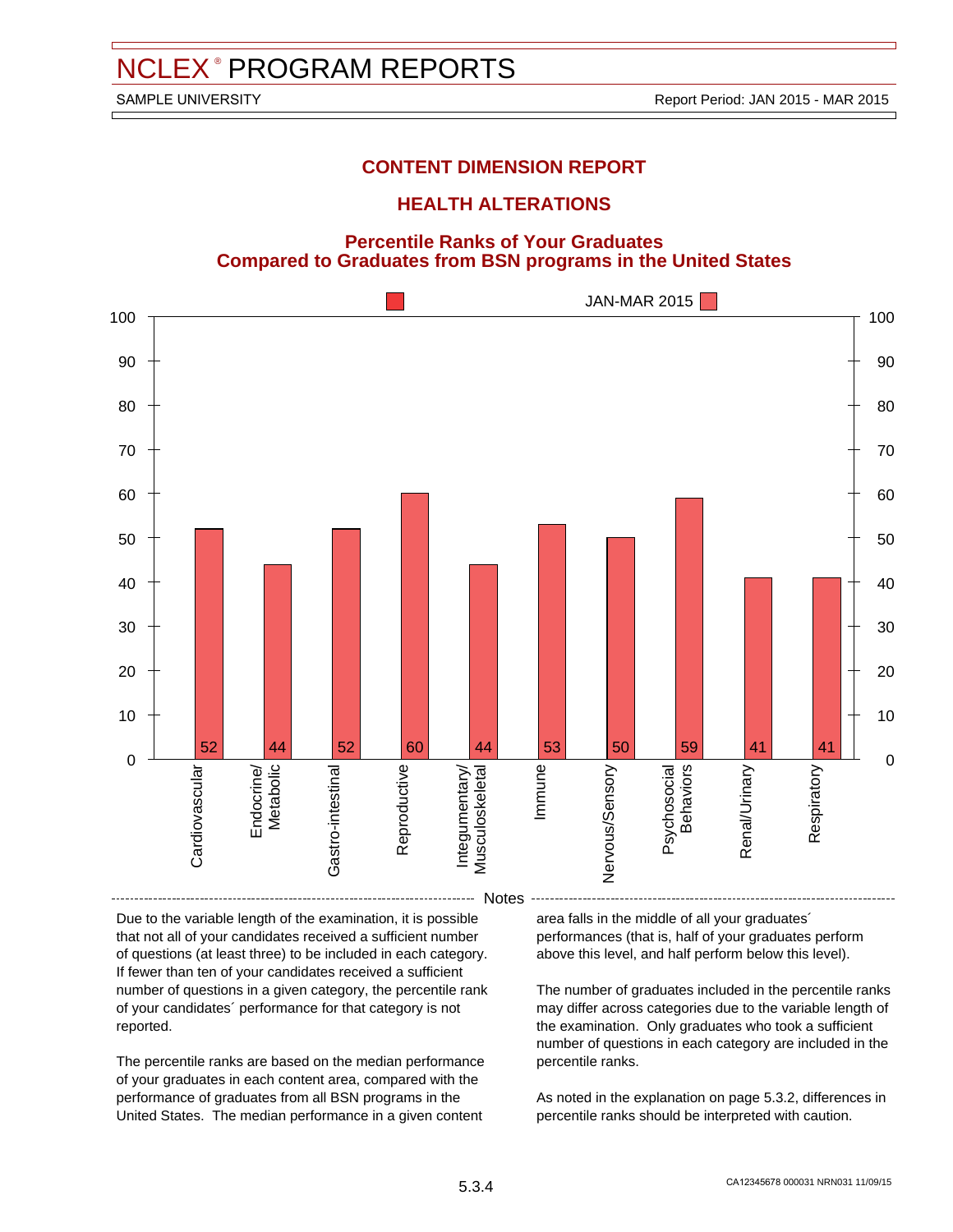# NCLEX® PROGRAM REPORTS

SAMPLE UNIVERSITY

Report Period: JAN 2015 - MAR 2015

## CONTENT DIMENSION REPORT

## HEALTH ALTERATIONS

### Percentile Ranks of Your Graduates Compared to Graduates from BSN programs in the United States

| Category | JAN-MAR 2015 |
|---|---|
| Cardiovascular | 52 |
| Endocrine/Metabolic | 44 |
| Gastro-intestinal | 52 |
| Reproductive | 60 |
| Integumentary/Musculoskeletal | 44 |
| Immune | 53 |
| Nervous/Sensory | 50 |
| Psychosocial Behaviors | 59 |
| Renal/Urinary | 41 |
| Respiratory | 41 |

### Notes

Due to the variable length of the examination, it is possible that not all of your candidates received a sufficient number of questions (at least three) to be included in each category. If fewer than ten of your candidates received a sufficient number of questions in a given category, the percentile rank of your candidates´ performance for that category is not reported.

The percentile ranks are based on the median performance of your graduates in each content area, compared with the performance of graduates from all BSN programs in the United States. The median performance in a given content area falls in the middle of all your graduates´ performances (that is, half of your graduates perform above this level, and half perform below this level).

The number of graduates included in the percentile ranks may differ across categories due to the variable length of the examination. Only graduates who took a sufficient number of questions in each category are included in the percentile ranks.

As noted in the explanation on page 5.3.2, differences in percentile ranks should be interpreted with caution.

CA12345678 000031 NRN031 11/09/15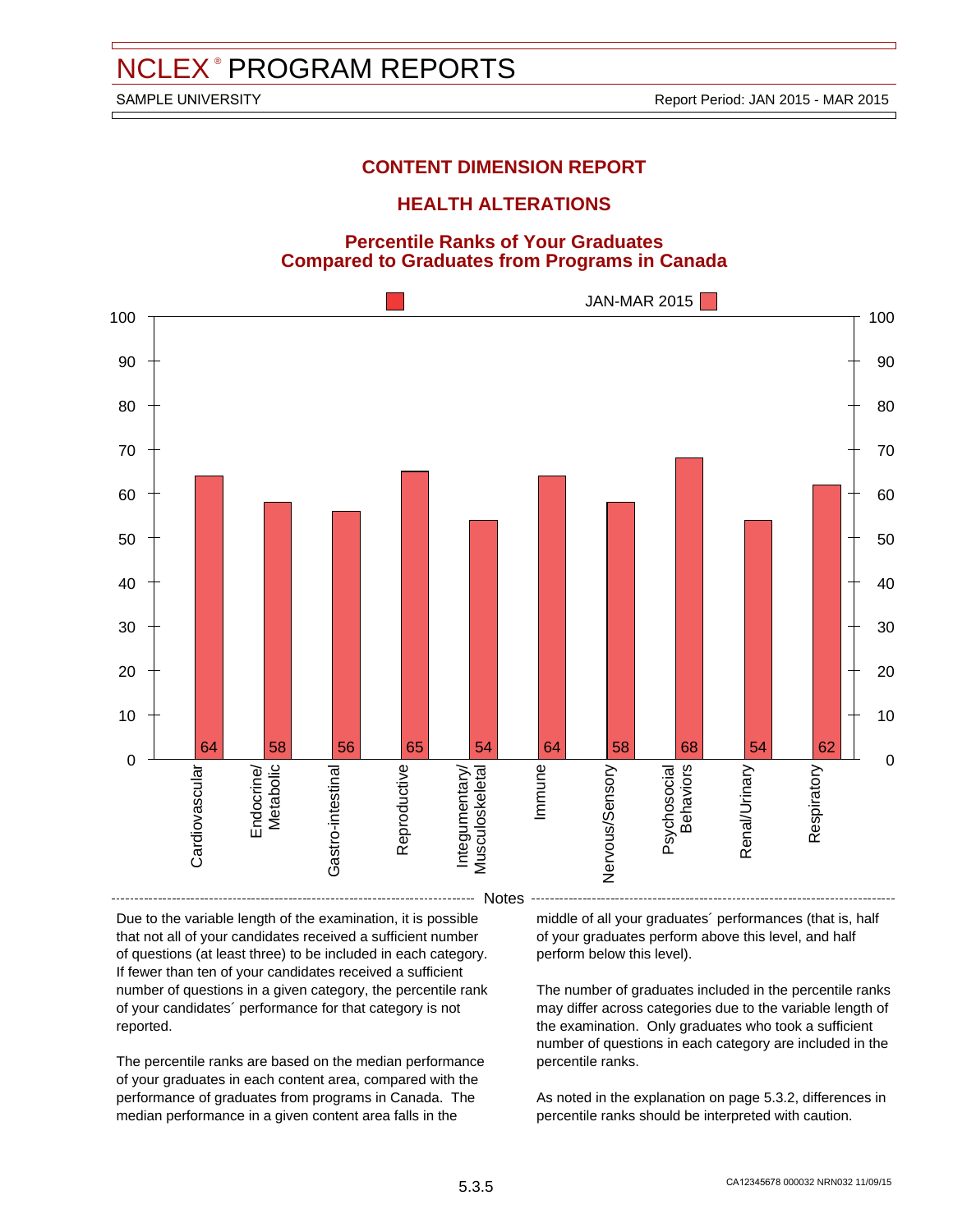# NCLEX® PROGRAM REPORTS

SAMPLE UNIVERSITY

Report Period: JAN 2015 - MAR 2015

## CONTENT DIMENSION REPORT

## HEALTH ALTERATIONS

### Percentile Ranks of Your Graduates Compared to Graduates from Programs in Canada

JAN-MAR 2015

| Category | Percentile Rank |
|---|---|
| Cardiovascular | 64 |
| Endocrine/ Metabolic | 58 |
| Gastro-intestinal | 56 |
| Reproductive | 65 |
| Integumentary/ Musculoskeletal | 54 |
| Immune | 64 |
| Nervous/Sensory | 58 |
| Psychosocial Behaviors | 68 |
| Renal/Urinary | 54 |
| Respiratory | 62 |

**Notes**

Due to the variable length of the examination, it is possible that not all of your candidates received a sufficient number of questions (at least three) to be included in each category. If fewer than ten of your candidates received a sufficient number of questions in a given category, the percentile rank of your candidates´ performance for that category is not reported.

The percentile ranks are based on the median performance of your graduates in each content area, compared with the performance of graduates from programs in Canada. The median performance in a given content area falls in the middle of all your graduates´ performances (that is, half of your graduates perform above this level, and half perform below this level).

The number of graduates included in the percentile ranks may differ across categories due to the variable length of the examination. Only graduates who took a sufficient number of questions in each category are included in the percentile ranks.

As noted in the explanation on page 5.3.2, differences in percentile ranks should be interpreted with caution.

CA12345678 000032 NRN032 11/09/15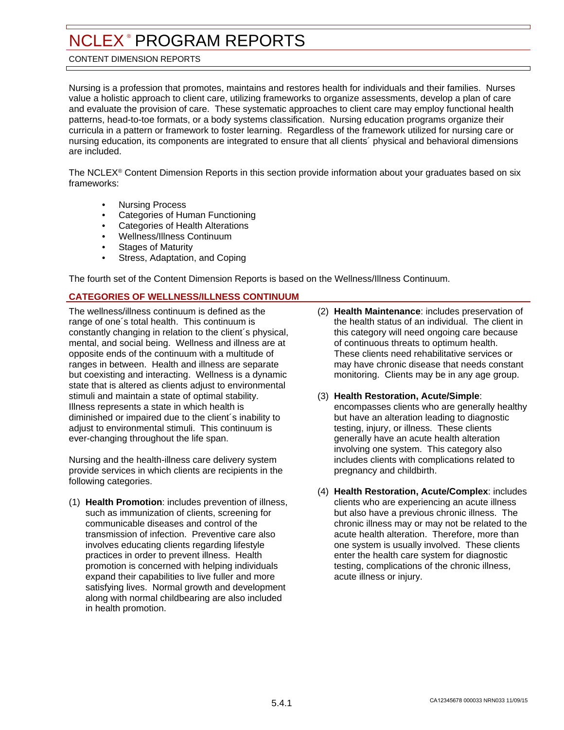# NCLEX® PROGRAM REPORTS

CONTENT DIMENSION REPORTS

Nursing is a profession that promotes, maintains and restores health for individuals and their families. Nurses value a holistic approach to client care, utilizing frameworks to organize assessments, develop a plan of care and evaluate the provision of care. These systematic approaches to client care may employ functional health patterns, head-to-toe formats, or a body systems classification. Nursing education programs organize their curricula in a pattern or framework to foster learning. Regardless of the framework utilized for nursing care or nursing education, its components are integrated to ensure that all clients´ physical and behavioral dimensions are included.

The NCLEX® Content Dimension Reports in this section provide information about your graduates based on six frameworks:

- Nursing Process
- Categories of Human Functioning
- Categories of Health Alterations
- Wellness/Illness Continuum
- Stages of Maturity
- Stress, Adaptation, and Coping

The fourth set of the Content Dimension Reports is based on the Wellness/Illness Continuum.

## CATEGORIES OF WELLNESS/ILLNESS CONTINUUM

The wellness/illness continuum is defined as the range of one´s total health. This continuum is constantly changing in relation to the client´s physical, mental, and social being. Wellness and illness are at opposite ends of the continuum with a multitude of ranges in between. Health and illness are separate but coexisting and interacting. Wellness is a dynamic state that is altered as clients adjust to environmental stimuli and maintain a state of optimal stability. Illness represents a state in which health is diminished or impaired due to the client´s inability to adjust to environmental stimuli. This continuum is ever-changing throughout the life span.

Nursing and the health-illness care delivery system provide services in which clients are recipients in the following categories.

(1) **Health Promotion**: includes prevention of illness, such as immunization of clients, screening for communicable diseases and control of the transmission of infection. Preventive care also involves educating clients regarding lifestyle practices in order to prevent illness. Health promotion is concerned with helping individuals expand their capabilities to live fuller and more satisfying lives. Normal growth and development along with normal childbearing are also included in health promotion.

(2) **Health Maintenance**: includes preservation of the health status of an individual. The client in this category will need ongoing care because of continuous threats to optimum health. These clients need rehabilitative services or may have chronic disease that needs constant monitoring. Clients may be in any age group.

(3) **Health Restoration, Acute/Simple**: encompasses clients who are generally healthy but have an alteration leading to diagnostic testing, injury, or illness. These clients generally have an acute health alteration involving one system. This category also includes clients with complications related to pregnancy and childbirth.

(4) **Health Restoration, Acute/Complex**: includes clients who are experiencing an acute illness but also have a previous chronic illness. The chronic illness may or may not be related to the acute health alteration. Therefore, more than one system is usually involved. These clients enter the health care system for diagnostic testing, complications of the chronic illness, acute illness or injury.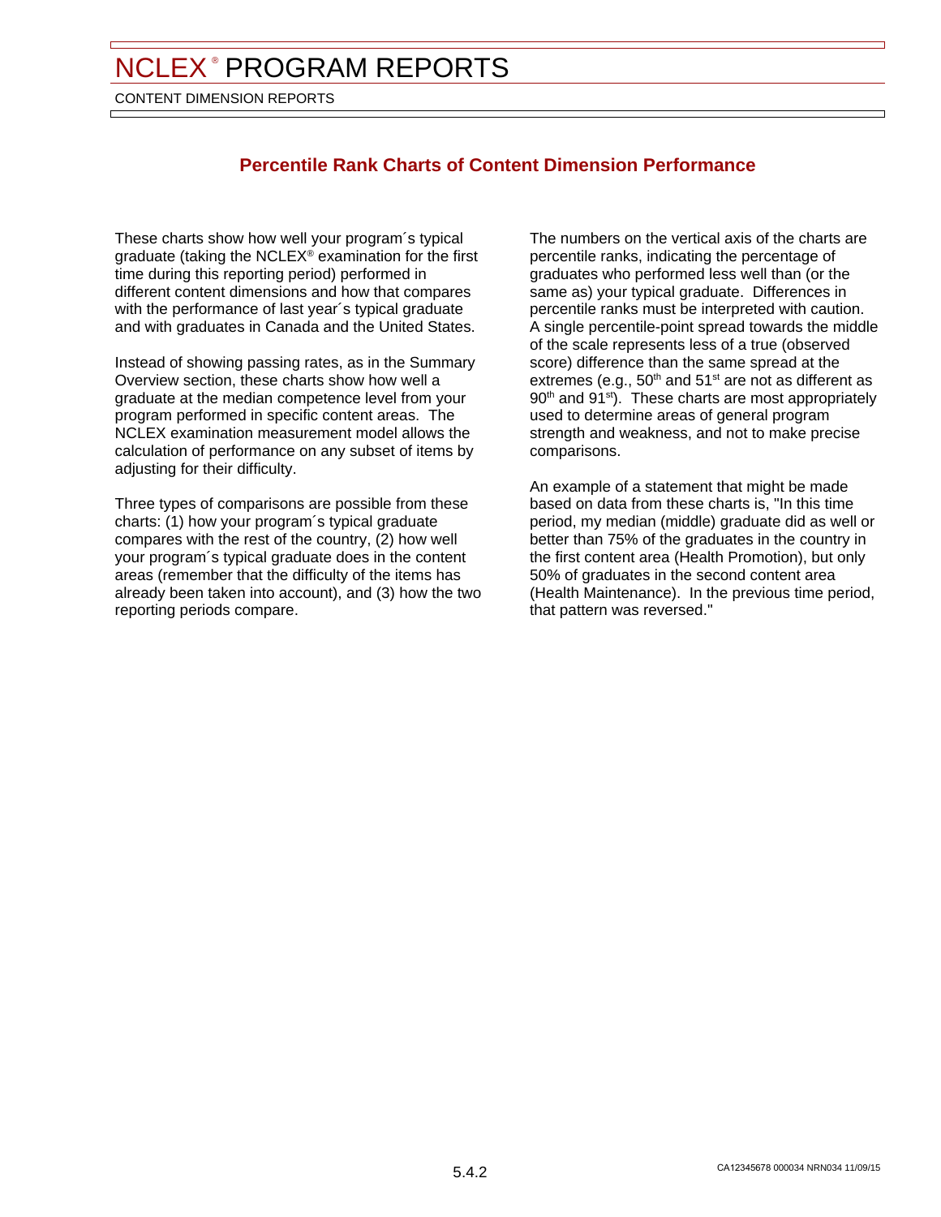# NCLEX® PROGRAM REPORTS

CONTENT DIMENSION REPORTS

## Percentile Rank Charts of Content Dimension Performance

These charts show how well your program´s typical graduate (taking the NCLEX® examination for the first time during this reporting period) performed in different content dimensions and how that compares with the performance of last year´s typical graduate and with graduates in Canada and the United States.

Instead of showing passing rates, as in the Summary Overview section, these charts show how well a graduate at the median competence level from your program performed in specific content areas. The NCLEX examination measurement model allows the calculation of performance on any subset of items by adjusting for their difficulty.

Three types of comparisons are possible from these charts: (1) how your program´s typical graduate compares with the rest of the country, (2) how well your program´s typical graduate does in the content areas (remember that the difficulty of the items has already been taken into account), and (3) how the two reporting periods compare.

The numbers on the vertical axis of the charts are percentile ranks, indicating the percentage of graduates who performed less well than (or the same as) your typical graduate. Differences in percentile ranks must be interpreted with caution. A single percentile-point spread towards the middle of the scale represents less of a true (observed score) difference than the same spread at the extremes (e.g., 50th and 51st are not as different as 90th and 91st). These charts are most appropriately used to determine areas of general program strength and weakness, and not to make precise comparisons.

An example of a statement that might be made based on data from these charts is, "In this time period, my median (middle) graduate did as well or better than 75% of the graduates in the country in the first content area (Health Promotion), but only 50% of graduates in the second content area (Health Maintenance). In the previous time period, that pattern was reversed."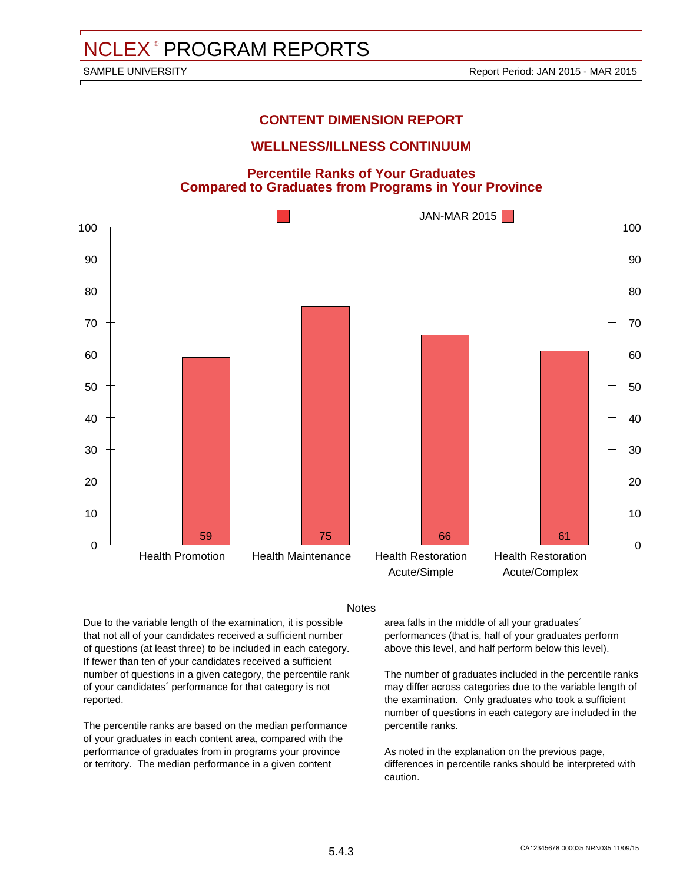# NCLEX® PROGRAM REPORTS

SAMPLE UNIVERSITY

Report Period: JAN 2015 - MAR 2015

## CONTENT DIMENSION REPORT

## WELLNESS/ILLNESS CONTINUUM

### Percentile Ranks of Your Graduates
### Compared to Graduates from Programs in Your Province

JAN-MAR 2015

| Category | JAN-MAR 2015 |
| --- | --- |
| Health Promotion | 59 |
| Health Maintenance | 75 |
| Health Restoration Acute/Simple | 66 |
| Health Restoration Acute/Complex | 61 |

**Notes**

Due to the variable length of the examination, it is possible that not all of your candidates received a sufficient number of questions (at least three) to be included in each category. If fewer than ten of your candidates received a sufficient number of questions in a given category, the percentile rank of your candidates´ performance for that category is not reported.

The percentile ranks are based on the median performance of your graduates in each content area, compared with the performance of graduates from in programs your province or territory. The median performance in a given content area falls in the middle of all your graduates´ performances (that is, half of your graduates perform above this level, and half perform below this level).

The number of graduates included in the percentile ranks may differ across categories due to the variable length of the examination. Only graduates who took a sufficient number of questions in each category are included in the percentile ranks.

As noted in the explanation on the previous page, differences in percentile ranks should be interpreted with caution.

5.4.3

CA12345678 000035 NRN035 11/09/15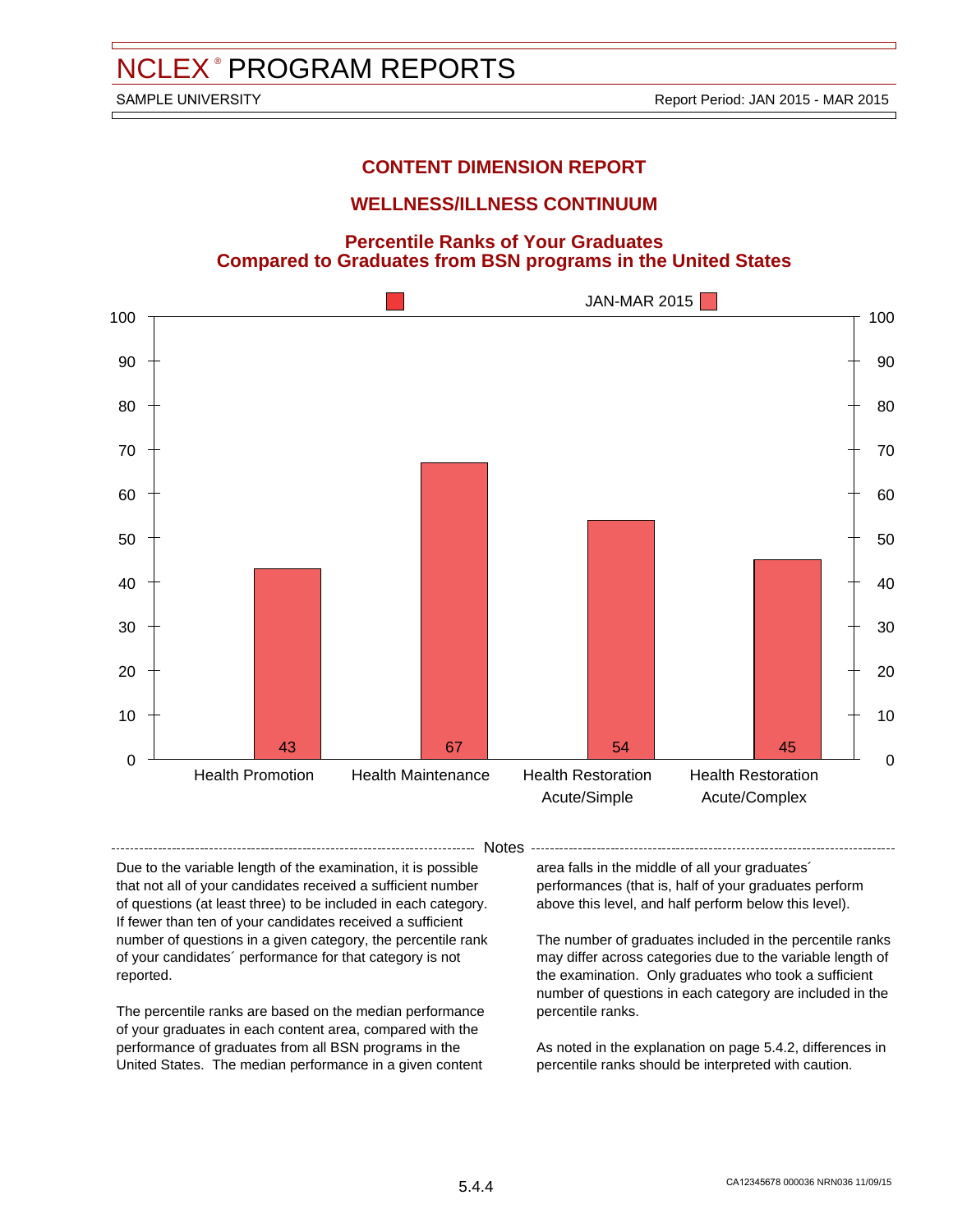# NCLEX® PROGRAM REPORTS

SAMPLE UNIVERSITY

Report Period: JAN 2015 - MAR 2015

## CONTENT DIMENSION REPORT

## WELLNESS/ILLNESS CONTINUUM

### Percentile Ranks of Your Graduates Compared to Graduates from BSN programs in the United States

| Category | JAN-MAR 2015 |
| --- | --- |
| Health Promotion | 43 |
| Health Maintenance | 67 |
| Health Restoration Acute/Simple | 54 |
| Health Restoration Acute/Complex | 45 |

Notes

Due to the variable length of the examination, it is possible that not all of your candidates received a sufficient number of questions (at least three) to be included in each category. If fewer than ten of your candidates received a sufficient number of questions in a given category, the percentile rank of your candidates´ performance for that category is not reported.

The percentile ranks are based on the median performance of your graduates in each content area, compared with the performance of graduates from all BSN programs in the United States. The median performance in a given content area falls in the middle of all your graduates´ performances (that is, half of your graduates perform above this level, and half perform below this level).

The number of graduates included in the percentile ranks may differ across categories due to the variable length of the examination. Only graduates who took a sufficient number of questions in each category are included in the percentile ranks.

As noted in the explanation on page 5.4.2, differences in percentile ranks should be interpreted with caution.

CA12345678 000036 NRN036 11/09/15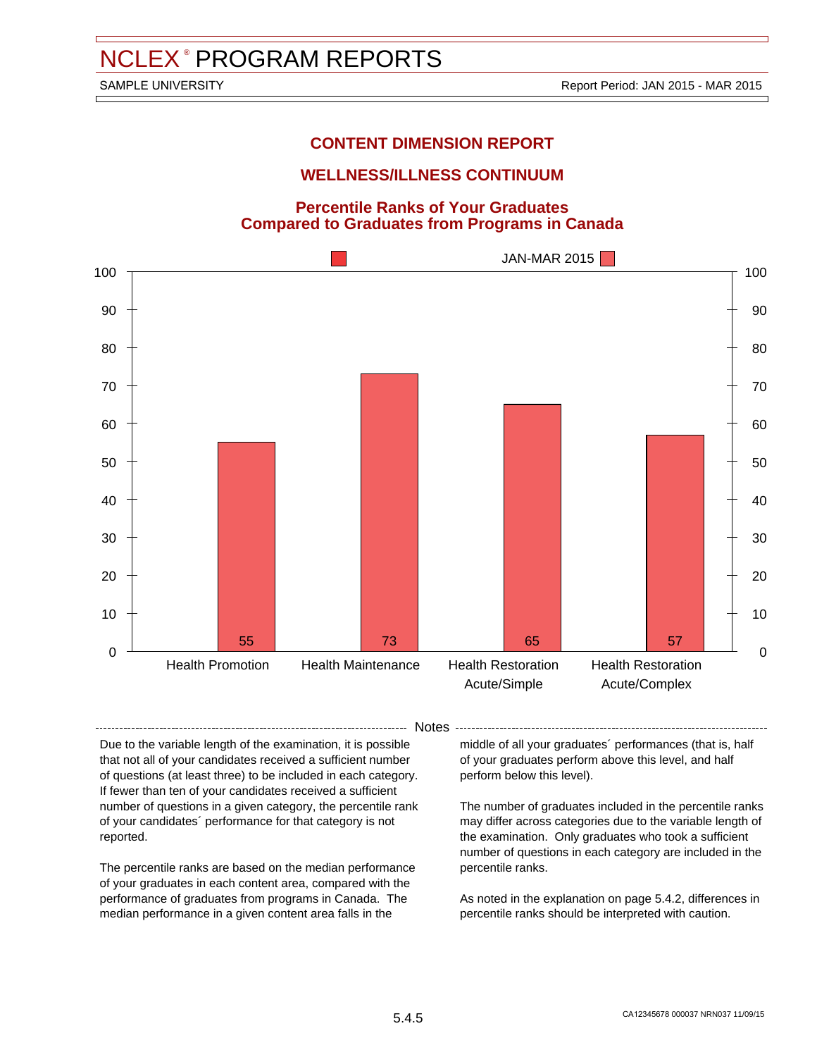# NCLEX® PROGRAM REPORTS

SAMPLE UNIVERSITY — Report Period: JAN 2015 - MAR 2015

## CONTENT DIMENSION REPORT

## WELLNESS/ILLNESS CONTINUUM

### Percentile Ranks of Your Graduates Compared to Graduates from Programs in Canada

| Category | JAN-MAR 2015 |
|---|---|
| Health Promotion | 55 |
| Health Maintenance | 73 |
| Health Restoration Acute/Simple | 65 |
| Health Restoration Acute/Complex | 57 |

**Notes**

Due to the variable length of the examination, it is possible that not all of your candidates received a sufficient number of questions (at least three) to be included in each category. If fewer than ten of your candidates received a sufficient number of questions in a given category, the percentile rank of your candidates´ performance for that category is not reported.

The percentile ranks are based on the median performance of your graduates in each content area, compared with the performance of graduates from programs in Canada. The median performance in a given content area falls in the middle of all your graduates´ performances (that is, half of your graduates perform above this level, and half perform below this level).

The number of graduates included in the percentile ranks may differ across categories due to the variable length of the examination. Only graduates who took a sufficient number of questions in each category are included in the percentile ranks.

As noted in the explanation on page 5.4.2, differences in percentile ranks should be interpreted with caution.

CA12345678 000037 NRN037 11/09/15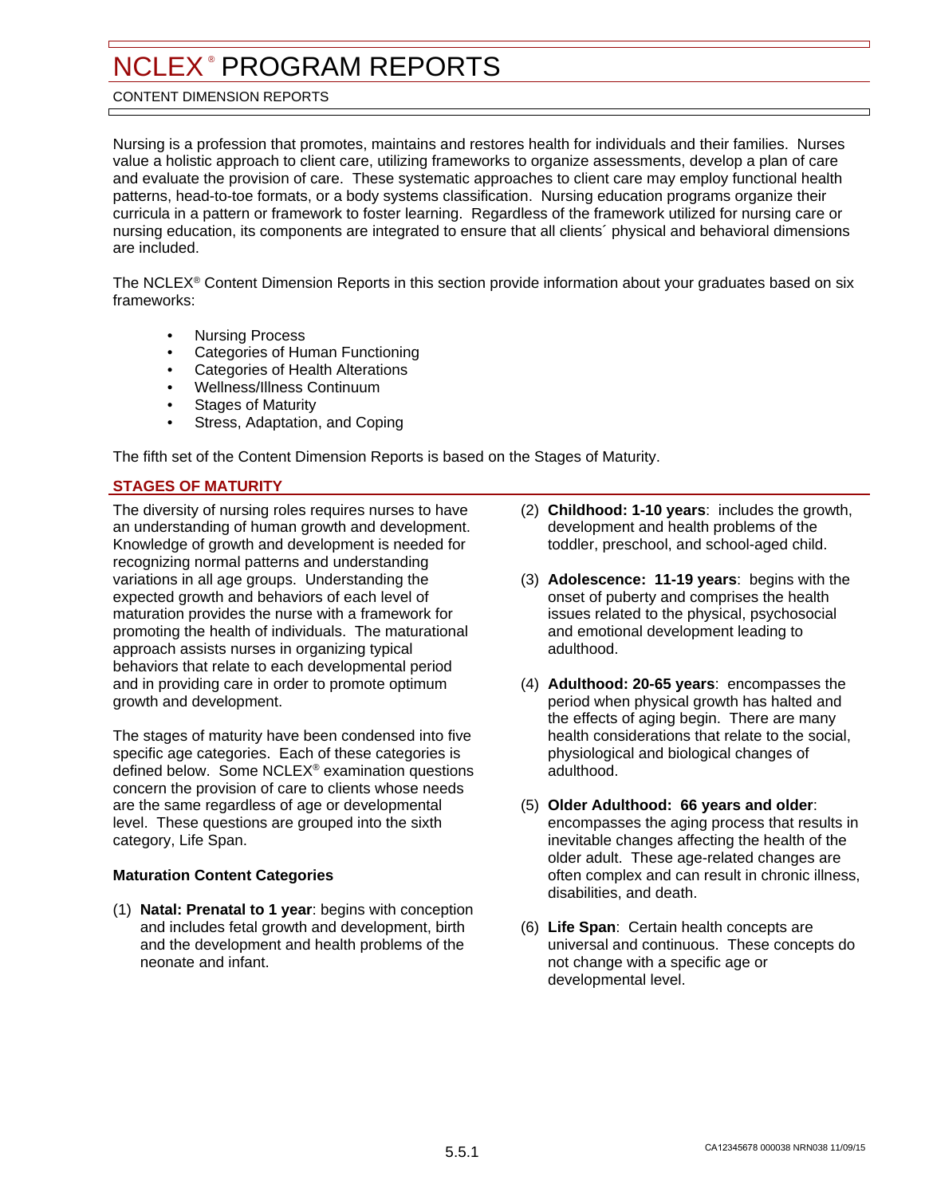# NCLEX® PROGRAM REPORTS

CONTENT DIMENSION REPORTS

Nursing is a profession that promotes, maintains and restores health for individuals and their families. Nurses value a holistic approach to client care, utilizing frameworks to organize assessments, develop a plan of care and evaluate the provision of care. These systematic approaches to client care may employ functional health patterns, head-to-toe formats, or a body systems classification. Nursing education programs organize their curricula in a pattern or framework to foster learning. Regardless of the framework utilized for nursing care or nursing education, its components are integrated to ensure that all clients´ physical and behavioral dimensions are included.

The NCLEX® Content Dimension Reports in this section provide information about your graduates based on six frameworks:

- Nursing Process
- Categories of Human Functioning
- Categories of Health Alterations
- Wellness/Illness Continuum
- Stages of Maturity
- Stress, Adaptation, and Coping

The fifth set of the Content Dimension Reports is based on the Stages of Maturity.

## STAGES OF MATURITY

The diversity of nursing roles requires nurses to have an understanding of human growth and development. Knowledge of growth and development is needed for recognizing normal patterns and understanding variations in all age groups. Understanding the expected growth and behaviors of each level of maturation provides the nurse with a framework for promoting the health of individuals. The maturational approach assists nurses in organizing typical behaviors that relate to each developmental period and in providing care in order to promote optimum growth and development.

The stages of maturity have been condensed into five specific age categories. Each of these categories is defined below. Some NCLEX® examination questions concern the provision of care to clients whose needs are the same regardless of age or developmental level. These questions are grouped into the sixth category, Life Span.

### Maturation Content Categories

(1) **Natal: Prenatal to 1 year**: begins with conception and includes fetal growth and development, birth and the development and health problems of the neonate and infant.

(2) **Childhood: 1-10 years**: includes the growth, development and health problems of the toddler, preschool, and school-aged child.

(3) **Adolescence: 11-19 years**: begins with the onset of puberty and comprises the health issues related to the physical, psychosocial and emotional development leading to adulthood.

(4) **Adulthood: 20-65 years**: encompasses the period when physical growth has halted and the effects of aging begin. There are many health considerations that relate to the social, physiological and biological changes of adulthood.

(5) **Older Adulthood: 66 years and older**: encompasses the aging process that results in inevitable changes affecting the health of the older adult. These age-related changes are often complex and can result in chronic illness, disabilities, and death.

(6) **Life Span**: Certain health concepts are universal and continuous. These concepts do not change with a specific age or developmental level.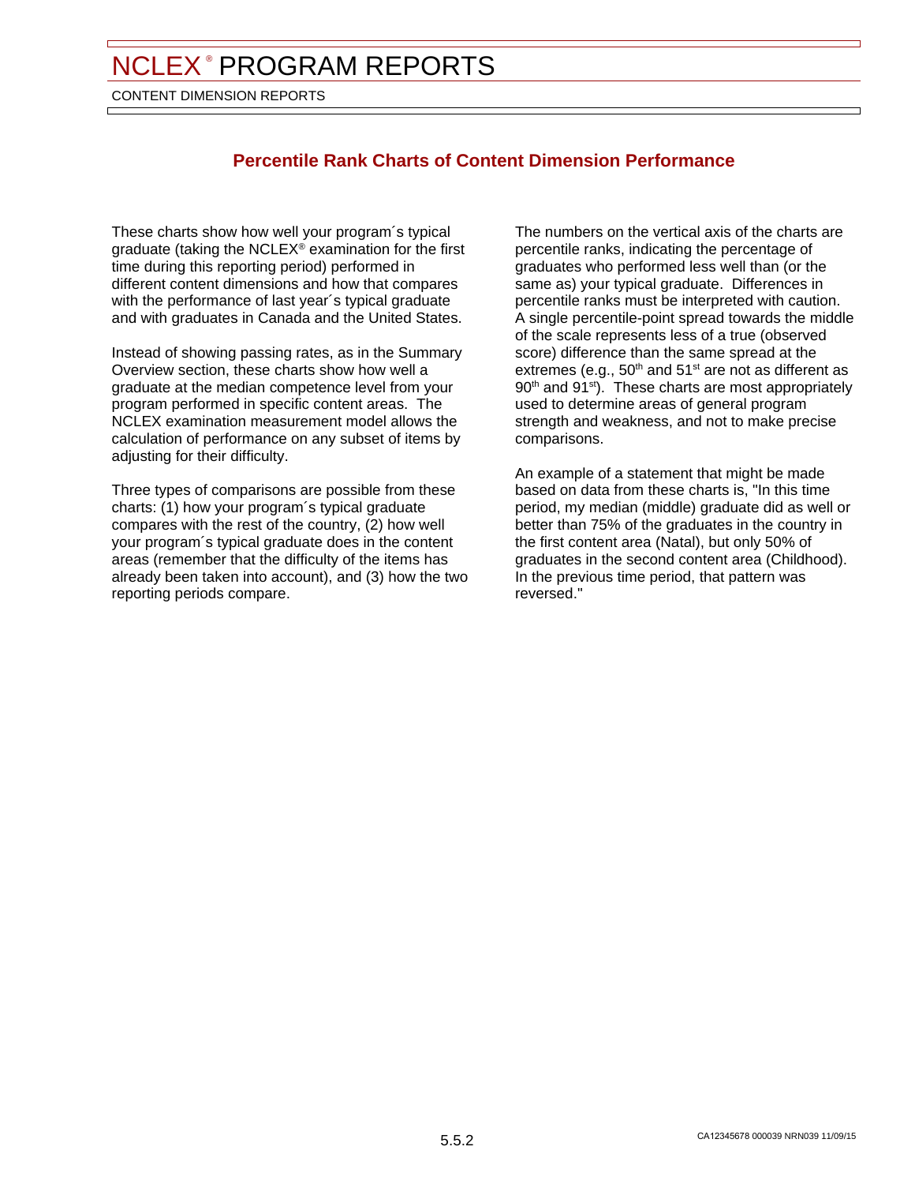# NCLEX® PROGRAM REPORTS

CONTENT DIMENSION REPORTS

## Percentile Rank Charts of Content Dimension Performance

These charts show how well your program´s typical graduate (taking the NCLEX® examination for the first time during this reporting period) performed in different content dimensions and how that compares with the performance of last year´s typical graduate and with graduates in Canada and the United States.

Instead of showing passing rates, as in the Summary Overview section, these charts show how well a graduate at the median competence level from your program performed in specific content areas. The NCLEX examination measurement model allows the calculation of performance on any subset of items by adjusting for their difficulty.

Three types of comparisons are possible from these charts: (1) how your program´s typical graduate compares with the rest of the country, (2) how well your program´s typical graduate does in the content areas (remember that the difficulty of the items has already been taken into account), and (3) how the two reporting periods compare.

The numbers on the vertical axis of the charts are percentile ranks, indicating the percentage of graduates who performed less well than (or the same as) your typical graduate. Differences in percentile ranks must be interpreted with caution. A single percentile-point spread towards the middle of the scale represents less of a true (observed score) difference than the same spread at the extremes (e.g., 50th and 51st are not as different as 90th and 91st). These charts are most appropriately used to determine areas of general program strength and weakness, and not to make precise comparisons.

An example of a statement that might be made based on data from these charts is, "In this time period, my median (middle) graduate did as well or better than 75% of the graduates in the country in the first content area (Natal), but only 50% of graduates in the second content area (Childhood). In the previous time period, that pattern was reversed."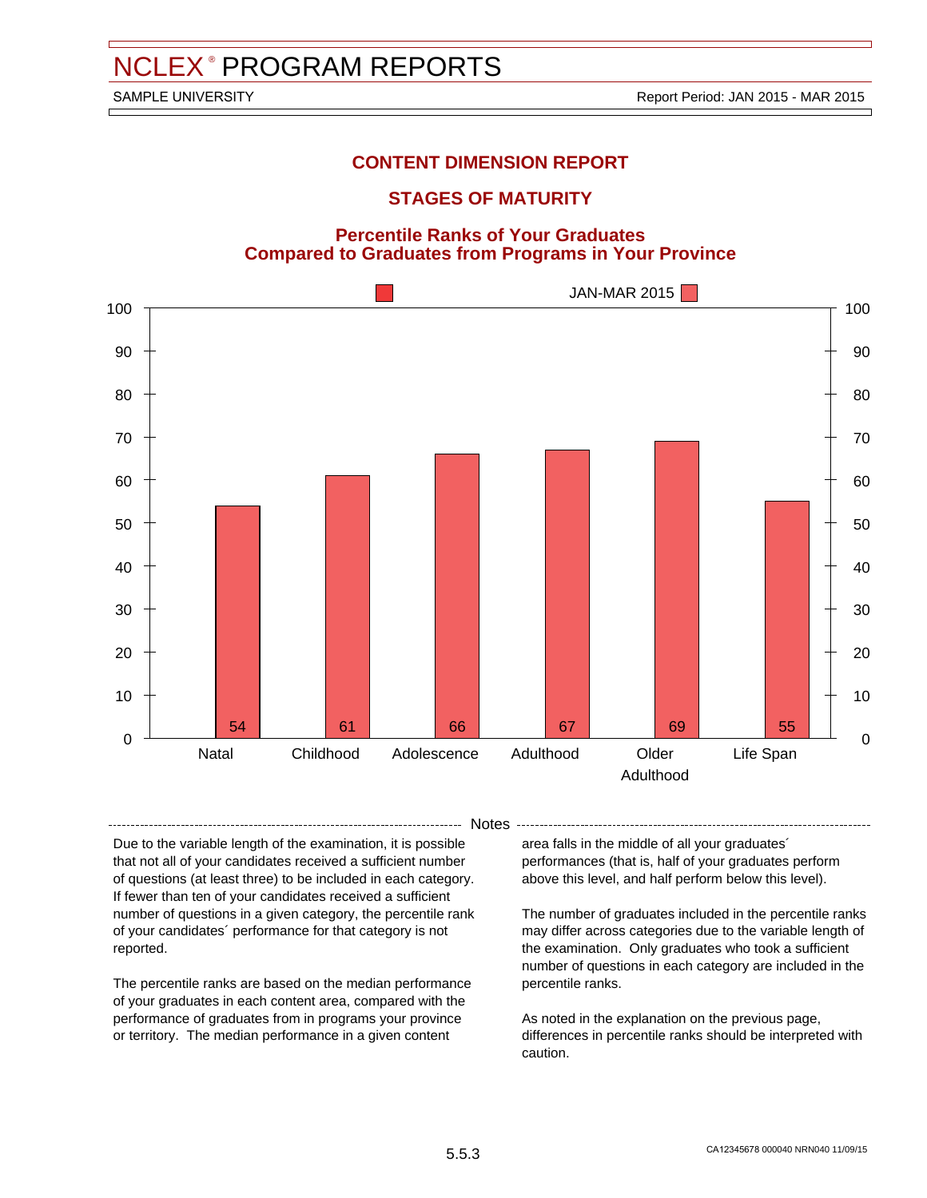# NCLEX® PROGRAM REPORTS

SAMPLE UNIVERSITY

Report Period: JAN 2015 - MAR 2015

## CONTENT DIMENSION REPORT

## STAGES OF MATURITY

### Percentile Ranks of Your Graduates Compared to Graduates from Programs in Your Province

| Category | JAN-MAR 2015 |
|---|---|
| Natal | 54 |
| Childhood | 61 |
| Adolescence | 66 |
| Adulthood | 67 |
| Older Adulthood | 69 |
| Life Span | 55 |

Notes

Due to the variable length of the examination, it is possible that not all of your candidates received a sufficient number of questions (at least three) to be included in each category. If fewer than ten of your candidates received a sufficient number of questions in a given category, the percentile rank of your candidates´ performance for that category is not reported.

The percentile ranks are based on the median performance of your graduates in each content area, compared with the performance of graduates from in programs your province or territory. The median performance in a given content area falls in the middle of all your graduates´ performances (that is, half of your graduates perform above this level, and half perform below this level).

The number of graduates included in the percentile ranks may differ across categories due to the variable length of the examination. Only graduates who took a sufficient number of questions in each category are included in the percentile ranks.

As noted in the explanation on the previous page, differences in percentile ranks should be interpreted with caution.

5.5.3

CA12345678 000040 NRN040 11/09/15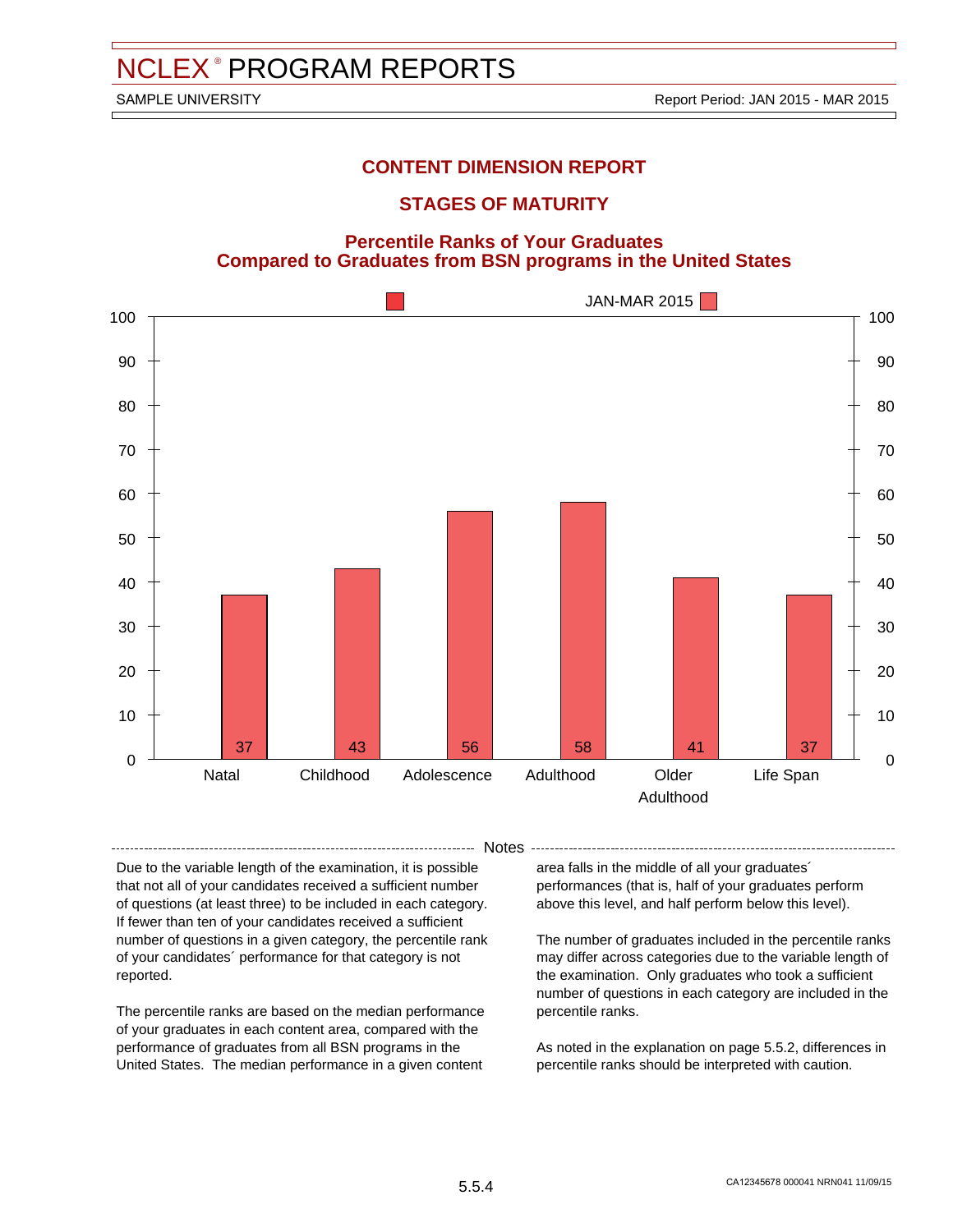# NCLEX® PROGRAM REPORTS

SAMPLE UNIVERSITY

Report Period: JAN 2015 - MAR 2015

## CONTENT DIMENSION REPORT

## STAGES OF MATURITY

### Percentile Ranks of Your Graduates Compared to Graduates from BSN programs in the United States

| Stage of Maturity | JAN-MAR 2015 |
|---|---|
| Natal | 37 |
| Childhood | 43 |
| Adolescence | 56 |
| Adulthood | 58 |
| Older Adulthood | 41 |
| Life Span | 37 |

**Notes**

Due to the variable length of the examination, it is possible that not all of your candidates received a sufficient number of questions (at least three) to be included in each category. If fewer than ten of your candidates received a sufficient number of questions in a given category, the percentile rank of your candidates´ performance for that category is not reported.

The percentile ranks are based on the median performance of your graduates in each content area, compared with the performance of graduates from all BSN programs in the United States. The median performance in a given content area falls in the middle of all your graduates´ performances (that is, half of your graduates perform above this level, and half perform below this level).

The number of graduates included in the percentile ranks may differ across categories due to the variable length of the examination. Only graduates who took a sufficient number of questions in each category are included in the percentile ranks.

As noted in the explanation on page 5.5.2, differences in percentile ranks should be interpreted with caution.

CA12345678 000041 NRN041 11/09/15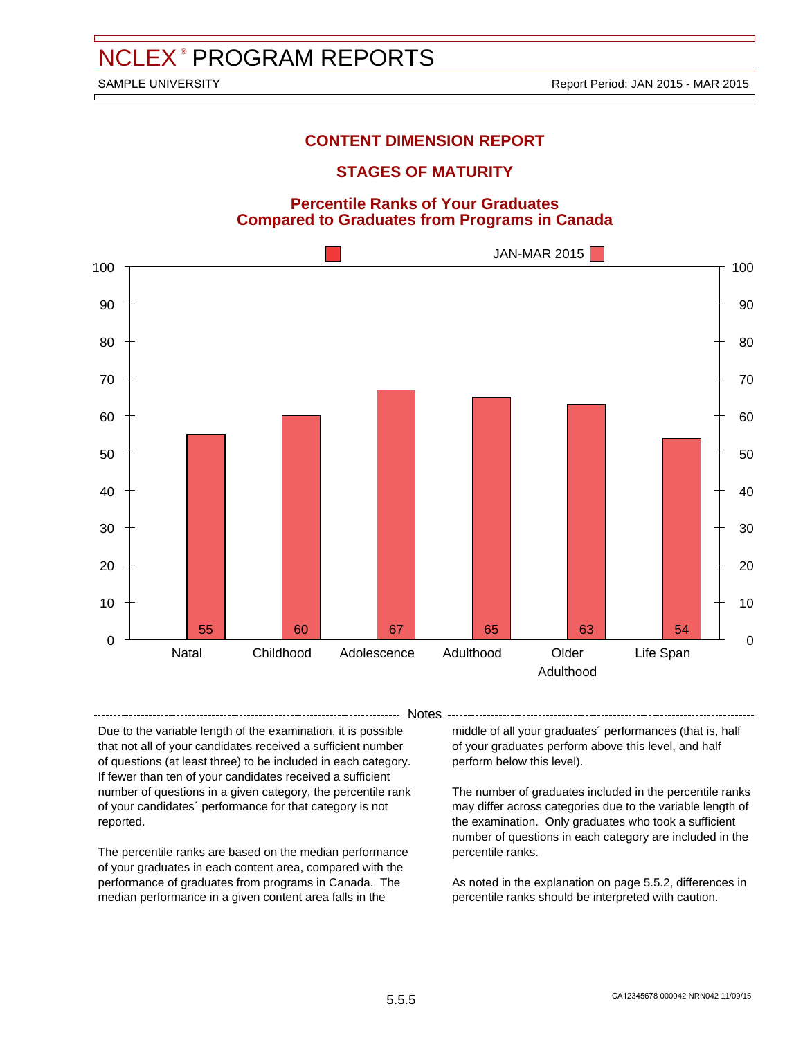# NCLEX® PROGRAM REPORTS

SAMPLE UNIVERSITY

Report Period: JAN 2015 - MAR 2015

## CONTENT DIMENSION REPORT

## STAGES OF MATURITY

### Percentile Ranks of Your Graduates Compared to Graduates from Programs in Canada

JAN-MAR 2015

| Category | Percentile Rank |
|---|---|
| Natal | 55 |
| Childhood | 60 |
| Adolescence | 67 |
| Adulthood | 65 |
| Older Adulthood | 63 |
| Life Span | 54 |

### Notes

Due to the variable length of the examination, it is possible that not all of your candidates received a sufficient number of questions (at least three) to be included in each category. If fewer than ten of your candidates received a sufficient number of questions in a given category, the percentile rank of your candidates´ performance for that category is not reported.

The percentile ranks are based on the median performance of your graduates in each content area, compared with the performance of graduates from programs in Canada. The median performance in a given content area falls in the middle of all your graduates´ performances (that is, half of your graduates perform above this level, and half perform below this level).

The number of graduates included in the percentile ranks may differ across categories due to the variable length of the examination. Only graduates who took a sufficient number of questions in each category are included in the percentile ranks.

As noted in the explanation on page 5.5.2, differences in percentile ranks should be interpreted with caution.

CA12345678 000042 NRN042 11/09/15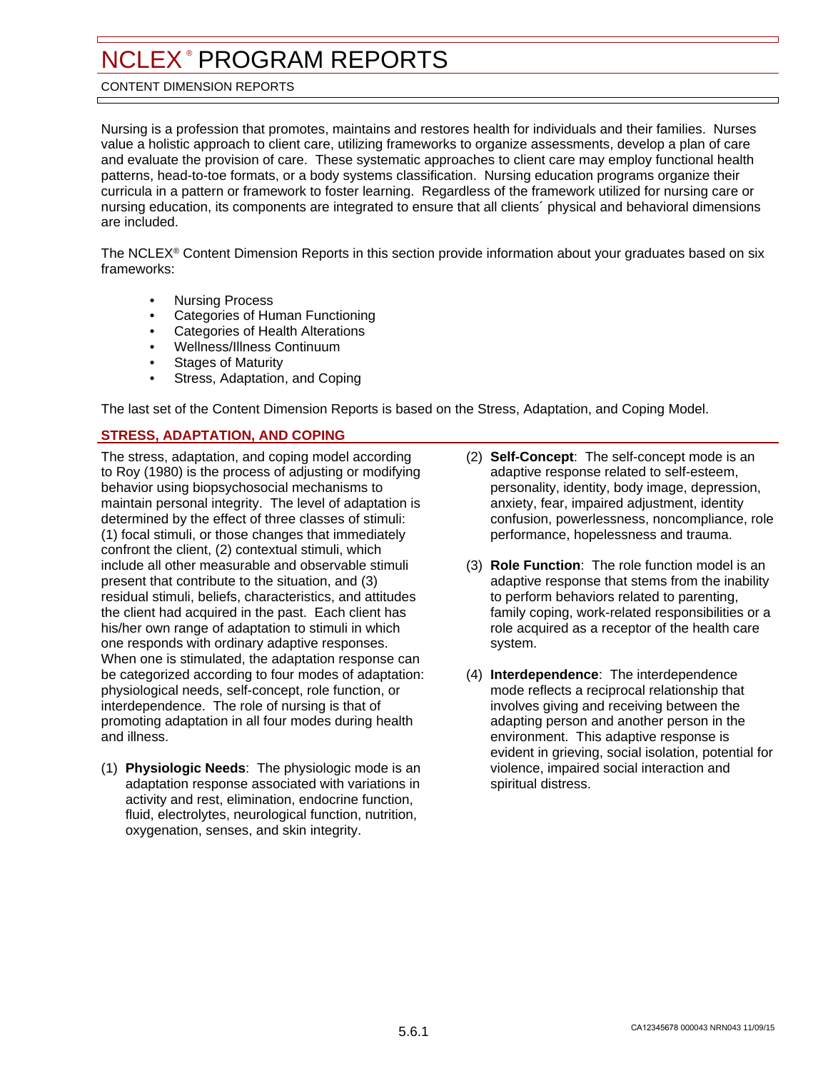# NCLEX® PROGRAM REPORTS

CONTENT DIMENSION REPORTS

Nursing is a profession that promotes, maintains and restores health for individuals and their families. Nurses value a holistic approach to client care, utilizing frameworks to organize assessments, develop a plan of care and evaluate the provision of care. These systematic approaches to client care may employ functional health patterns, head-to-toe formats, or a body systems classification. Nursing education programs organize their curricula in a pattern or framework to foster learning. Regardless of the framework utilized for nursing care or nursing education, its components are integrated to ensure that all clients´ physical and behavioral dimensions are included.

The NCLEX® Content Dimension Reports in this section provide information about your graduates based on six frameworks:

- Nursing Process
- Categories of Human Functioning
- Categories of Health Alterations
- Wellness/Illness Continuum
- Stages of Maturity
- Stress, Adaptation, and Coping

The last set of the Content Dimension Reports is based on the Stress, Adaptation, and Coping Model.

## STRESS, ADAPTATION, AND COPING

The stress, adaptation, and coping model according to Roy (1980) is the process of adjusting or modifying behavior using biopsychosocial mechanisms to maintain personal integrity. The level of adaptation is determined by the effect of three classes of stimuli: (1) focal stimuli, or those changes that immediately confront the client, (2) contextual stimuli, which include all other measurable and observable stimuli present that contribute to the situation, and (3) residual stimuli, beliefs, characteristics, and attitudes the client had acquired in the past. Each client has his/her own range of adaptation to stimuli in which one responds with ordinary adaptive responses. When one is stimulated, the adaptation response can be categorized according to four modes of adaptation: physiological needs, self-concept, role function, or interdependence. The role of nursing is that of promoting adaptation in all four modes during health and illness.

(1) **Physiologic Needs**: The physiologic mode is an adaptation response associated with variations in activity and rest, elimination, endocrine function, fluid, electrolytes, neurological function, nutrition, oxygenation, senses, and skin integrity.

(2) **Self-Concept**: The self-concept mode is an adaptive response related to self-esteem, personality, identity, body image, depression, anxiety, fear, impaired adjustment, identity confusion, powerlessness, noncompliance, role performance, hopelessness and trauma.

(3) **Role Function**: The role function model is an adaptive response that stems from the inability to perform behaviors related to parenting, family coping, work-related responsibilities or a role acquired as a receptor of the health care system.

(4) **Interdependence**: The interdependence mode reflects a reciprocal relationship that involves giving and receiving between the adapting person and another person in the environment. This adaptive response is evident in grieving, social isolation, potential for violence, impaired social interaction and spiritual distress.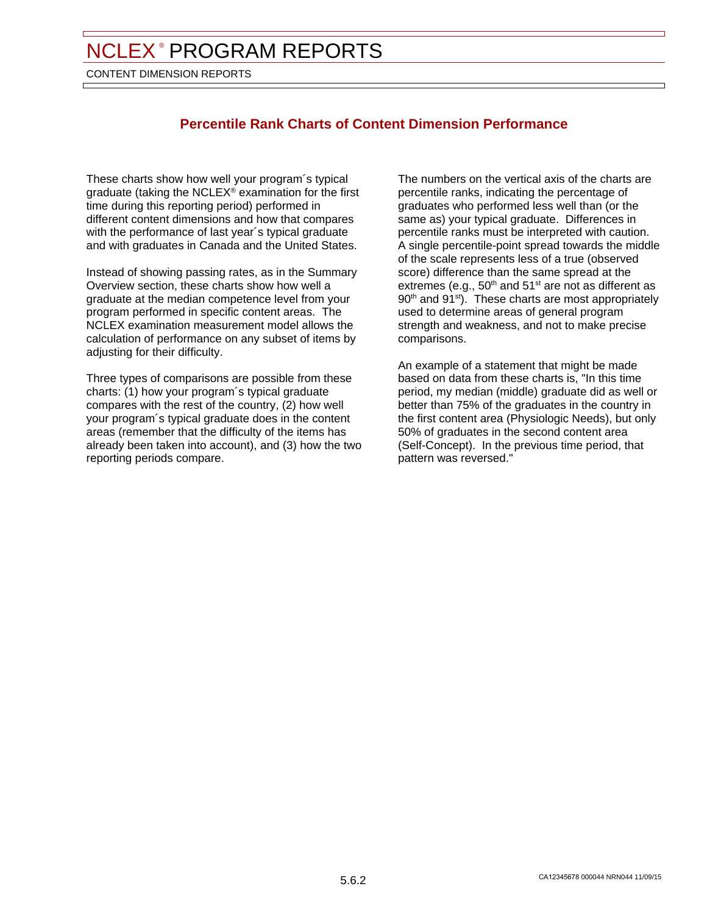# NCLEX® PROGRAM REPORTS

CONTENT DIMENSION REPORTS

## Percentile Rank Charts of Content Dimension Performance

These charts show how well your program´s typical graduate (taking the NCLEX® examination for the first time during this reporting period) performed in different content dimensions and how that compares with the performance of last year´s typical graduate and with graduates in Canada and the United States.

Instead of showing passing rates, as in the Summary Overview section, these charts show how well a graduate at the median competence level from your program performed in specific content areas. The NCLEX examination measurement model allows the calculation of performance on any subset of items by adjusting for their difficulty.

Three types of comparisons are possible from these charts: (1) how your program´s typical graduate compares with the rest of the country, (2) how well your program´s typical graduate does in the content areas (remember that the difficulty of the items has already been taken into account), and (3) how the two reporting periods compare.

The numbers on the vertical axis of the charts are percentile ranks, indicating the percentage of graduates who performed less well than (or the same as) your typical graduate. Differences in percentile ranks must be interpreted with caution. A single percentile-point spread towards the middle of the scale represents less of a true (observed score) difference than the same spread at the extremes (e.g., 50th and 51st are not as different as 90th and 91st). These charts are most appropriately used to determine areas of general program strength and weakness, and not to make precise comparisons.

An example of a statement that might be made based on data from these charts is, "In this time period, my median (middle) graduate did as well or better than 75% of the graduates in the country in the first content area (Physiologic Needs), but only 50% of graduates in the second content area (Self-Concept). In the previous time period, that pattern was reversed."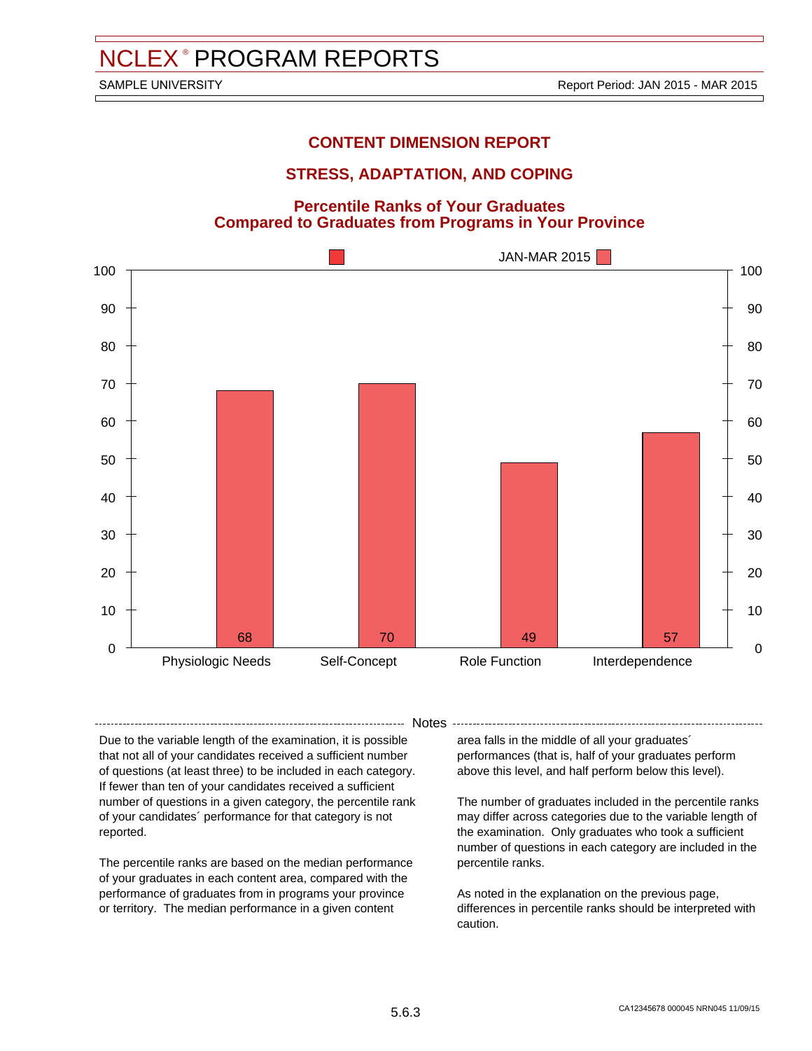# NCLEX® PROGRAM REPORTS

SAMPLE UNIVERSITY

Report Period: JAN 2015 - MAR 2015

## CONTENT DIMENSION REPORT

## STRESS, ADAPTATION, AND COPING

### Percentile Ranks of Your Graduates Compared to Graduates from Programs in Your Province

JAN-MAR 2015

| Category | Percentile Rank |
|---|---|
| Physiologic Needs | 68 |
| Self-Concept | 70 |
| Role Function | 49 |
| Interdependence | 57 |

**Notes**

Due to the variable length of the examination, it is possible that not all of your candidates received a sufficient number of questions (at least three) to be included in each category. If fewer than ten of your candidates received a sufficient number of questions in a given category, the percentile rank of your candidates´ performance for that category is not reported.

The percentile ranks are based on the median performance of your graduates in each content area, compared with the performance of graduates from in programs your province or territory. The median performance in a given content area falls in the middle of all your graduates´ performances (that is, half of your graduates perform above this level, and half perform below this level).

The number of graduates included in the percentile ranks may differ across categories due to the variable length of the examination. Only graduates who took a sufficient number of questions in each category are included in the percentile ranks.

As noted in the explanation on the previous page, differences in percentile ranks should be interpreted with caution.

5.6.3

CA12345678 000045 NRN045 11/09/15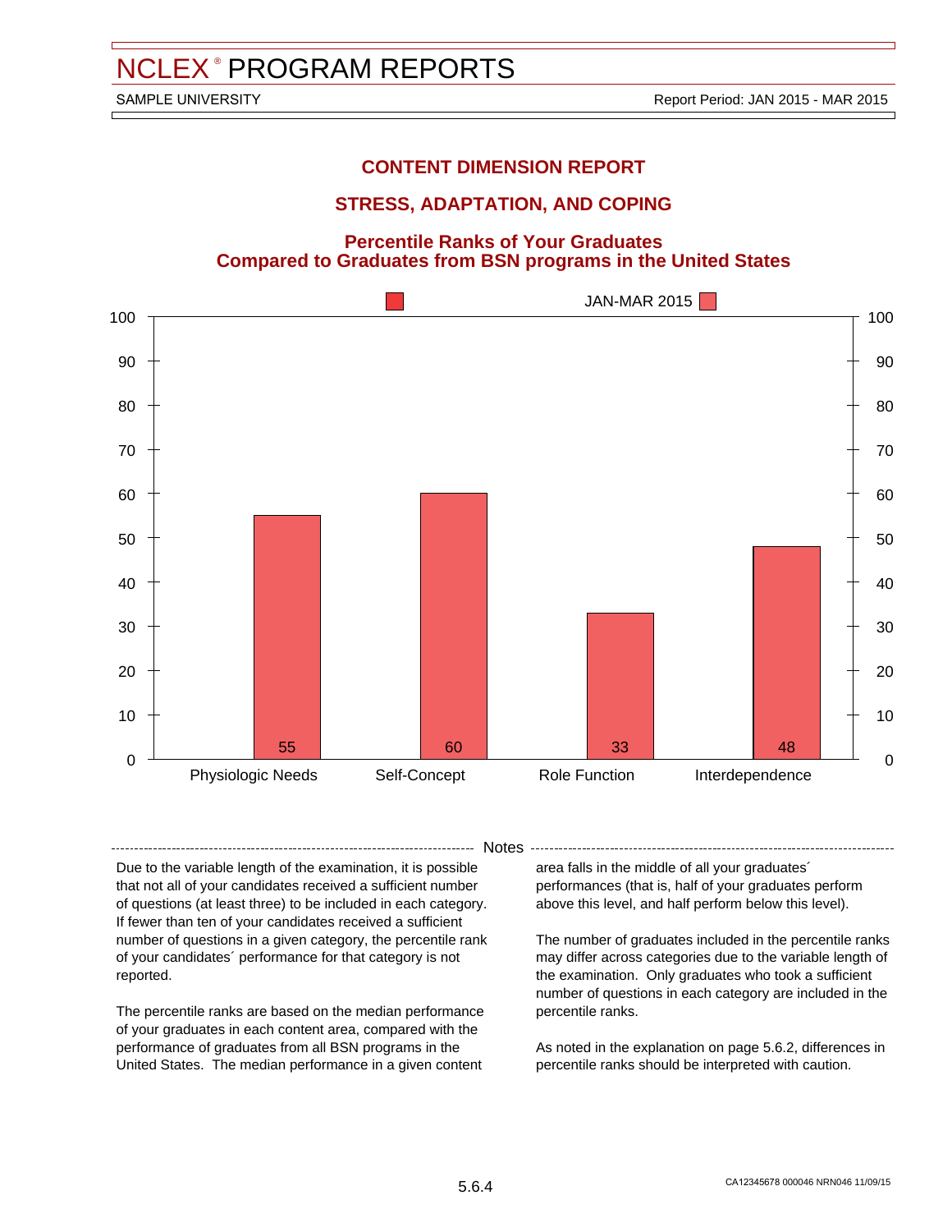# NCLEX® PROGRAM REPORTS

SAMPLE UNIVERSITY

Report Period: JAN 2015 - MAR 2015

## CONTENT DIMENSION REPORT

## STRESS, ADAPTATION, AND COPING

### Percentile Ranks of Your Graduates Compared to Graduates from BSN programs in the United States

| Category | JAN-MAR 2015 |
| --- | --- |
| Physiologic Needs | 55 |
| Self-Concept | 60 |
| Role Function | 33 |
| Interdependence | 48 |

**Notes**

Due to the variable length of the examination, it is possible that not all of your candidates received a sufficient number of questions (at least three) to be included in each category. If fewer than ten of your candidates received a sufficient number of questions in a given category, the percentile rank of your candidates´ performance for that category is not reported.

The percentile ranks are based on the median performance of your graduates in each content area, compared with the performance of graduates from all BSN programs in the United States. The median performance in a given content area falls in the middle of all your graduates´ performances (that is, half of your graduates perform above this level, and half perform below this level).

The number of graduates included in the percentile ranks may differ across categories due to the variable length of the examination. Only graduates who took a sufficient number of questions in each category are included in the percentile ranks.

As noted in the explanation on page 5.6.2, differences in percentile ranks should be interpreted with caution.

CA12345678 000046 NRN046 11/09/15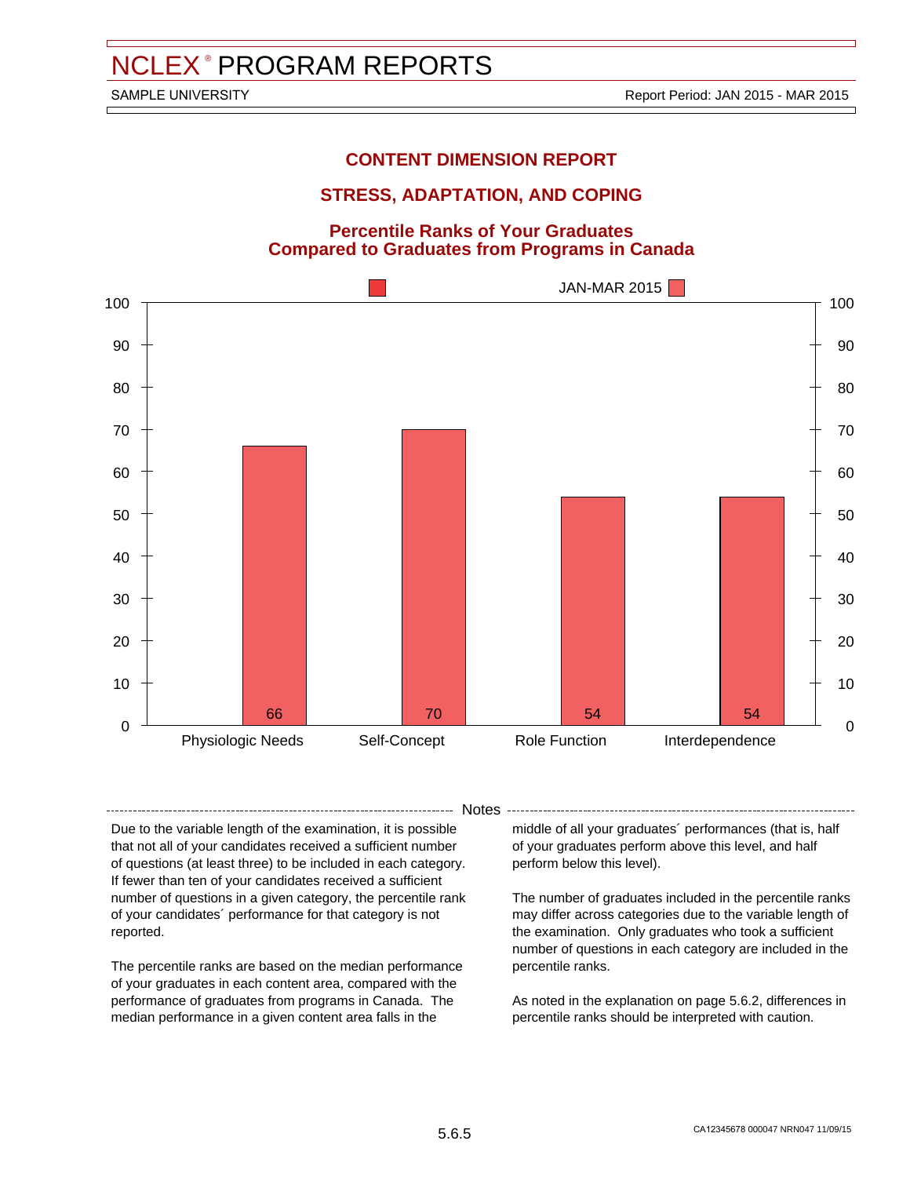# NCLEX® PROGRAM REPORTS

SAMPLE UNIVERSITY

Report Period: JAN 2015 - MAR 2015

## CONTENT DIMENSION REPORT

## STRESS, ADAPTATION, AND COPING

### Percentile Ranks of Your Graduates Compared to Graduates from Programs in Canada

JAN-MAR 2015

| Category | JAN-MAR 2015 |
|---|---|
| Physiologic Needs | 66 |
| Self-Concept | 70 |
| Role Function | 54 |
| Interdependence | 54 |

**Notes**

Due to the variable length of the examination, it is possible that not all of your candidates received a sufficient number of questions (at least three) to be included in each category. If fewer than ten of your candidates received a sufficient number of questions in a given category, the percentile rank of your candidates´ performance for that category is not reported.

The percentile ranks are based on the median performance of your graduates in each content area, compared with the performance of graduates from programs in Canada. The median performance in a given content area falls in the middle of all your graduates´ performances (that is, half of your graduates perform above this level, and half perform below this level).

The number of graduates included in the percentile ranks may differ across categories due to the variable length of the examination. Only graduates who took a sufficient number of questions in each category are included in the percentile ranks.

As noted in the explanation on page 5.6.2, differences in percentile ranks should be interpreted with caution.

CA12345678 000047 NRN047 11/09/15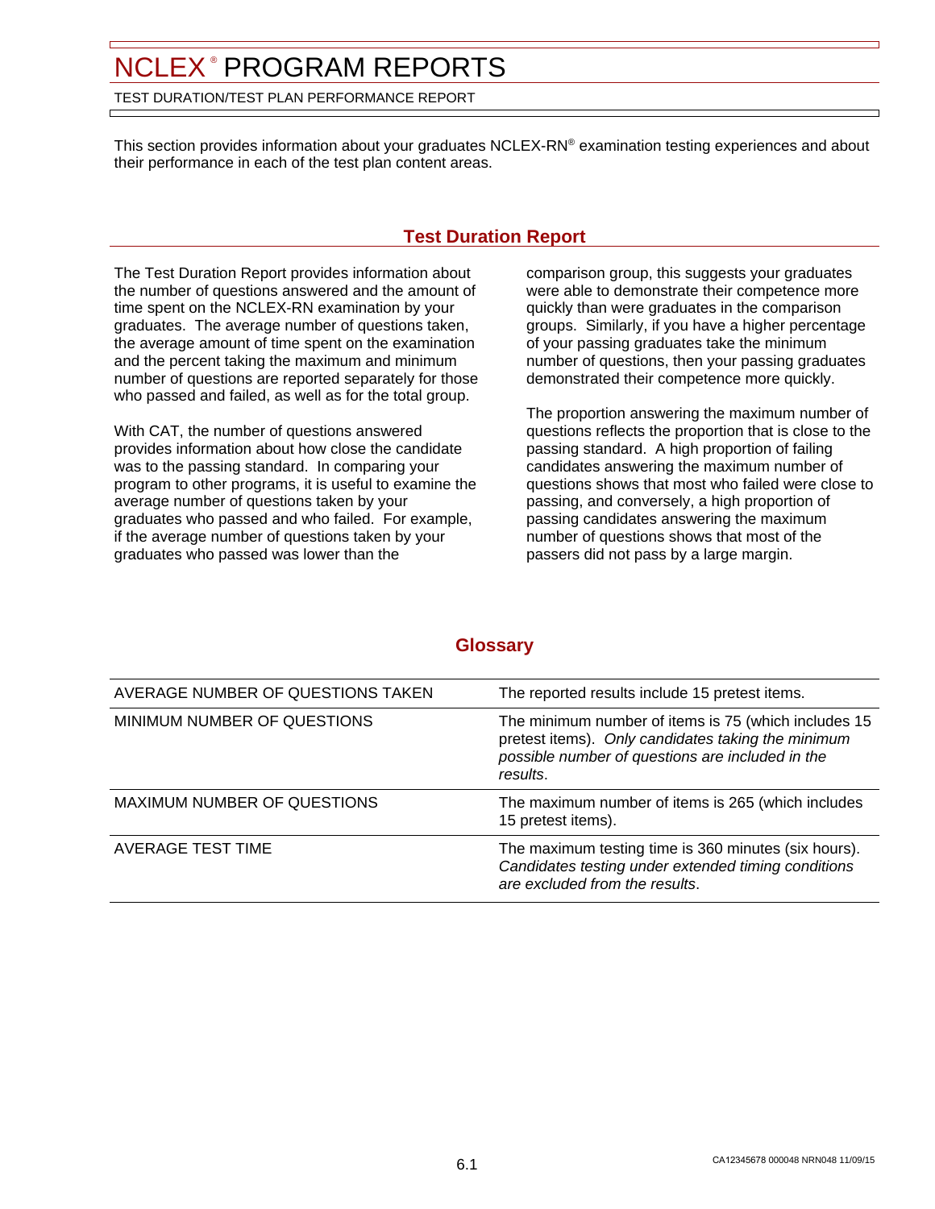# NCLEX® PROGRAM REPORTS

TEST DURATION/TEST PLAN PERFORMANCE REPORT

This section provides information about your graduates NCLEX-RN® examination testing experiences and about their performance in each of the test plan content areas.

## Test Duration Report

The Test Duration Report provides information about the number of questions answered and the amount of time spent on the NCLEX-RN examination by your graduates. The average number of questions taken, the average amount of time spent on the examination and the percent taking the maximum and minimum number of questions are reported separately for those who passed and failed, as well as for the total group.

With CAT, the number of questions answered provides information about how close the candidate was to the passing standard. In comparing your program to other programs, it is useful to examine the average number of questions taken by your graduates who passed and who failed. For example, if the average number of questions taken by your graduates who passed was lower than the comparison group, this suggests your graduates were able to demonstrate their competence more quickly than were graduates in the comparison groups. Similarly, if you have a higher percentage of your passing graduates take the minimum number of questions, then your passing graduates demonstrated their competence more quickly.

The proportion answering the maximum number of questions reflects the proportion that is close to the passing standard. A high proportion of failing candidates answering the maximum number of questions shows that most who failed were close to passing, and conversely, a high proportion of passing candidates answering the maximum number of questions shows that most of the passers did not pass by a large margin.

## Glossary

| | |
|---|---|
| AVERAGE NUMBER OF QUESTIONS TAKEN | The reported results include 15 pretest items. |
| MINIMUM NUMBER OF QUESTIONS | The minimum number of items is 75 (which includes 15 pretest items). *Only candidates taking the minimum possible number of questions are included in the results*. |
| MAXIMUM NUMBER OF QUESTIONS | The maximum number of items is 265 (which includes 15 pretest items). |
| AVERAGE TEST TIME | The maximum testing time is 360 minutes (six hours). *Candidates testing under extended timing conditions are excluded from the results*. |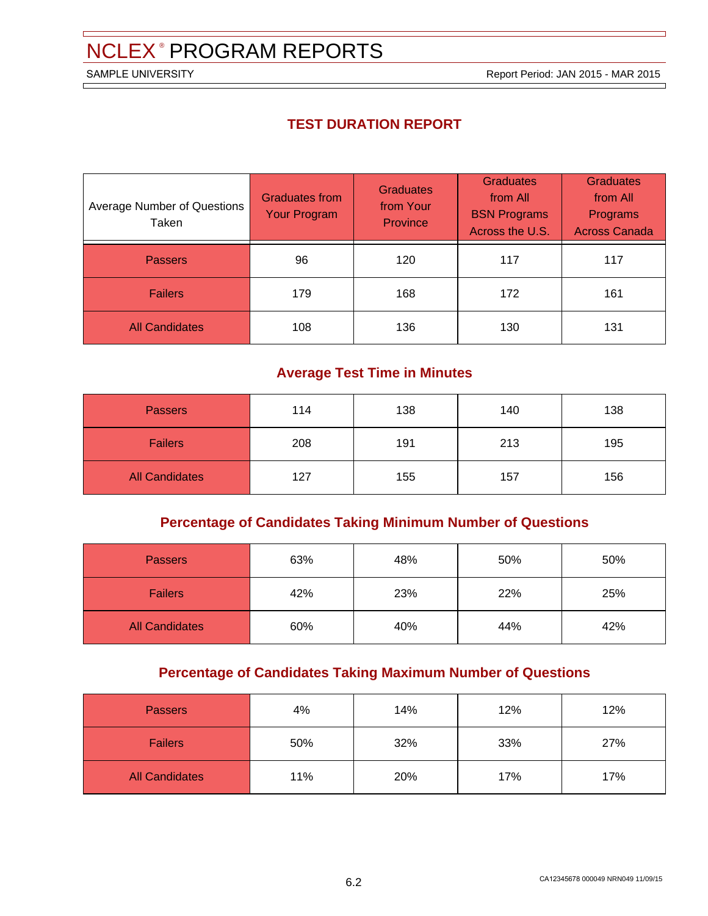# NCLEX® PROGRAM REPORTS

SAMPLE UNIVERSITY

Report Period: JAN 2015 - MAR 2015

## TEST DURATION REPORT

| Average Number of Questions Taken | Graduates from Your Program | Graduates from Your Province | Graduates from All BSN Programs Across the U.S. | Graduates from All Programs Across Canada |
|---|---|---|---|---|
| Passers | 96 | 120 | 117 | 117 |
| Failers | 179 | 168 | 172 | 161 |
| All Candidates | 108 | 136 | 130 | 131 |

### Average Test Time in Minutes

| | Graduates from Your Program | Graduates from Your Province | Graduates from All BSN Programs Across the U.S. | Graduates from All Programs Across Canada |
|---|---|---|---|---|
| Passers | 114 | 138 | 140 | 138 |
| Failers | 208 | 191 | 213 | 195 |
| All Candidates | 127 | 155 | 157 | 156 |

### Percentage of Candidates Taking Minimum Number of Questions

| | Graduates from Your Program | Graduates from Your Province | Graduates from All BSN Programs Across the U.S. | Graduates from All Programs Across Canada |
|---|---|---|---|---|
| Passers | 63% | 48% | 50% | 50% |
| Failers | 42% | 23% | 22% | 25% |
| All Candidates | 60% | 40% | 44% | 42% |

### Percentage of Candidates Taking Maximum Number of Questions

| | Graduates from Your Program | Graduates from Your Province | Graduates from All BSN Programs Across the U.S. | Graduates from All Programs Across Canada |
|---|---|---|---|---|
| Passers | 4% | 14% | 12% | 12% |
| Failers | 50% | 32% | 33% | 27% |
| All Candidates | 11% | 20% | 17% | 17% |

CA12345678 000049 NRN049 11/09/15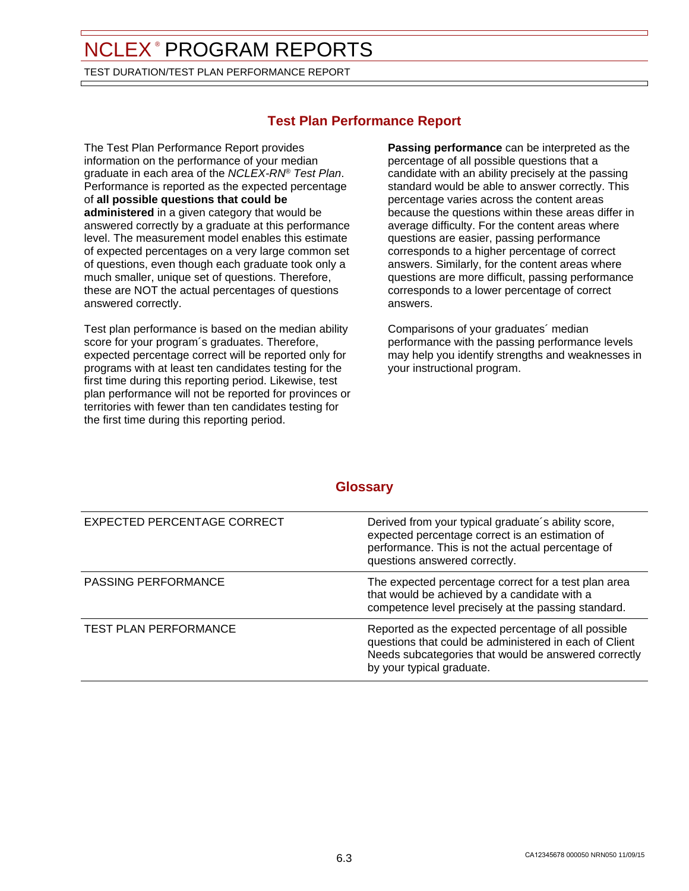# NCLEX® PROGRAM REPORTS

TEST DURATION/TEST PLAN PERFORMANCE REPORT

## Test Plan Performance Report

The Test Plan Performance Report provides information on the performance of your median graduate in each area of the *NCLEX-RN® Test Plan*. Performance is reported as the expected percentage of **all possible questions that could be administered** in a given category that would be answered correctly by a graduate at this performance level. The measurement model enables this estimate of expected percentages on a very large common set of questions, even though each graduate took only a much smaller, unique set of questions. Therefore, these are NOT the actual percentages of questions answered correctly.

Test plan performance is based on the median ability score for your program´s graduates. Therefore, expected percentage correct will be reported only for programs with at least ten candidates testing for the first time during this reporting period. Likewise, test plan performance will not be reported for provinces or territories with fewer than ten candidates testing for the first time during this reporting period.

**Passing performance** can be interpreted as the percentage of all possible questions that a candidate with an ability precisely at the passing standard would be able to answer correctly. This percentage varies across the content areas because the questions within these areas differ in average difficulty. For the content areas where questions are easier, passing performance corresponds to a higher percentage of correct answers. Similarly, for the content areas where questions are more difficult, passing performance corresponds to a lower percentage of correct answers.

Comparisons of your graduates´ median performance with the passing performance levels may help you identify strengths and weaknesses in your instructional program.

## Glossary

| | |
|---|---|
| EXPECTED PERCENTAGE CORRECT | Derived from your typical graduate´s ability score, expected percentage correct is an estimation of performance. This is not the actual percentage of questions answered correctly. |
| PASSING PERFORMANCE | The expected percentage correct for a test plan area that would be achieved by a candidate with a competence level precisely at the passing standard. |
| TEST PLAN PERFORMANCE | Reported as the expected percentage of all possible questions that could be administered in each of Client Needs subcategories that would be answered correctly by your typical graduate. |

CA12345678 000050 NRN050 11/09/15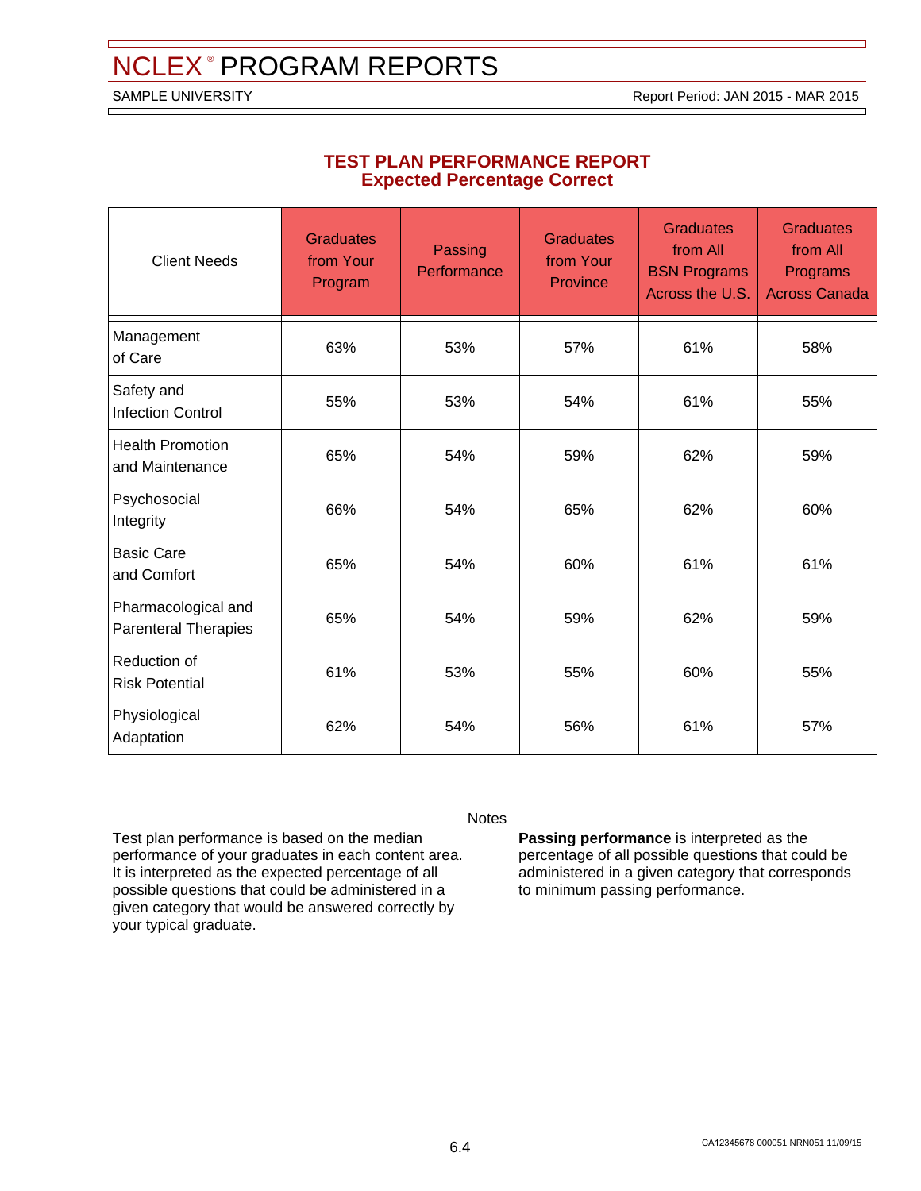# NCLEX® PROGRAM REPORTS

SAMPLE UNIVERSITY

Report Period: JAN 2015 - MAR 2015

## TEST PLAN PERFORMANCE REPORT
### Expected Percentage Correct

| Client Needs | Graduates from Your Program | Passing Performance | Graduates from Your Province | Graduates from All BSN Programs Across the U.S. | Graduates from All Programs Across Canada |
|---|---|---|---|---|---|
| Management of Care | 63% | 53% | 57% | 61% | 58% |
| Safety and Infection Control | 55% | 53% | 54% | 61% | 55% |
| Health Promotion and Maintenance | 65% | 54% | 59% | 62% | 59% |
| Psychosocial Integrity | 66% | 54% | 65% | 62% | 60% |
| Basic Care and Comfort | 65% | 54% | 60% | 61% | 61% |
| Pharmacological and Parenteral Therapies | 65% | 54% | 59% | 62% | 59% |
| Reduction of Risk Potential | 61% | 53% | 55% | 60% | 55% |
| Physiological Adaptation | 62% | 54% | 56% | 61% | 57% |

Notes

Test plan performance is based on the median performance of your graduates in each content area. It is interpreted as the expected percentage of all possible questions that could be administered in a given category that would be answered correctly by your typical graduate.

**Passing performance** is interpreted as the percentage of all possible questions that could be administered in a given category that corresponds to minimum passing performance.

CA12345678 000051 NRN051 11/09/15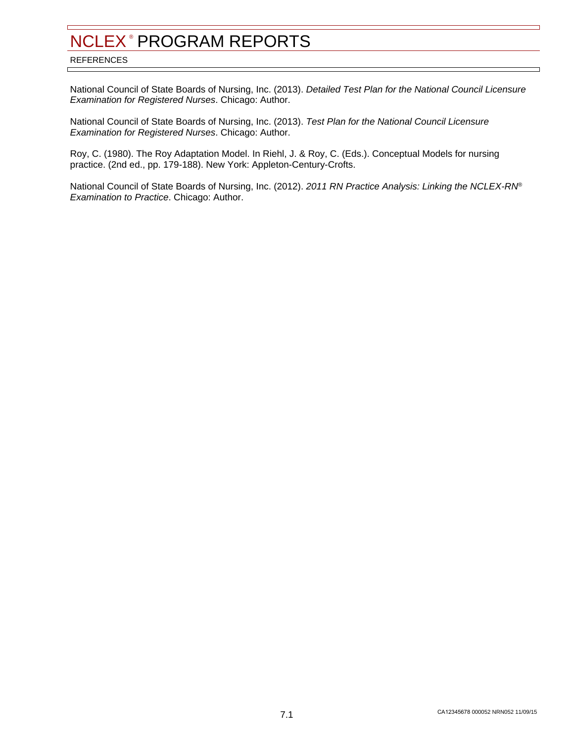# NCLEX® PROGRAM REPORTS

REFERENCES

National Council of State Boards of Nursing, Inc. (2013). *Detailed Test Plan for the National Council Licensure Examination for Registered Nurses*. Chicago: Author.

National Council of State Boards of Nursing, Inc. (2013). *Test Plan for the National Council Licensure Examination for Registered Nurses*. Chicago: Author.

Roy, C. (1980). The Roy Adaptation Model. In Riehl, J. & Roy, C. (Eds.). Conceptual Models for nursing practice. (2nd ed., pp. 179-188). New York: Appleton-Century-Crofts.

National Council of State Boards of Nursing, Inc. (2012). *2011 RN Practice Analysis: Linking the NCLEX-RN® Examination to Practice*. Chicago: Author.